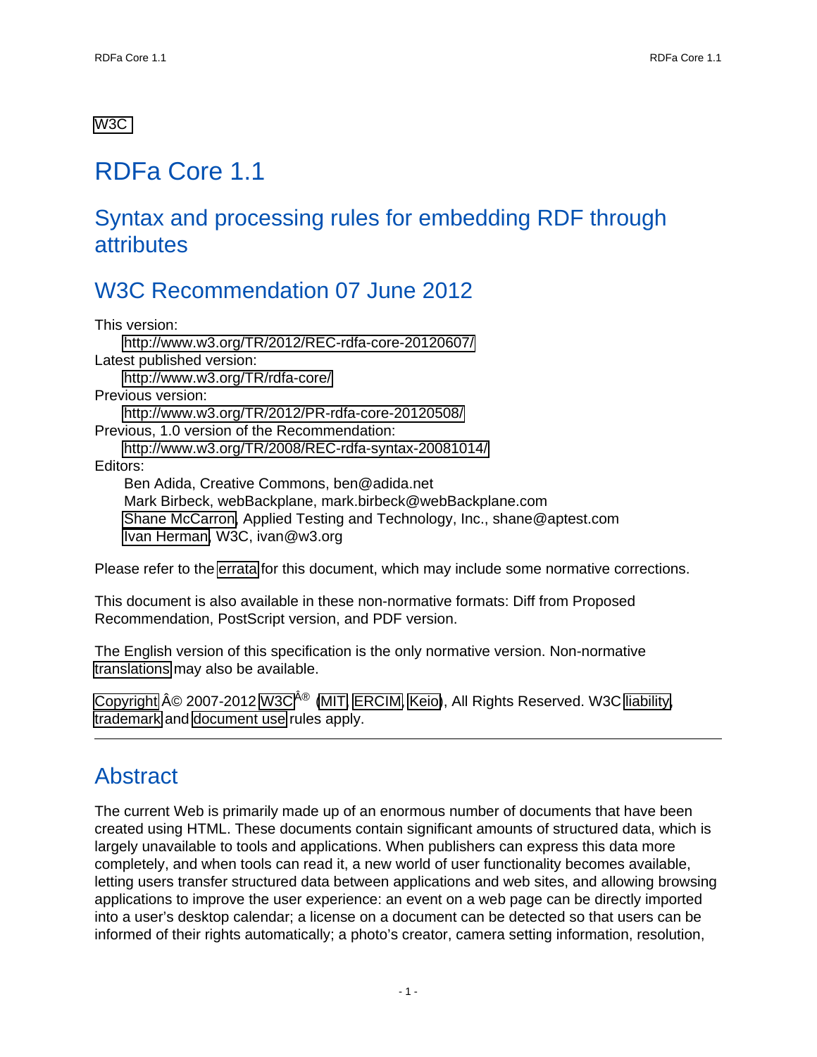W3C

# RDFa Core 1.1

## Syntax and processing rules for embedding RDF through attributes

## W3C Recommendation 07 June 2012

This version:
: http://www.w3.org/TR/2012/REC-rdfa-core-20120607/

Latest published version:
: http://www.w3.org/TR/rdfa-core/

Previous version:
: http://www.w3.org/TR/2012/PR-rdfa-core-20120508/

Previous, 1.0 version of the Recommendation:
: http://www.w3.org/TR/2008/REC-rdfa-syntax-20081014/

Editors:
: Ben Adida, Creative Commons, ben@adida.net
: Mark Birbeck, webBackplane, mark.birbeck@webBackplane.com
: Shane McCarron, Applied Testing and Technology, Inc., shane@aptest.com
: Ivan Herman, W3C, ivan@w3.org

Please refer to the errata for this document, which may include some normative corrections.

This document is also available in these non-normative formats: Diff from Proposed Recommendation, PostScript version, and PDF version.

The English version of this specification is the only normative version. Non-normative translations may also be available.

Copyright Â© 2007-2012 W3CÂ® (MIT, ERCIM, Keio), All Rights Reserved. W3C liability, trademark and document use rules apply.

---

## Abstract

The current Web is primarily made up of an enormous number of documents that have been created using HTML. These documents contain significant amounts of structured data, which is largely unavailable to tools and applications. When publishers can express this data more completely, and when tools can read it, a new world of user functionality becomes available, letting users transfer structured data between applications and web sites, and allowing browsing applications to improve the user experience: an event on a web page can be directly imported into a user's desktop calendar; a license on a document can be detected so that users can be informed of their rights automatically; a photo's creator, camera setting information, resolution,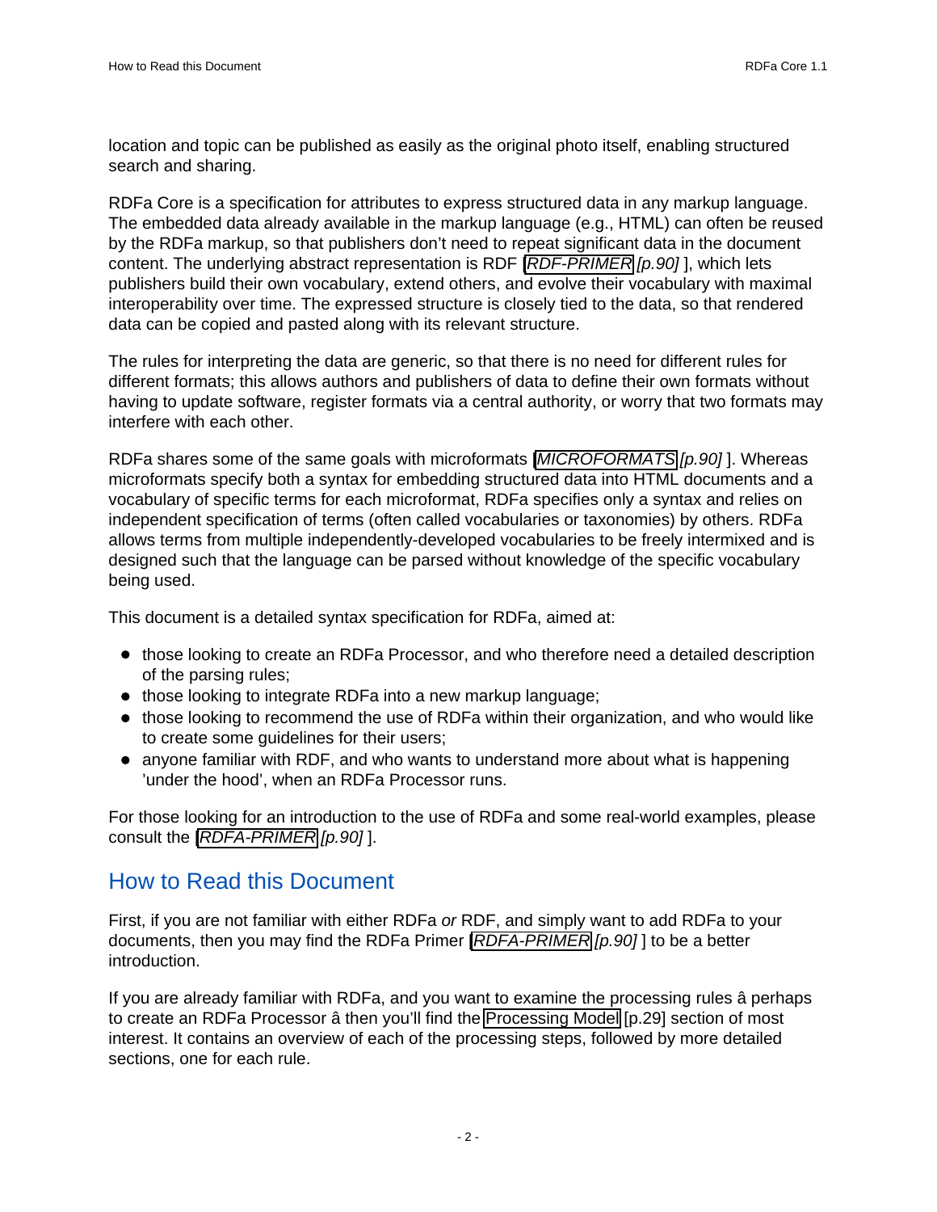location and topic can be published as easily as the original photo itself, enabling structured search and sharing.

RDFa Core is a specification for attributes to express structured data in any markup language. The embedded data already available in the markup language (e.g., HTML) can often be reused by the RDFa markup, so that publishers don’t need to repeat significant data in the document content. The underlying abstract representation is RDF [*RDF-PRIMER* *[p.90]* ], which lets publishers build their own vocabulary, extend others, and evolve their vocabulary with maximal interoperability over time. The expressed structure is closely tied to the data, so that rendered data can be copied and pasted along with its relevant structure.

The rules for interpreting the data are generic, so that there is no need for different rules for different formats; this allows authors and publishers of data to define their own formats without having to update software, register formats via a central authority, or worry that two formats may interfere with each other.

RDFa shares some of the same goals with microformats [*MICROFORMATS* *[p.90]* ]. Whereas microformats specify both a syntax for embedding structured data into HTML documents and a vocabulary of specific terms for each microformat, RDFa specifies only a syntax and relies on independent specification of terms (often called vocabularies or taxonomies) by others. RDFa allows terms from multiple independently-developed vocabularies to be freely intermixed and is designed such that the language can be parsed without knowledge of the specific vocabulary being used.

This document is a detailed syntax specification for RDFa, aimed at:

- those looking to create an RDFa Processor, and who therefore need a detailed description of the parsing rules;
- those looking to integrate RDFa into a new markup language;
- those looking to recommend the use of RDFa within their organization, and who would like to create some guidelines for their users;
- anyone familiar with RDF, and who wants to understand more about what is happening ’under the hood’, when an RDFa Processor runs.

For those looking for an introduction to the use of RDFa and some real-world examples, please consult the [*RDFA-PRIMER* *[p.90]* ].

## How to Read this Document

First, if you are not familiar with either RDFa *or* RDF, and simply want to add RDFa to your documents, then you may find the RDFa Primer [*RDFA-PRIMER* *[p.90]* ] to be a better introduction.

If you are already familiar with RDFa, and you want to examine the processing rules â perhaps to create an RDFa Processor â then you’ll find the Processing Model [p.29] section of most interest. It contains an overview of each of the processing steps, followed by more detailed sections, one for each rule.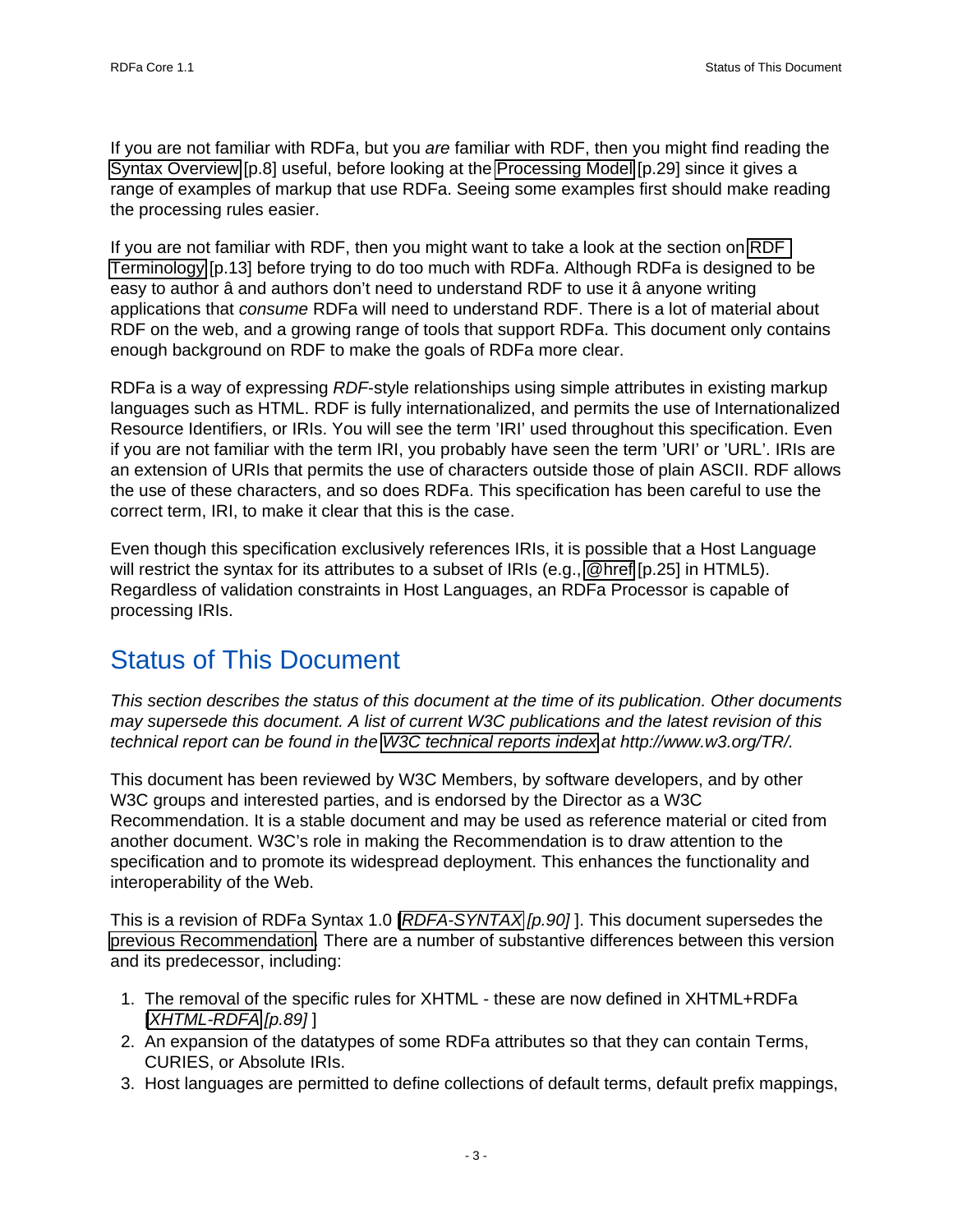If you are not familiar with RDFa, but you *are* familiar with RDF, then you might find reading the Syntax Overview [p.8] useful, before looking at the Processing Model [p.29] since it gives a range of examples of markup that use RDFa. Seeing some examples first should make reading the processing rules easier.

If you are not familiar with RDF, then you might want to take a look at the section on RDF Terminology [p.13] before trying to do too much with RDFa. Although RDFa is designed to be easy to author â and authors don't need to understand RDF to use it â anyone writing applications that *consume* RDFa will need to understand RDF. There is a lot of material about RDF on the web, and a growing range of tools that support RDFa. This document only contains enough background on RDF to make the goals of RDFa more clear.

RDFa is a way of expressing *RDF*-style relationships using simple attributes in existing markup languages such as HTML. RDF is fully internationalized, and permits the use of Internationalized Resource Identifiers, or IRIs. You will see the term 'IRI' used throughout this specification. Even if you are not familiar with the term IRI, you probably have seen the term 'URI' or 'URL'. IRIs are an extension of URIs that permits the use of characters outside those of plain ASCII. RDF allows the use of these characters, and so does RDFa. This specification has been careful to use the correct term, IRI, to make it clear that this is the case.

Even though this specification exclusively references IRIs, it is possible that a Host Language will restrict the syntax for its attributes to a subset of IRIs (e.g., @href [p.25] in HTML5). Regardless of validation constraints in Host Languages, an RDFa Processor is capable of processing IRIs.

## Status of This Document

*This section describes the status of this document at the time of its publication. Other documents may supersede this document. A list of current W3C publications and the latest revision of this technical report can be found in the W3C technical reports index at http://www.w3.org/TR/.*

This document has been reviewed by W3C Members, by software developers, and by other W3C groups and interested parties, and is endorsed by the Director as a W3C Recommendation. It is a stable document and may be used as reference material or cited from another document. W3C's role in making the Recommendation is to draw attention to the specification and to promote its widespread deployment. This enhances the functionality and interoperability of the Web.

This is a revision of RDFa Syntax 1.0 [*RDFA-SYNTAX [p.90]* ]. This document supersedes the previous Recommendation. There are a number of substantive differences between this version and its predecessor, including:

1. The removal of the specific rules for XHTML - these are now defined in XHTML+RDFa [*XHTML-RDFA [p.89]* ]
2. An expansion of the datatypes of some RDFa attributes so that they can contain Terms, CURIES, or Absolute IRIs.
3. Host languages are permitted to define collections of default terms, default prefix mappings,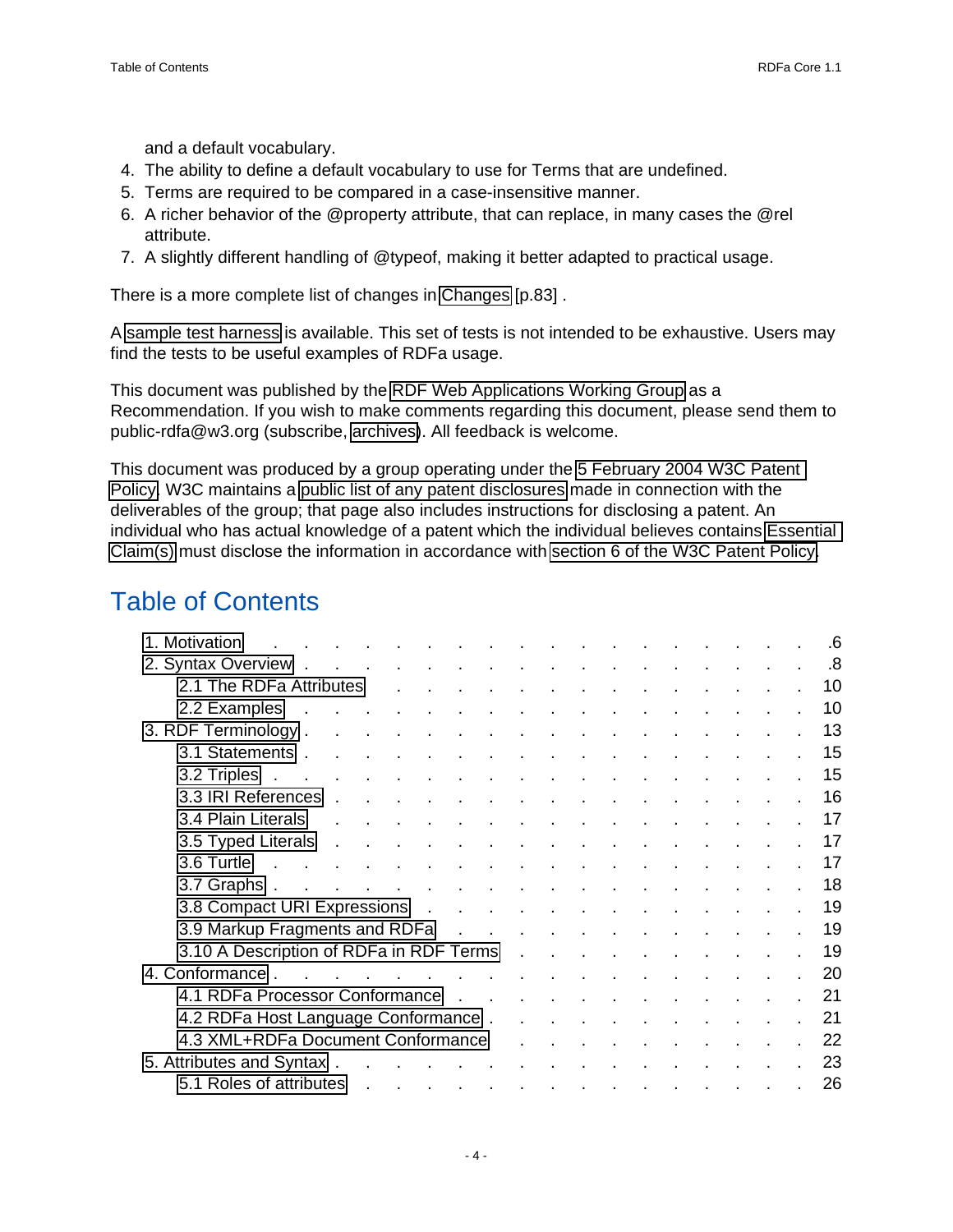and a default vocabulary.
4. The ability to define a default vocabulary to use for Terms that are undefined.
5. Terms are required to be compared in a case-insensitive manner.
6. A richer behavior of the @property attribute, that can replace, in many cases the @rel attribute.
7. A slightly different handling of @typeof, making it better adapted to practical usage.

There is a more complete list of changes in Changes [p.83] .

A sample test harness is available. This set of tests is not intended to be exhaustive. Users may find the tests to be useful examples of RDFa usage.

This document was published by the RDF Web Applications Working Group as a Recommendation. If you wish to make comments regarding this document, please send them to public-rdfa@w3.org (subscribe, archives). All feedback is welcome.

This document was produced by a group operating under the 5 February 2004 W3C Patent Policy. W3C maintains a public list of any patent disclosures made in connection with the deliverables of the group; that page also includes instructions for disclosing a patent. An individual who has actual knowledge of a patent which the individual believes contains Essential Claim(s) must disclose the information in accordance with section 6 of the W3C Patent Policy.

# Table of Contents

- 1. Motivation . . . 6
- 2. Syntax Overview . . . 8
  - 2.1 The RDFa Attributes . . . 10
  - 2.2 Examples . . . 10
- 3. RDF Terminology . . . 13
  - 3.1 Statements . . . 15
  - 3.2 Triples . . . 15
  - 3.3 IRI References . . . 16
  - 3.4 Plain Literals . . . 17
  - 3.5 Typed Literals . . . 17
  - 3.6 Turtle . . . 17
  - 3.7 Graphs . . . 18
  - 3.8 Compact URI Expressions . . . 19
  - 3.9 Markup Fragments and RDFa . . . 19
  - 3.10 A Description of RDFa in RDF Terms . . . 19
- 4. Conformance . . . 20
  - 4.1 RDFa Processor Conformance . . . 21
  - 4.2 RDFa Host Language Conformance . . . 21
  - 4.3 XML+RDFa Document Conformance . . . 22
- 5. Attributes and Syntax . . . 23
  - 5.1 Roles of attributes . . . 26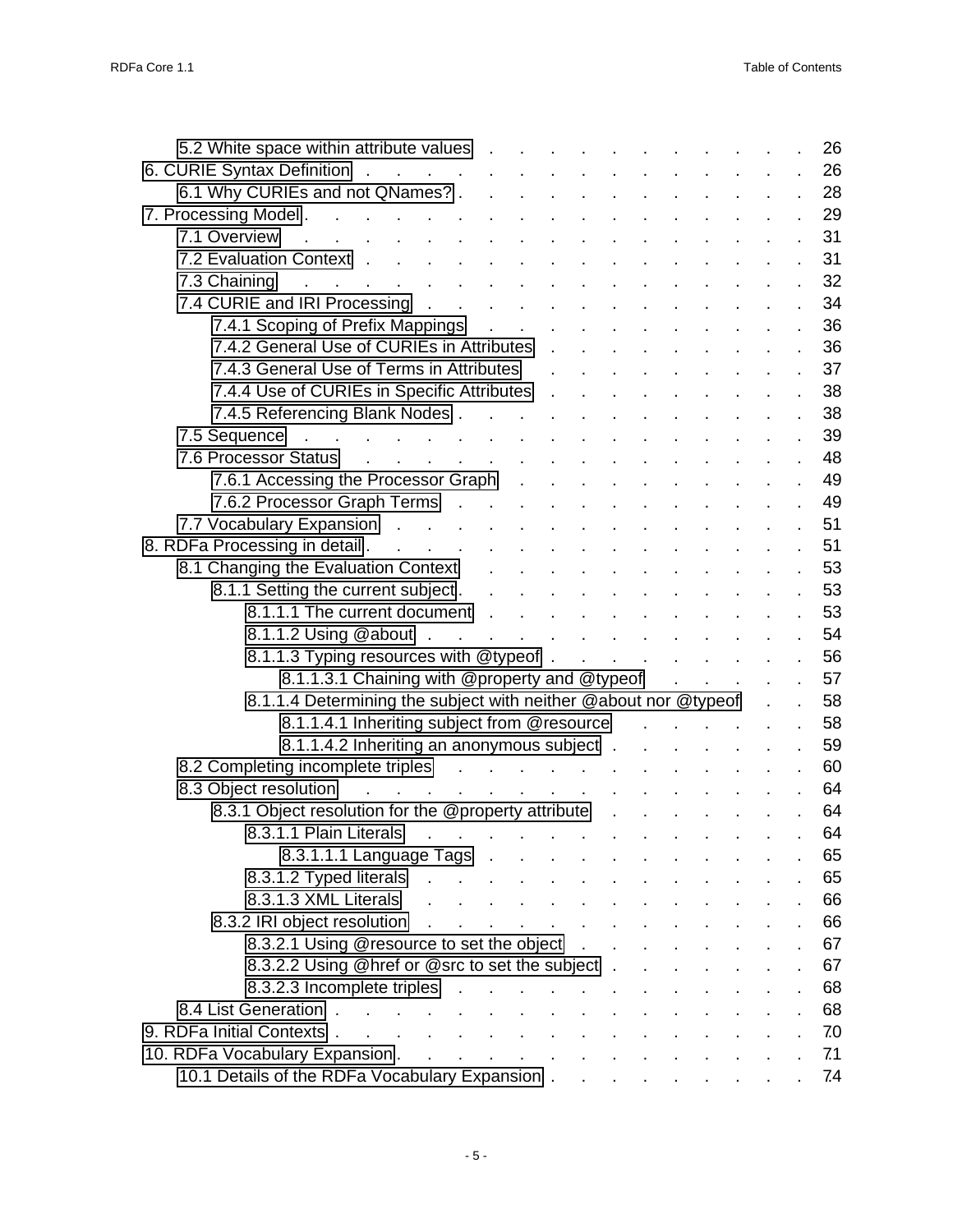- 5.2 White space within attribute values . . . 26
- 6. CURIE Syntax Definition . . . 26
  - 6.1 Why CURIEs and not QNames? . . . 28
- 7. Processing Model . . . 29
  - 7.1 Overview . . . 31
  - 7.2 Evaluation Context . . . 31
  - 7.3 Chaining . . . 32
  - 7.4 CURIE and IRI Processing . . . 34
    - 7.4.1 Scoping of Prefix Mappings . . . 36
    - 7.4.2 General Use of CURIEs in Attributes . . . 36
    - 7.4.3 General Use of Terms in Attributes . . . 37
    - 7.4.4 Use of CURIEs in Specific Attributes . . . 38
    - 7.4.5 Referencing Blank Nodes . . . 38
  - 7.5 Sequence . . . 39
  - 7.6 Processor Status . . . 48
    - 7.6.1 Accessing the Processor Graph . . . 49
    - 7.6.2 Processor Graph Terms . . . 49
  - 7.7 Vocabulary Expansion . . . 51
- 8. RDFa Processing in detail . . . 51
  - 8.1 Changing the Evaluation Context . . . 53
    - 8.1.1 Setting the current subject . . . 53
      - 8.1.1.1 The current document . . . 53
      - 8.1.1.2 Using @about . . . 54
      - 8.1.1.3 Typing resources with @typeof . . . 56
        - 8.1.1.3.1 Chaining with @property and @typeof . . . 57
      - 8.1.1.4 Determining the subject with neither @about nor @typeof . . . 58
        - 8.1.1.4.1 Inheriting subject from @resource . . . 58
        - 8.1.1.4.2 Inheriting an anonymous subject . . . 59
  - 8.2 Completing incomplete triples . . . 60
  - 8.3 Object resolution . . . 64
    - 8.3.1 Object resolution for the @property attribute . . . 64
      - 8.3.1.1 Plain Literals . . . 64
        - 8.3.1.1.1 Language Tags . . . 65
      - 8.3.1.2 Typed literals . . . 65
      - 8.3.1.3 XML Literals . . . 66
    - 8.3.2 IRI object resolution . . . 66
      - 8.3.2.1 Using @resource to set the object . . . 67
      - 8.3.2.2 Using @href or @src to set the subject . . . 67
      - 8.3.2.3 Incomplete triples . . . 68
  - 8.4 List Generation . . . 68
- 9. RDFa Initial Contexts . . . 70
- 10. RDFa Vocabulary Expansion . . . 71
  - 10.1 Details of the RDFa Vocabulary Expansion . . . 74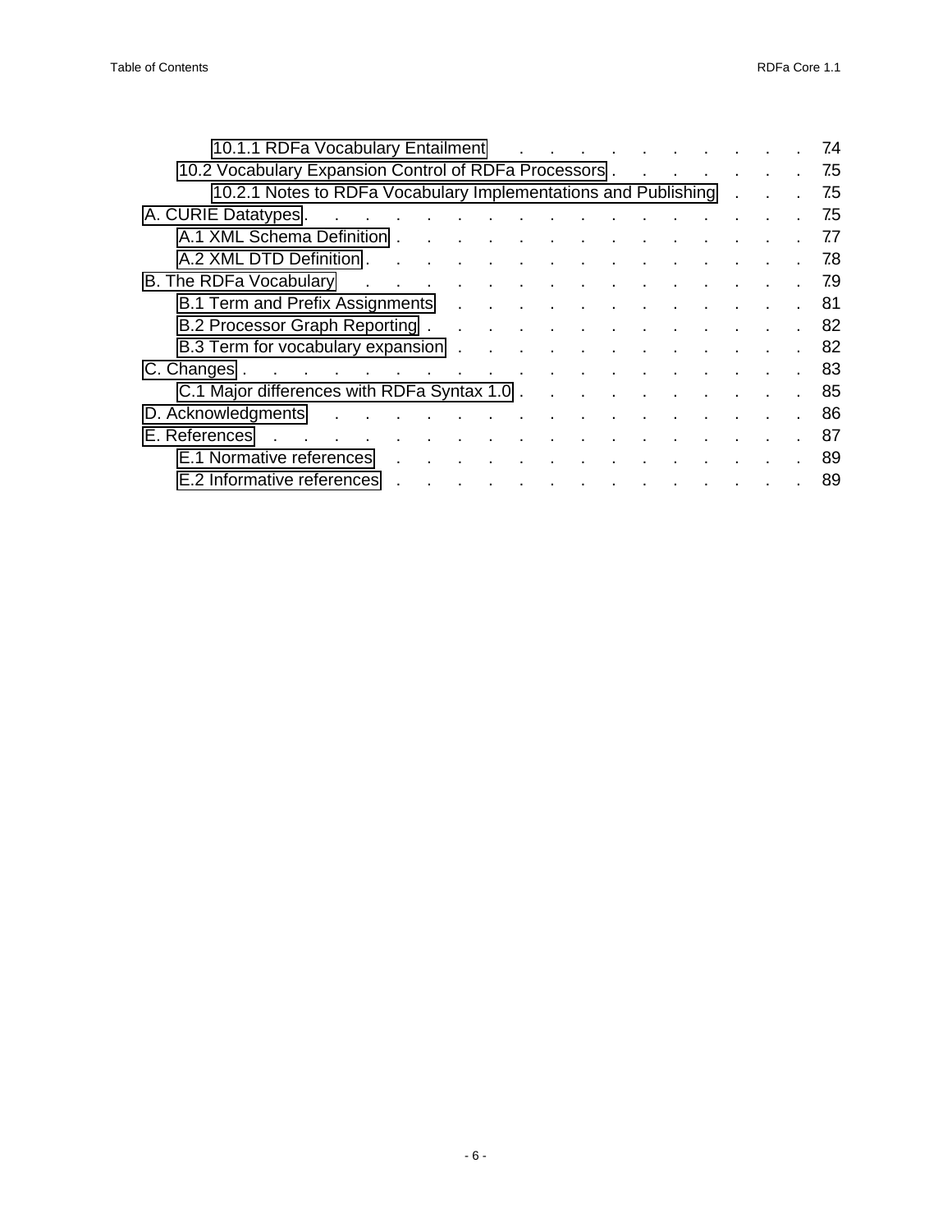- 10.1.1 RDFa Vocabulary Entailment . . . . . . . . . . . . 74
- 10.2 Vocabulary Expansion Control of RDFa Processors . . . . . . . . 75
- 10.2.1 Notes to RDFa Vocabulary Implementations and Publishing . . . 75
- A. CURIE Datatypes . . . . . . . . . . . . . . . . . . 75
- A.1 XML Schema Definition . . . . . . . . . . . . . . . . 77
- A.2 XML DTD Definition . . . . . . . . . . . . . . . . . 78
- B. The RDFa Vocabulary . . . . . . . . . . . . . . . . . 79
- B.1 Term and Prefix Assignments . . . . . . . . . . . . . . 81
- B.2 Processor Graph Reporting . . . . . . . . . . . . . . . 82
- B.3 Term for vocabulary expansion . . . . . . . . . . . . . . 82
- C. Changes . . . . . . . . . . . . . . . . . . . . . . 83
- C.1 Major differences with RDFa Syntax 1.0 . . . . . . . . . . . 85
- D. Acknowledgments . . . . . . . . . . . . . . . . . . 86
- E. References . . . . . . . . . . . . . . . . . . . . 87
- E.1 Normative references . . . . . . . . . . . . . . . . 89
- E.2 Informative references . . . . . . . . . . . . . . . . 89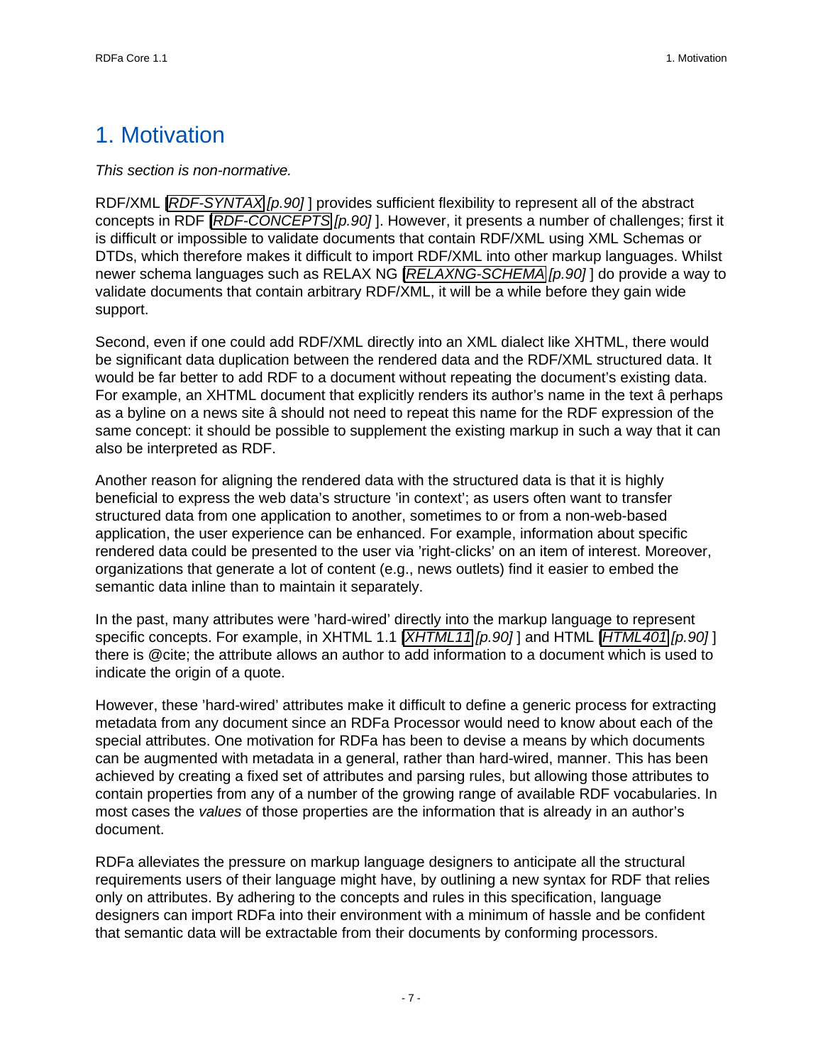# 1. Motivation

*This section is non-normative.*

RDF/XML [*RDF-SYNTAX* [p.90] ] provides sufficient flexibility to represent all of the abstract concepts in RDF [*RDF-CONCEPTS* [p.90] ]. However, it presents a number of challenges; first it is difficult or impossible to validate documents that contain RDF/XML using XML Schemas or DTDs, which therefore makes it difficult to import RDF/XML into other markup languages. Whilst newer schema languages such as RELAX NG [*RELAXNG-SCHEMA* [p.90] ] do provide a way to validate documents that contain arbitrary RDF/XML, it will be a while before they gain wide support.

Second, even if one could add RDF/XML directly into an XML dialect like XHTML, there would be significant data duplication between the rendered data and the RDF/XML structured data. It would be far better to add RDF to a document without repeating the document’s existing data. For example, an XHTML document that explicitly renders its author’s name in the text â perhaps as a byline on a news site â should not need to repeat this name for the RDF expression of the same concept: it should be possible to supplement the existing markup in such a way that it can also be interpreted as RDF.

Another reason for aligning the rendered data with the structured data is that it is highly beneficial to express the web data’s structure ’in context’; as users often want to transfer structured data from one application to another, sometimes to or from a non-web-based application, the user experience can be enhanced. For example, information about specific rendered data could be presented to the user via ’right-clicks’ on an item of interest. Moreover, organizations that generate a lot of content (e.g., news outlets) find it easier to embed the semantic data inline than to maintain it separately.

In the past, many attributes were ’hard-wired’ directly into the markup language to represent specific concepts. For example, in XHTML 1.1 [*XHTML11* [p.90] ] and HTML [*HTML401* [p.90] ] there is @cite; the attribute allows an author to add information to a document which is used to indicate the origin of a quote.

However, these ’hard-wired’ attributes make it difficult to define a generic process for extracting metadata from any document since an RDFa Processor would need to know about each of the special attributes. One motivation for RDFa has been to devise a means by which documents can be augmented with metadata in a general, rather than hard-wired, manner. This has been achieved by creating a fixed set of attributes and parsing rules, but allowing those attributes to contain properties from any of a number of the growing range of available RDF vocabularies. In most cases the *values* of those properties are the information that is already in an author’s document.

RDFa alleviates the pressure on markup language designers to anticipate all the structural requirements users of their language might have, by outlining a new syntax for RDF that relies only on attributes. By adhering to the concepts and rules in this specification, language designers can import RDFa into their environment with a minimum of hassle and be confident that semantic data will be extractable from their documents by conforming processors.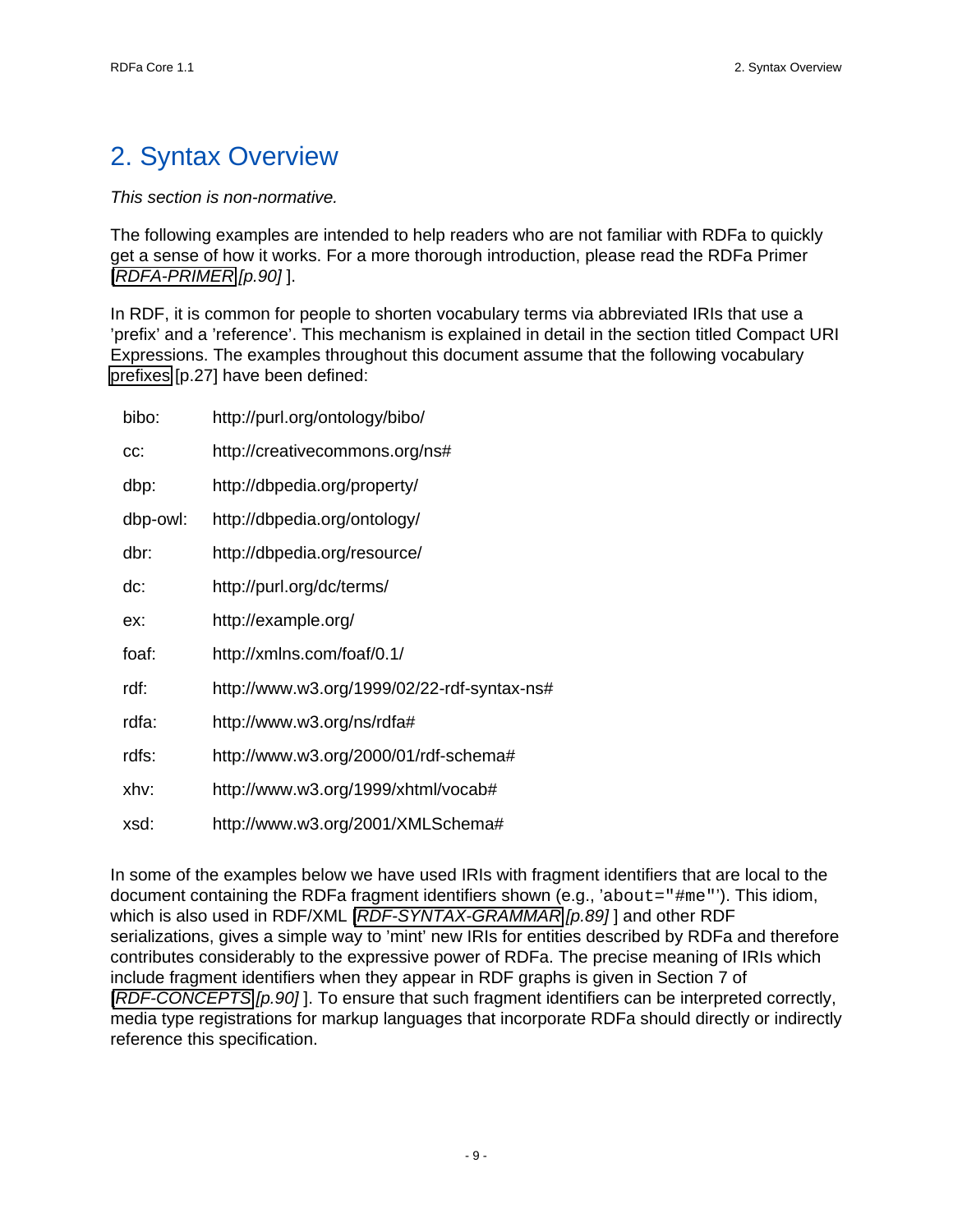# 2. Syntax Overview

*This section is non-normative.*

The following examples are intended to help readers who are not familiar with RDFa to quickly get a sense of how it works. For a more thorough introduction, please read the RDFa Primer [RDFA-PRIMER *[p.90]* ].

In RDF, it is common for people to shorten vocabulary terms via abbreviated IRIs that use a 'prefix' and a 'reference'. This mechanism is explained in detail in the section titled Compact URI Expressions. The examples throughout this document assume that the following vocabulary prefixes [p.27] have been defined:

| | |
|---|---|
| bibo: | http://purl.org/ontology/bibo/ |
| cc: | http://creativecommons.org/ns# |
| dbp: | http://dbpedia.org/property/ |
| dbp-owl: | http://dbpedia.org/ontology/ |
| dbr: | http://dbpedia.org/resource/ |
| dc: | http://purl.org/dc/terms/ |
| ex: | http://example.org/ |
| foaf: | http://xmlns.com/foaf/0.1/ |
| rdf: | http://www.w3.org/1999/02/22-rdf-syntax-ns# |
| rdfa: | http://www.w3.org/ns/rdfa# |
| rdfs: | http://www.w3.org/2000/01/rdf-schema# |
| xhv: | http://www.w3.org/1999/xhtml/vocab# |
| xsd: | http://www.w3.org/2001/XMLSchema# |

In some of the examples below we have used IRIs with fragment identifiers that are local to the document containing the RDFa fragment identifiers shown (e.g., '`about="#me"`'). This idiom, which is also used in RDF/XML [RDF-SYNTAX-GRAMMAR *[p.89]* ] and other RDF serializations, gives a simple way to 'mint' new IRIs for entities described by RDFa and therefore contributes considerably to the expressive power of RDFa. The precise meaning of IRIs which include fragment identifiers when they appear in RDF graphs is given in Section 7 of [RDF-CONCEPTS *[p.90]* ]. To ensure that such fragment identifiers can be interpreted correctly, media type registrations for markup languages that incorporate RDFa should directly or indirectly reference this specification.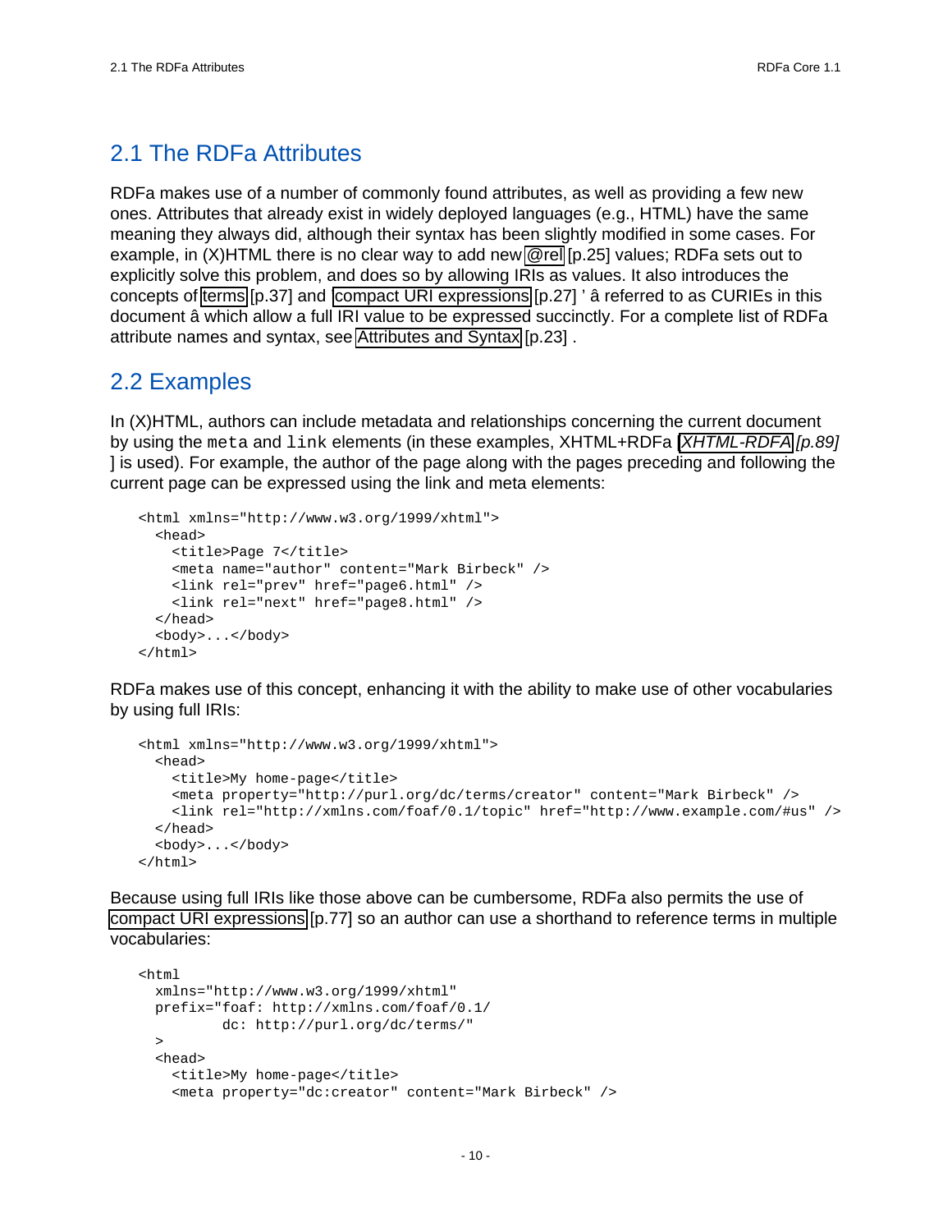## 2.1 The RDFa Attributes

RDFa makes use of a number of commonly found attributes, as well as providing a few new ones. Attributes that already exist in widely deployed languages (e.g., HTML) have the same meaning they always did, although their syntax has been slightly modified in some cases. For example, in (X)HTML there is no clear way to add new @rel [p.25] values; RDFa sets out to explicitly solve this problem, and does so by allowing IRIs as values. It also introduces the concepts of terms [p.37] and compact URI expressions [p.27] ' â referred to as CURIEs in this document â which allow a full IRI value to be expressed succinctly. For a complete list of RDFa attribute names and syntax, see Attributes and Syntax [p.23] .

## 2.2 Examples

In (X)HTML, authors can include metadata and relationships concerning the current document by using the `meta` and `link` elements (in these examples, XHTML+RDFa [*XHTML-RDFA [p.89]* ] is used). For example, the author of the page along with the pages preceding and following the current page can be expressed using the link and meta elements:

```
<html xmlns="http://www.w3.org/1999/xhtml">
  <head>
    <title>Page 7</title>
    <meta name="author" content="Mark Birbeck" />
    <link rel="prev" href="page6.html" />
    <link rel="next" href="page8.html" />
  </head>
  <body>...</body>
</html>
```

RDFa makes use of this concept, enhancing it with the ability to make use of other vocabularies by using full IRIs:

```
<html xmlns="http://www.w3.org/1999/xhtml">
  <head>
    <title>My home-page</title>
    <meta property="http://purl.org/dc/terms/creator" content="Mark Birbeck" />
    <link rel="http://xmlns.com/foaf/0.1/topic" href="http://www.example.com/#us" />
  </head>
  <body>...</body>
</html>
```

Because using full IRIs like those above can be cumbersome, RDFa also permits the use of compact URI expressions [p.77] so an author can use a shorthand to reference terms in multiple vocabularies:

```
<html
  xmlns="http://www.w3.org/1999/xhtml"
  prefix="foaf: http://xmlns.com/foaf/0.1/
          dc: http://purl.org/dc/terms/"
  >
  <head>
    <title>My home-page</title>
    <meta property="dc:creator" content="Mark Birbeck" />
```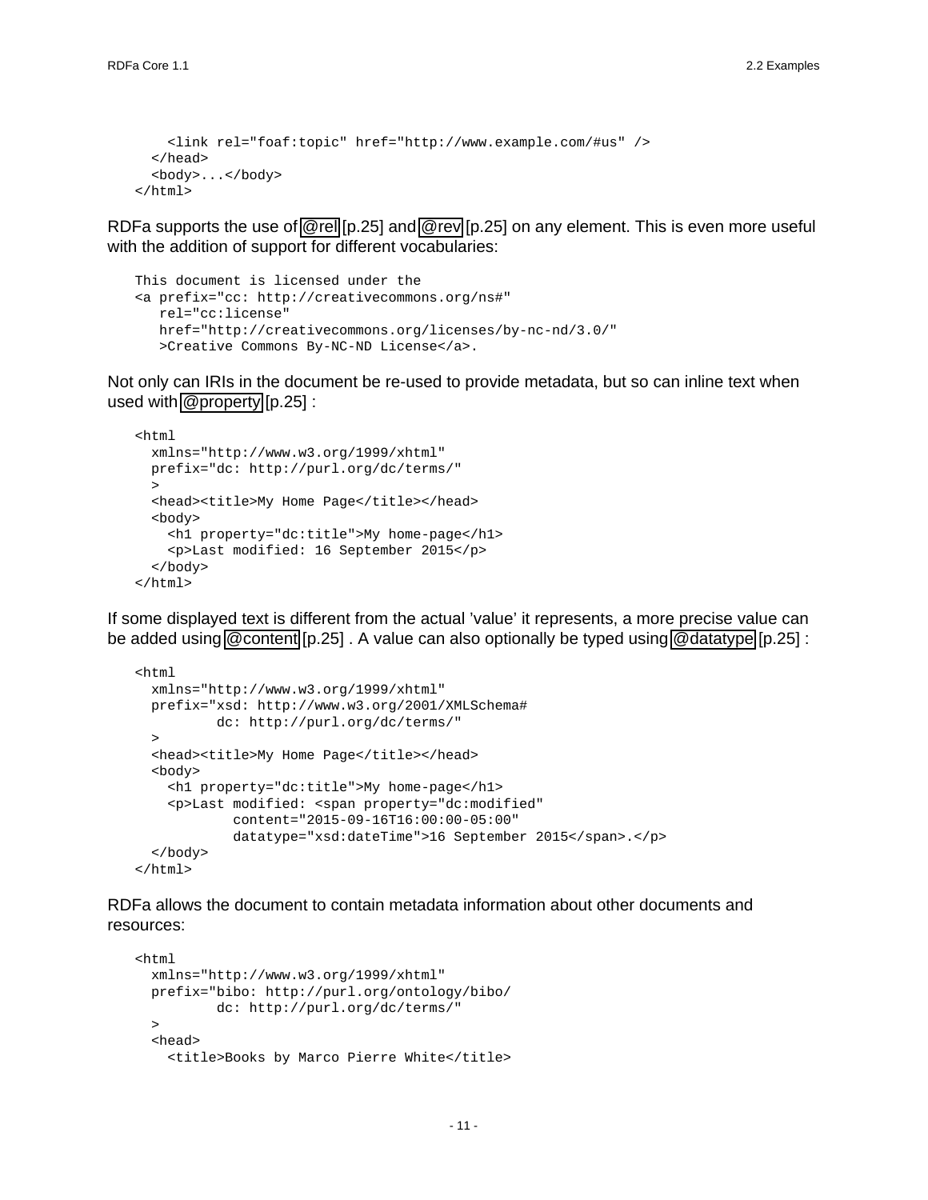```
    <link rel="foaf:topic" href="http://www.example.com/#us" />
  </head>
  <body>...</body>
</html>
```

RDFa supports the use of @rel [p.25] and @rev [p.25] on any element. This is even more useful with the addition of support for different vocabularies:

```
This document is licensed under the
<a prefix="cc: http://creativecommons.org/ns#"
   rel="cc:license"
   href="http://creativecommons.org/licenses/by-nc-nd/3.0/"
   >Creative Commons By-NC-ND License</a>.
```

Not only can IRIs in the document be re-used to provide metadata, but so can inline text when used with @property [p.25] :

```
<html
  xmlns="http://www.w3.org/1999/xhtml"
  prefix="dc: http://purl.org/dc/terms/"
  >
  <head><title>My Home Page</title></head>
  <body>
    <h1 property="dc:title">My home-page</h1>
    <p>Last modified: 16 September 2015</p>
  </body>
</html>
```

If some displayed text is different from the actual 'value' it represents, a more precise value can be added using @content [p.25] . A value can also optionally be typed using @datatype [p.25] :

```
<html
  xmlns="http://www.w3.org/1999/xhtml"
  prefix="xsd: http://www.w3.org/2001/XMLSchema#
          dc: http://purl.org/dc/terms/"
  >
  <head><title>My Home Page</title></head>
  <body>
    <h1 property="dc:title">My home-page</h1>
    <p>Last modified: <span property="dc:modified"
            content="2015-09-16T16:00:00-05:00"
            datatype="xsd:dateTime">16 September 2015</span>.</p>
  </body>
</html>
```

RDFa allows the document to contain metadata information about other documents and resources:

```
<html
  xmlns="http://www.w3.org/1999/xhtml"
  prefix="bibo: http://purl.org/ontology/bibo/
          dc: http://purl.org/dc/terms/"
  >
  <head>
    <title>Books by Marco Pierre White</title>
```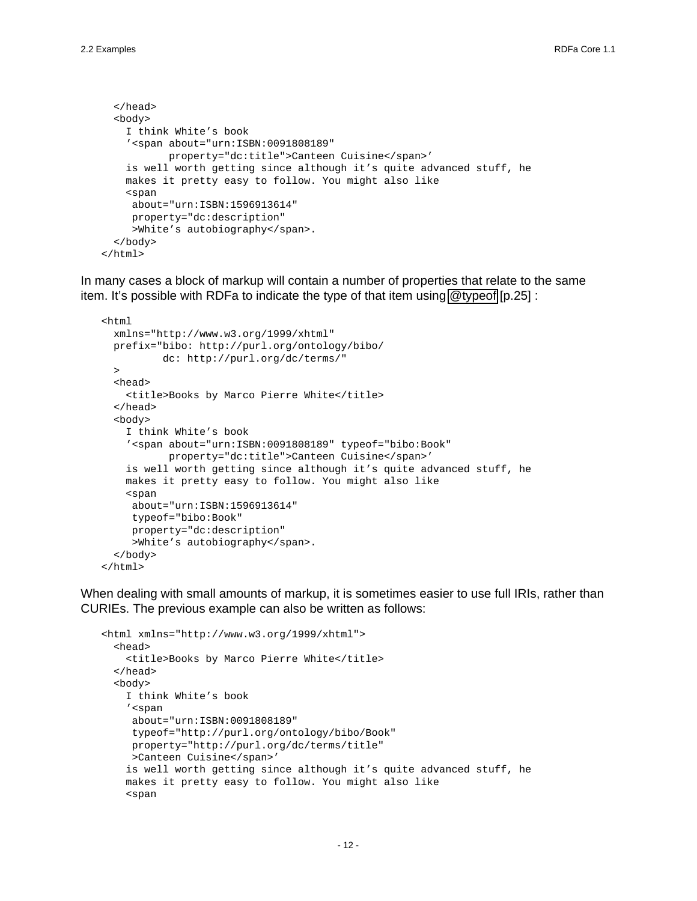```
  </head>
  <body>
    I think White’s book
    ’<span about="urn:ISBN:0091808189"
           property="dc:title">Canteen Cuisine</span>’
    is well worth getting since although it’s quite advanced stuff, he
    makes it pretty easy to follow. You might also like
    <span
     about="urn:ISBN:1596913614"
     property="dc:description"
     >White’s autobiography</span>.
  </body>
</html>
```

In many cases a block of markup will contain a number of properties that relate to the same item. It’s possible with RDFa to indicate the type of that item using @typeof [p.25] :

```
<html
  xmlns="http://www.w3.org/1999/xhtml"
  prefix="bibo: http://purl.org/ontology/bibo/
          dc: http://purl.org/dc/terms/"
  >
  <head>
    <title>Books by Marco Pierre White</title>
  </head>
  <body>
    I think White’s book
    ’<span about="urn:ISBN:0091808189" typeof="bibo:Book"
           property="dc:title">Canteen Cuisine</span>’
    is well worth getting since although it’s quite advanced stuff, he
    makes it pretty easy to follow. You might also like
    <span
     about="urn:ISBN:1596913614"
     typeof="bibo:Book"
     property="dc:description"
     >White’s autobiography</span>.
  </body>
</html>
```

When dealing with small amounts of markup, it is sometimes easier to use full IRIs, rather than CURIEs. The previous example can also be written as follows:

```
<html xmlns="http://www.w3.org/1999/xhtml">
  <head>
    <title>Books by Marco Pierre White</title>
  </head>
  <body>
    I think White’s book
    ’<span
     about="urn:ISBN:0091808189"
     typeof="http://purl.org/ontology/bibo/Book"
     property="http://purl.org/dc/terms/title"
     >Canteen Cuisine</span>’
    is well worth getting since although it’s quite advanced stuff, he
    makes it pretty easy to follow. You might also like
    <span
```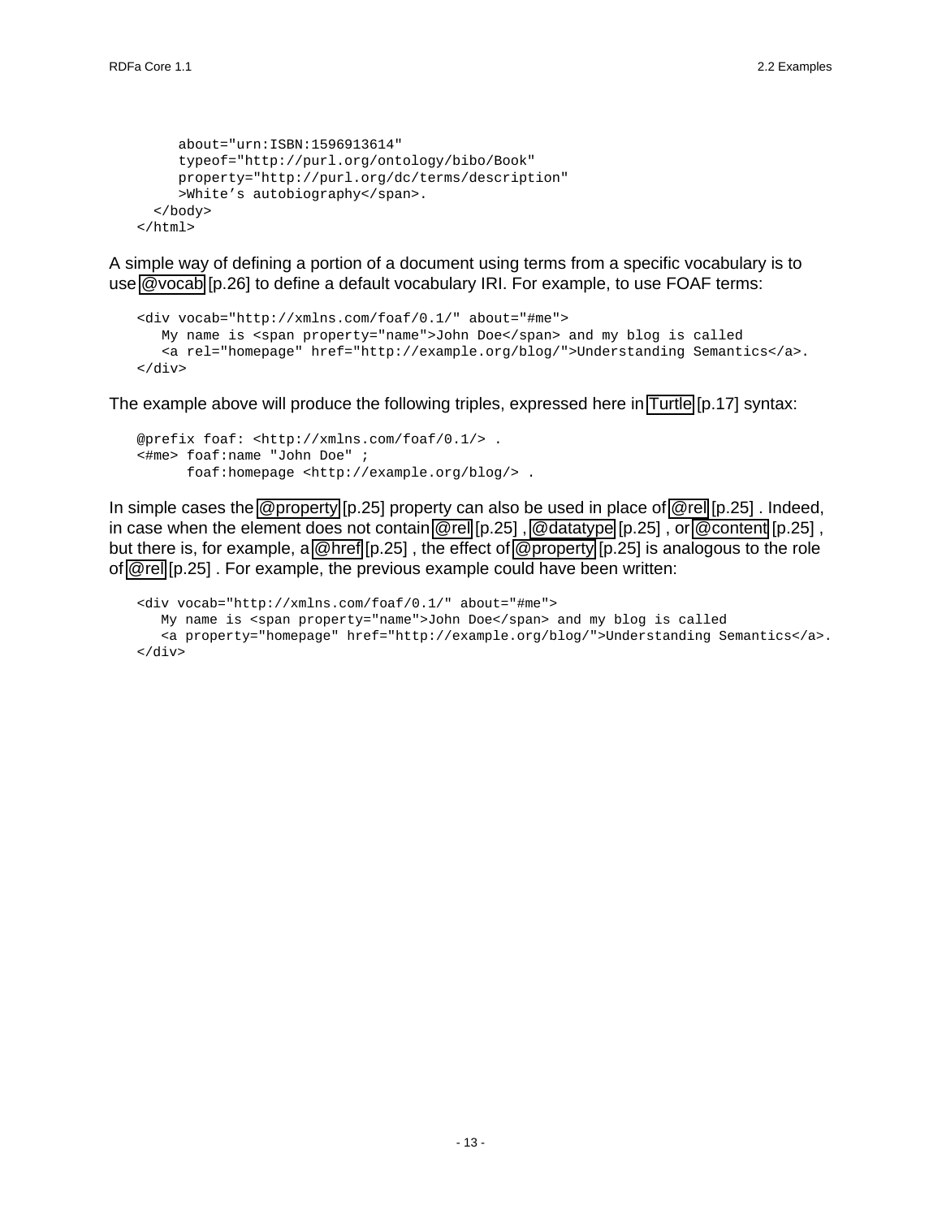```
      about="urn:ISBN:1596913614"
      typeof="http://purl.org/ontology/bibo/Book"
      property="http://purl.org/dc/terms/description"
      >White's autobiography</span>.
  </body>
</html>
```

A simple way of defining a portion of a document using terms from a specific vocabulary is to use @vocab [p.26] to define a default vocabulary IRI. For example, to use FOAF terms:

```
<div vocab="http://xmlns.com/foaf/0.1/" about="#me">
   My name is <span property="name">John Doe</span> and my blog is called
   <a rel="homepage" href="http://example.org/blog/">Understanding Semantics</a>.
</div>
```

The example above will produce the following triples, expressed here in Turtle [p.17] syntax:

```
@prefix foaf: <http://xmlns.com/foaf/0.1/> .
<#me> foaf:name "John Doe" ;
      foaf:homepage <http://example.org/blog/> .
```

In simple cases the @property [p.25] property can also be used in place of @rel [p.25] . Indeed, in case when the element does not contain @rel [p.25] , @datatype [p.25] , or @content [p.25] , but there is, for example, a @href [p.25] , the effect of @property [p.25] is analogous to the role of @rel [p.25] . For example, the previous example could have been written:

```
<div vocab="http://xmlns.com/foaf/0.1/" about="#me">
   My name is <span property="name">John Doe</span> and my blog is called
   <a property="homepage" href="http://example.org/blog/">Understanding Semantics</a>.
</div>
```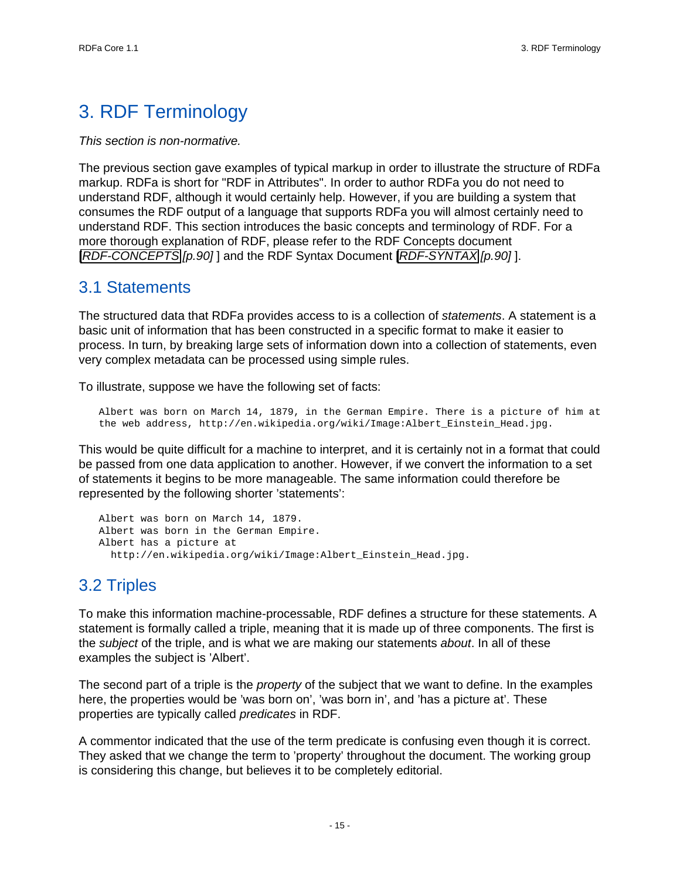# 3. RDF Terminology

*This section is non-normative.*

The previous section gave examples of typical markup in order to illustrate the structure of RDFa markup. RDFa is short for "RDF in Attributes". In order to author RDFa you do not need to understand RDF, although it would certainly help. However, if you are building a system that consumes the RDF output of a language that supports RDFa you will almost certainly need to understand RDF. This section introduces the basic concepts and terminology of RDF. For a more thorough explanation of RDF, please refer to the RDF Concepts document [RDF-CONCEPTS *[p.90]* ] and the RDF Syntax Document [RDF-SYNTAX *[p.90]* ].

## 3.1 Statements

The structured data that RDFa provides access to is a collection of *statements*. A statement is a basic unit of information that has been constructed in a specific format to make it easier to process. In turn, by breaking large sets of information down into a collection of statements, even very complex metadata can be processed using simple rules.

To illustrate, suppose we have the following set of facts:

```
Albert was born on March 14, 1879, in the German Empire. There is a picture of him at
the web address, http://en.wikipedia.org/wiki/Image:Albert_Einstein_Head.jpg.
```

This would be quite difficult for a machine to interpret, and it is certainly not in a format that could be passed from one data application to another. However, if we convert the information to a set of statements it begins to be more manageable. The same information could therefore be represented by the following shorter 'statements':

```
Albert was born on March 14, 1879.
Albert was born in the German Empire.
Albert has a picture at
  http://en.wikipedia.org/wiki/Image:Albert_Einstein_Head.jpg.
```

## 3.2 Triples

To make this information machine-processable, RDF defines a structure for these statements. A statement is formally called a triple, meaning that it is made up of three components. The first is the *subject* of the triple, and is what we are making our statements *about*. In all of these examples the subject is 'Albert'.

The second part of a triple is the *property* of the subject that we want to define. In the examples here, the properties would be 'was born on', 'was born in', and 'has a picture at'. These properties are typically called *predicates* in RDF.

A commentor indicated that the use of the term predicate is confusing even though it is correct. They asked that we change the term to 'property' throughout the document. The working group is considering this change, but believes it to be completely editorial.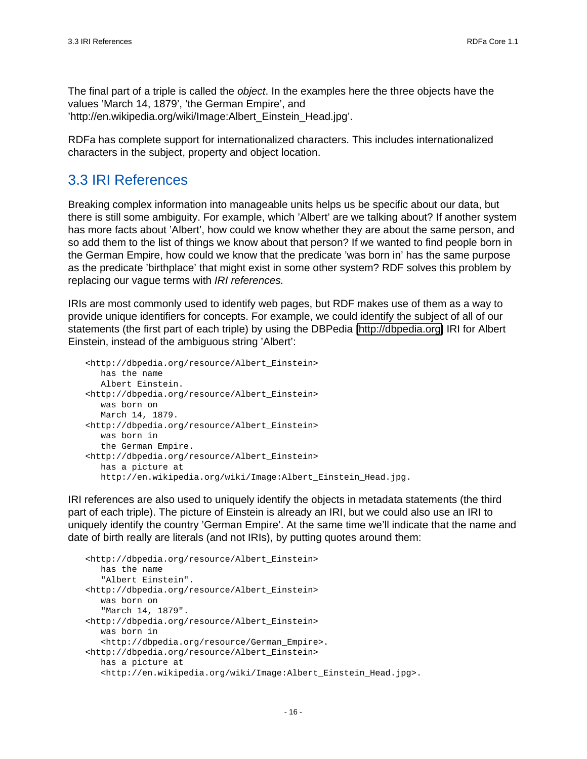The final part of a triple is called the *object*. In the examples here the three objects have the values 'March 14, 1879', 'the German Empire', and 'http://en.wikipedia.org/wiki/Image:Albert_Einstein_Head.jpg'.

RDFa has complete support for internationalized characters. This includes internationalized characters in the subject, property and object location.

## 3.3 IRI References

Breaking complex information into manageable units helps us be specific about our data, but there is still some ambiguity. For example, which 'Albert' are we talking about? If another system has more facts about 'Albert', how could we know whether they are about the same person, and so add them to the list of things we know about that person? If we wanted to find people born in the German Empire, how could we know that the predicate 'was born in' has the same purpose as the predicate 'birthplace' that might exist in some other system? RDF solves this problem by replacing our vague terms with *IRI references.*

IRIs are most commonly used to identify web pages, but RDF makes use of them as a way to provide unique identifiers for concepts. For example, we could identify the subject of all of our statements (the first part of each triple) by using the DBPedia [http://dbpedia.org] IRI for Albert Einstein, instead of the ambiguous string 'Albert':

```
<http://dbpedia.org/resource/Albert_Einstein>
   has the name
   Albert Einstein.
<http://dbpedia.org/resource/Albert_Einstein>
   was born on
   March 14, 1879.
<http://dbpedia.org/resource/Albert_Einstein>
   was born in
   the German Empire.
<http://dbpedia.org/resource/Albert_Einstein>
   has a picture at
   http://en.wikipedia.org/wiki/Image:Albert_Einstein_Head.jpg.
```

IRI references are also used to uniquely identify the objects in metadata statements (the third part of each triple). The picture of Einstein is already an IRI, but we could also use an IRI to uniquely identify the country 'German Empire'. At the same time we'll indicate that the name and date of birth really are literals (and not IRIs), by putting quotes around them:

```
<http://dbpedia.org/resource/Albert_Einstein>
   has the name
   "Albert Einstein".
<http://dbpedia.org/resource/Albert_Einstein>
   was born on
   "March 14, 1879".
<http://dbpedia.org/resource/Albert_Einstein>
   was born in
   <http://dbpedia.org/resource/German_Empire>.
<http://dbpedia.org/resource/Albert_Einstein>
   has a picture at
   <http://en.wikipedia.org/wiki/Image:Albert_Einstein_Head.jpg>.
```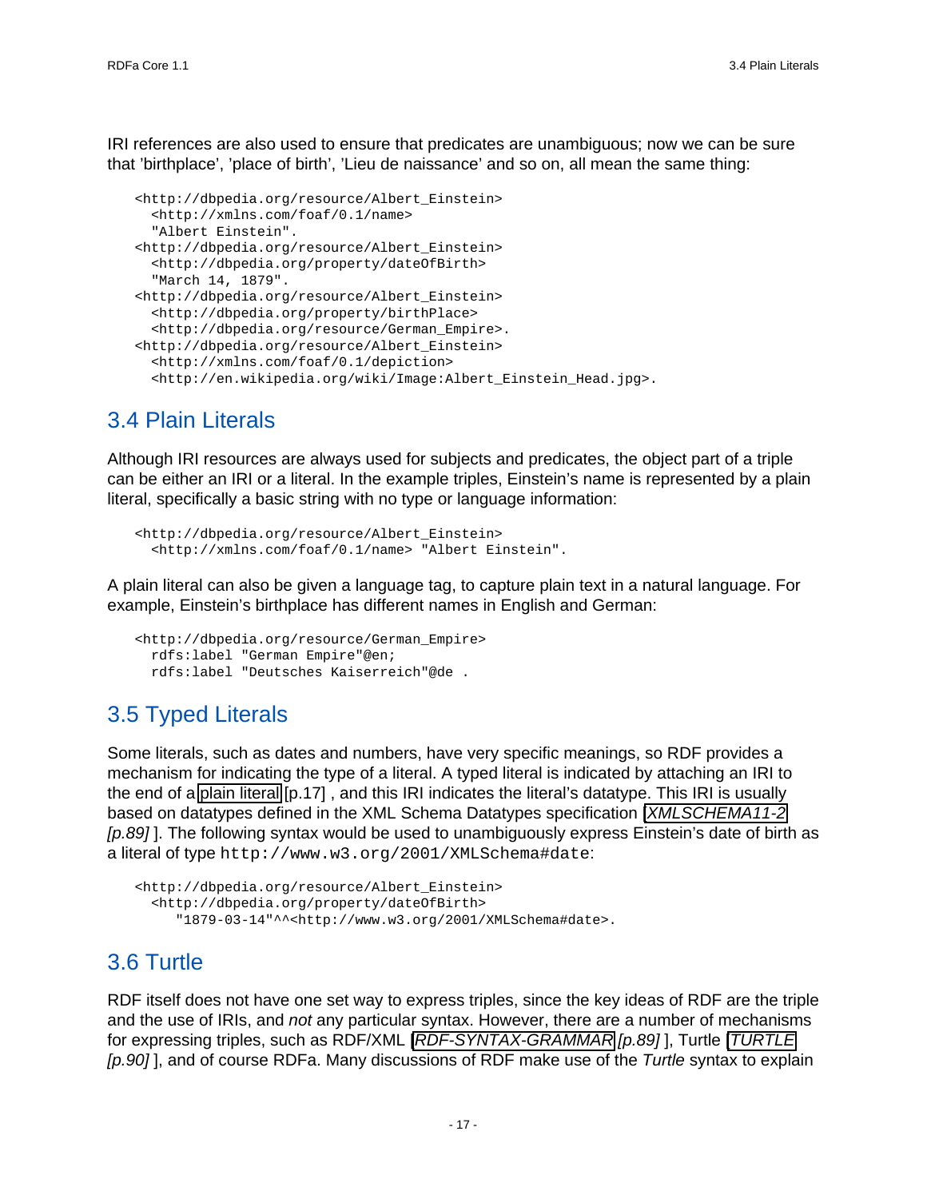IRI references are also used to ensure that predicates are unambiguous; now we can be sure that 'birthplace', 'place of birth', 'Lieu de naissance' and so on, all mean the same thing:

```
<http://dbpedia.org/resource/Albert_Einstein>
  <http://xmlns.com/foaf/0.1/name>
  "Albert Einstein".
<http://dbpedia.org/resource/Albert_Einstein>
  <http://dbpedia.org/property/dateOfBirth>
  "March 14, 1879".
<http://dbpedia.org/resource/Albert_Einstein>
  <http://dbpedia.org/property/birthPlace>
  <http://dbpedia.org/resource/German_Empire>.
<http://dbpedia.org/resource/Albert_Einstein>
  <http://xmlns.com/foaf/0.1/depiction>
  <http://en.wikipedia.org/wiki/Image:Albert_Einstein_Head.jpg>.
```

## 3.4 Plain Literals

Although IRI resources are always used for subjects and predicates, the object part of a triple can be either an IRI or a literal. In the example triples, Einstein's name is represented by a plain literal, specifically a basic string with no type or language information:

```
<http://dbpedia.org/resource/Albert_Einstein>
  <http://xmlns.com/foaf/0.1/name> "Albert Einstein".
```

A plain literal can also be given a language tag, to capture plain text in a natural language. For example, Einstein's birthplace has different names in English and German:

```
<http://dbpedia.org/resource/German_Empire>
  rdfs:label "German Empire"@en;
  rdfs:label "Deutsches Kaiserreich"@de .
```

## 3.5 Typed Literals

Some literals, such as dates and numbers, have very specific meanings, so RDF provides a mechanism for indicating the type of a literal. A typed literal is indicated by attaching an IRI to the end of a plain literal [p.17] , and this IRI indicates the literal's datatype. This IRI is usually based on datatypes defined in the XML Schema Datatypes specification [*XMLSCHEMA11-2* *[p.89]* ]. The following syntax would be used to unambiguously express Einstein's date of birth as a literal of type `http://www.w3.org/2001/XMLSchema#date`:

```
<http://dbpedia.org/resource/Albert_Einstein>
  <http://dbpedia.org/property/dateOfBirth>
     "1879-03-14"^^<http://www.w3.org/2001/XMLSchema#date>.
```

## 3.6 Turtle

RDF itself does not have one set way to express triples, since the key ideas of RDF are the triple and the use of IRIs, and *not* any particular syntax. However, there are a number of mechanisms for expressing triples, such as RDF/XML [*RDF-SYNTAX-GRAMMAR* *[p.89]* ], Turtle [*TURTLE* *[p.90]* ], and of course RDFa. Many discussions of RDF make use of the *Turtle* syntax to explain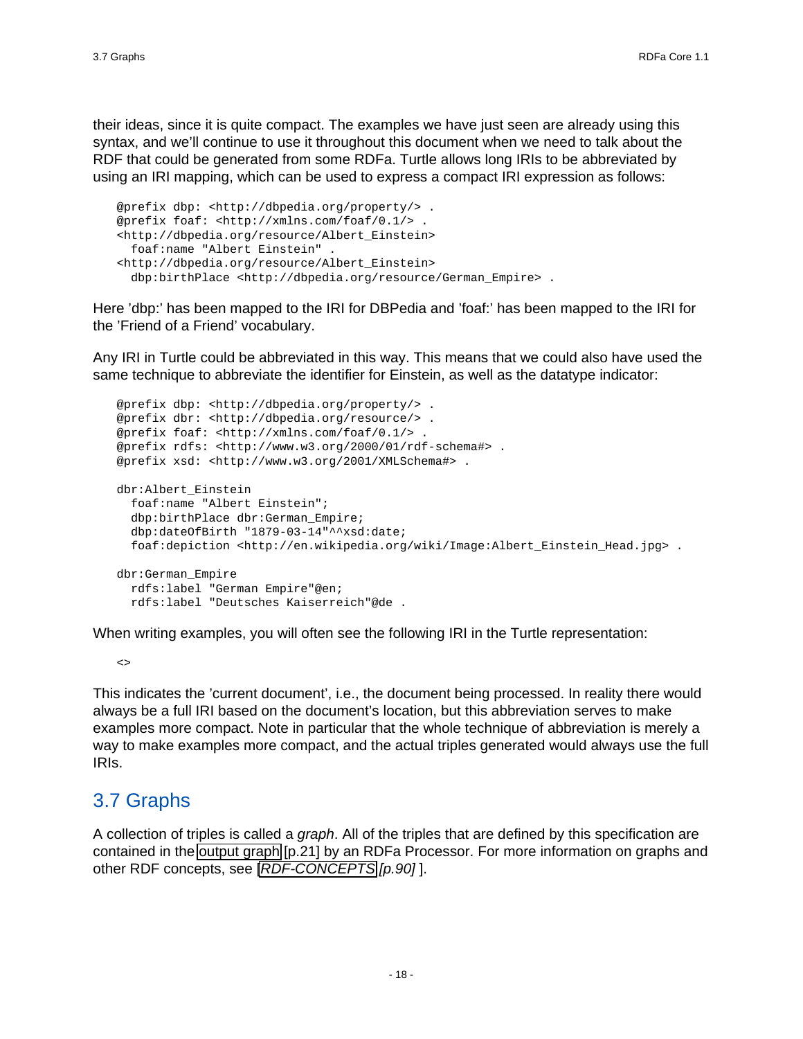their ideas, since it is quite compact. The examples we have just seen are already using this syntax, and we'll continue to use it throughout this document when we need to talk about the RDF that could be generated from some RDFa. Turtle allows long IRIs to be abbreviated by using an IRI mapping, which can be used to express a compact IRI expression as follows:

```
@prefix dbp: <http://dbpedia.org/property/> .
@prefix foaf: <http://xmlns.com/foaf/0.1/> .
<http://dbpedia.org/resource/Albert_Einstein>
  foaf:name "Albert Einstein" .
<http://dbpedia.org/resource/Albert_Einstein>
  dbp:birthPlace <http://dbpedia.org/resource/German_Empire> .
```

Here 'dbp:' has been mapped to the IRI for DBPedia and 'foaf:' has been mapped to the IRI for the 'Friend of a Friend' vocabulary.

Any IRI in Turtle could be abbreviated in this way. This means that we could also have used the same technique to abbreviate the identifier for Einstein, as well as the datatype indicator:

```
@prefix dbp: <http://dbpedia.org/property/> .
@prefix dbr: <http://dbpedia.org/resource/> .
@prefix foaf: <http://xmlns.com/foaf/0.1/> .
@prefix rdfs: <http://www.w3.org/2000/01/rdf-schema#> .
@prefix xsd: <http://www.w3.org/2001/XMLSchema#> .

dbr:Albert_Einstein
  foaf:name "Albert Einstein";
  dbp:birthPlace dbr:German_Empire;
  dbp:dateOfBirth "1879-03-14"^^xsd:date;
  foaf:depiction <http://en.wikipedia.org/wiki/Image:Albert_Einstein_Head.jpg> .

dbr:German_Empire
  rdfs:label "German Empire"@en;
  rdfs:label "Deutsches Kaiserreich"@de .
```

When writing examples, you will often see the following IRI in the Turtle representation:

```
<>
```

This indicates the 'current document', i.e., the document being processed. In reality there would always be a full IRI based on the document's location, but this abbreviation serves to make examples more compact. Note in particular that the whole technique of abbreviation is merely a way to make examples more compact, and the actual triples generated would always use the full IRIs.

## 3.7 Graphs

A collection of triples is called a *graph*. All of the triples that are defined by this specification are contained in the output graph [p.21] by an RDFa Processor. For more information on graphs and other RDF concepts, see [*RDF-CONCEPTS* [p.90]].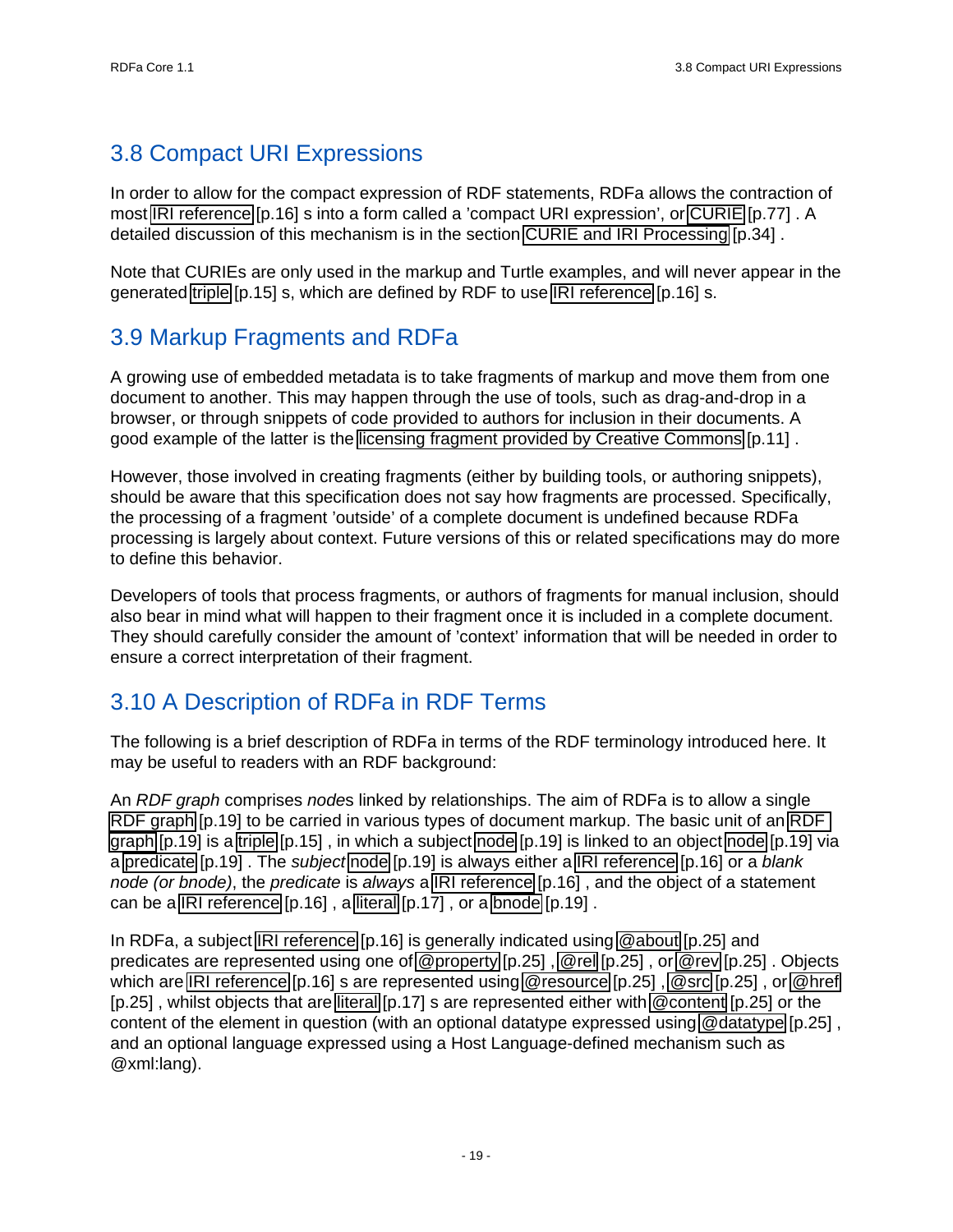## 3.8 Compact URI Expressions

In order to allow for the compact expression of RDF statements, RDFa allows the contraction of most IRI reference [p.16] s into a form called a 'compact URI expression', or CURIE [p.77] . A detailed discussion of this mechanism is in the section CURIE and IRI Processing [p.34] .

Note that CURIEs are only used in the markup and Turtle examples, and will never appear in the generated triple [p.15] s, which are defined by RDF to use IRI reference [p.16] s.

## 3.9 Markup Fragments and RDFa

A growing use of embedded metadata is to take fragments of markup and move them from one document to another. This may happen through the use of tools, such as drag-and-drop in a browser, or through snippets of code provided to authors for inclusion in their documents. A good example of the latter is the licensing fragment provided by Creative Commons [p.11] .

However, those involved in creating fragments (either by building tools, or authoring snippets), should be aware that this specification does not say how fragments are processed. Specifically, the processing of a fragment 'outside' of a complete document is undefined because RDFa processing is largely about context. Future versions of this or related specifications may do more to define this behavior.

Developers of tools that process fragments, or authors of fragments for manual inclusion, should also bear in mind what will happen to their fragment once it is included in a complete document. They should carefully consider the amount of 'context' information that will be needed in order to ensure a correct interpretation of their fragment.

## 3.10 A Description of RDFa in RDF Terms

The following is a brief description of RDFa in terms of the RDF terminology introduced here. It may be useful to readers with an RDF background:

An *RDF graph* comprises *node*s linked by relationships. The aim of RDFa is to allow a single RDF graph [p.19] to be carried in various types of document markup. The basic unit of an RDF graph [p.19] is a triple [p.15] , in which a subject node [p.19] is linked to an object node [p.19] via a predicate [p.19] . The *subject* node [p.19] is always either a IRI reference [p.16] or a *blank node (or bnode)*, the *predicate* is *always* a IRI reference [p.16] , and the object of a statement can be a IRI reference [p.16] , a literal [p.17] , or a bnode [p.19] .

In RDFa, a subject IRI reference [p.16] is generally indicated using @about [p.25] and predicates are represented using one of @property [p.25] , @rel [p.25] , or @rev [p.25] . Objects which are IRI reference [p.16] s are represented using @resource [p.25] , @src [p.25] , or @href [p.25] , whilst objects that are literal [p.17] s are represented either with @content [p.25] or the content of the element in question (with an optional datatype expressed using @datatype [p.25] , and an optional language expressed using a Host Language-defined mechanism such as @xml:lang).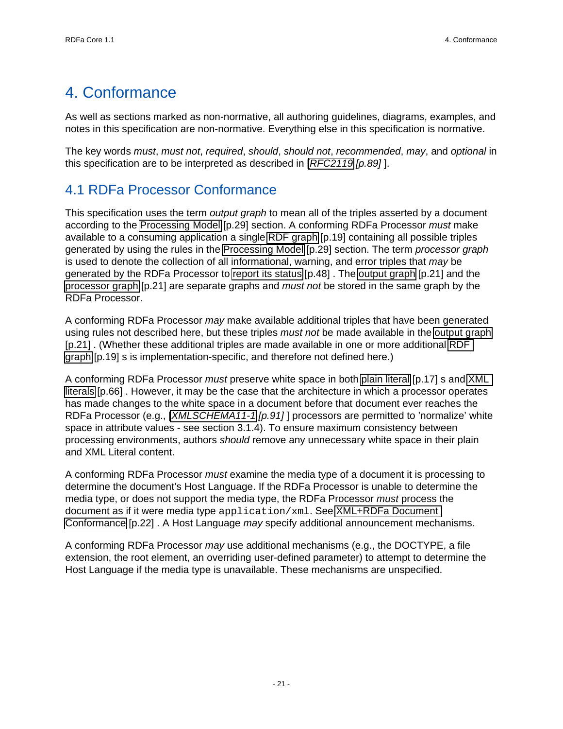# 4. Conformance

As well as sections marked as non-normative, all authoring guidelines, diagrams, examples, and notes in this specification are non-normative. Everything else in this specification is normative.

The key words *must*, *must not*, *required*, *should*, *should not*, *recommended*, *may*, and *optional* in this specification are to be interpreted as described in [*RFC2119* [p.89] ].

## 4.1 RDFa Processor Conformance

This specification uses the term *output graph* to mean all of the triples asserted by a document according to the Processing Model [p.29] section. A conforming RDFa Processor *must* make available to a consuming application a single RDF graph [p.19] containing all possible triples generated by using the rules in the Processing Model [p.29] section. The term *processor graph* is used to denote the collection of all informational, warning, and error triples that *may* be generated by the RDFa Processor to report its status [p.48] . The output graph [p.21] and the processor graph [p.21] are separate graphs and *must not* be stored in the same graph by the RDFa Processor.

A conforming RDFa Processor *may* make available additional triples that have been generated using rules not described here, but these triples *must not* be made available in the output graph [p.21] . (Whether these additional triples are made available in one or more additional RDF graph [p.19] s is implementation-specific, and therefore not defined here.)

A conforming RDFa Processor *must* preserve white space in both plain literal [p.17] s and XML literals [p.66] . However, it may be the case that the architecture in which a processor operates has made changes to the white space in a document before that document ever reaches the RDFa Processor (e.g., [*XMLSCHEMA11-1* [p.91] ] processors are permitted to 'normalize' white space in attribute values - see section 3.1.4). To ensure maximum consistency between processing environments, authors *should* remove any unnecessary white space in their plain and XML Literal content.

A conforming RDFa Processor *must* examine the media type of a document it is processing to determine the document's Host Language. If the RDFa Processor is unable to determine the media type, or does not support the media type, the RDFa Processor *must* process the document as if it were media type `application/xml`. See XML+RDFa Document Conformance [p.22] . A Host Language *may* specify additional announcement mechanisms.

A conforming RDFa Processor *may* use additional mechanisms (e.g., the DOCTYPE, a file extension, the root element, an overriding user-defined parameter) to attempt to determine the Host Language if the media type is unavailable. These mechanisms are unspecified.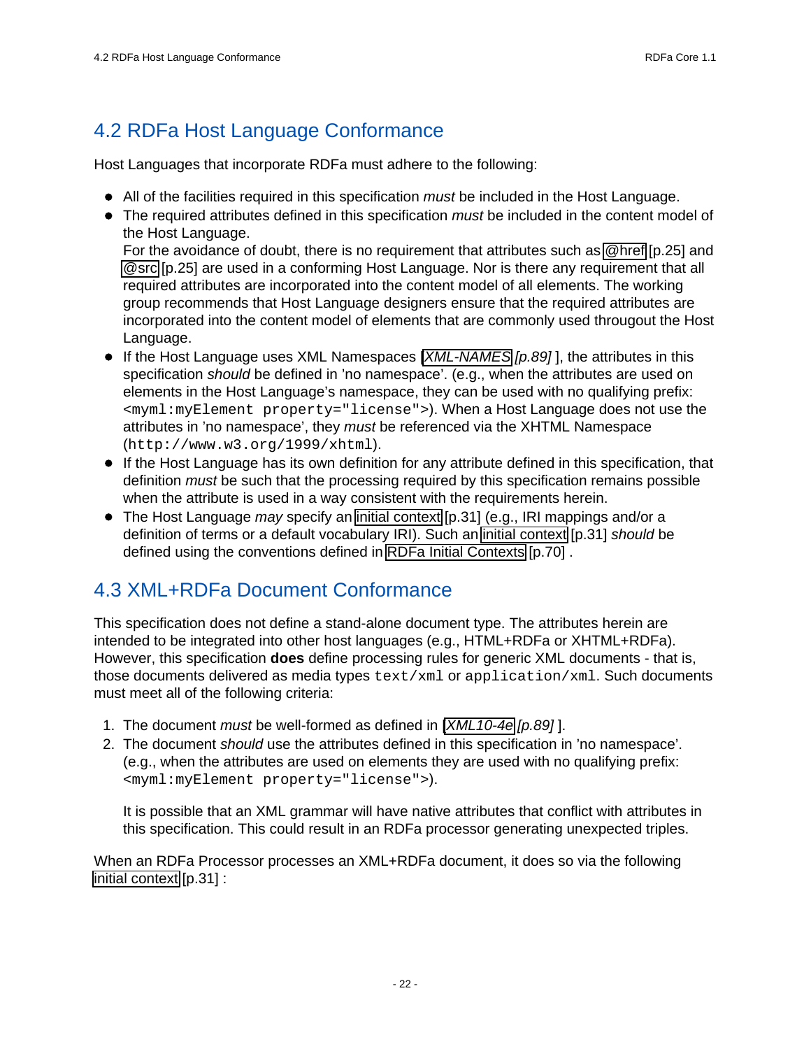## 4.2 RDFa Host Language Conformance

Host Languages that incorporate RDFa must adhere to the following:

- All of the facilities required in this specification *must* be included in the Host Language.
- The required attributes defined in this specification *must* be included in the content model of the Host Language.
  For the avoidance of doubt, there is no requirement that attributes such as @href [p.25] and @src [p.25] are used in a conforming Host Language. Nor is there any requirement that all required attributes are incorporated into the content model of all elements. The working group recommends that Host Language designers ensure that the required attributes are incorporated into the content model of elements that are commonly used througout the Host Language.
- If the Host Language uses XML Namespaces [*XML-NAMES* *[p.89]* ], the attributes in this specification *should* be defined in 'no namespace'. (e.g., when the attributes are used on elements in the Host Language's namespace, they can be used with no qualifying prefix: `<myml:myElement property="license">`). When a Host Language does not use the attributes in 'no namespace', they *must* be referenced via the XHTML Namespace (`http://www.w3.org/1999/xhtml`).
- If the Host Language has its own definition for any attribute defined in this specification, that definition *must* be such that the processing required by this specification remains possible when the attribute is used in a way consistent with the requirements herein.
- The Host Language *may* specify an initial context [p.31] (e.g., IRI mappings and/or a definition of terms or a default vocabulary IRI). Such an initial context [p.31] *should* be defined using the conventions defined in RDFa Initial Contexts [p.70] .

## 4.3 XML+RDFa Document Conformance

This specification does not define a stand-alone document type. The attributes herein are intended to be integrated into other host languages (e.g., HTML+RDFa or XHTML+RDFa). However, this specification **does** define processing rules for generic XML documents - that is, those documents delivered as media types `text/xml` or `application/xml`. Such documents must meet all of the following criteria:

1. The document *must* be well-formed as defined in [*XML10-4e* *[p.89]* ].
2. The document *should* use the attributes defined in this specification in 'no namespace'. (e.g., when the attributes are used on elements they are used with no qualifying prefix: `<myml:myElement property="license">`).

   It is possible that an XML grammar will have native attributes that conflict with attributes in this specification. This could result in an RDFa processor generating unexpected triples.

When an RDFa Processor processes an XML+RDFa document, it does so via the following initial context [p.31] :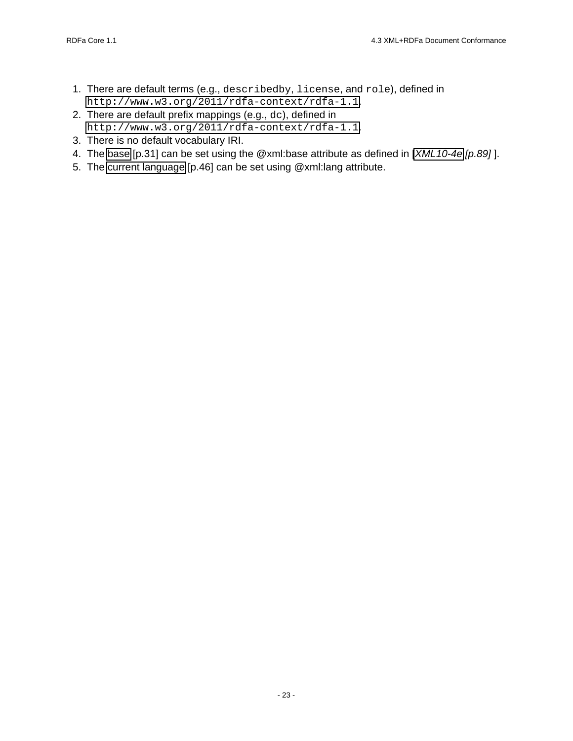1. There are default terms (e.g., `describedby`, `license`, and `role`), defined in `http://www.w3.org/2011/rdfa-context/rdfa-1.1`.
2. There are default prefix mappings (e.g., `dc`), defined in `http://www.w3.org/2011/rdfa-context/rdfa-1.1`.
3. There is no default vocabulary IRI.
4. The base [p.31] can be set using the @xml:base attribute as defined in [*XML10-4e [p.89]* ].
5. The current language [p.46] can be set using @xml:lang attribute.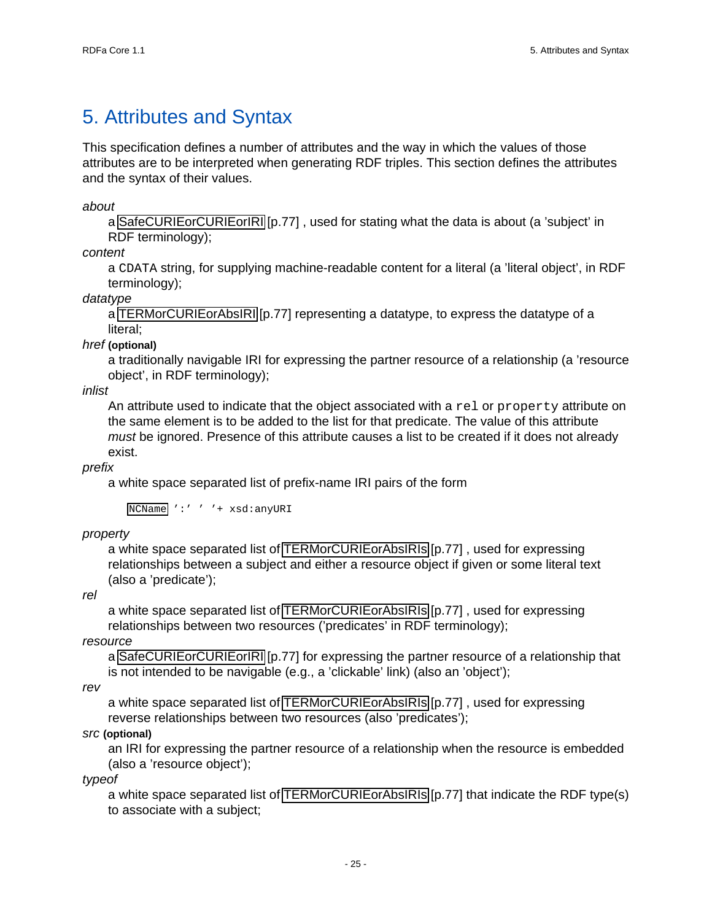# 5. Attributes and Syntax

This specification defines a number of attributes and the way in which the values of those attributes are to be interpreted when generating RDF triples. This section defines the attributes and the syntax of their values.

*about*
: a SafeCURIEorCURIEorIRI [p.77] , used for stating what the data is about (a 'subject' in RDF terminology);

*content*
: a CDATA string, for supplying machine-readable content for a literal (a 'literal object', in RDF terminology);

*datatype*
: a TERMorCURIEorAbsIRI [p.77] representing a datatype, to express the datatype of a literal;

*href* **(optional)**
: a traditionally navigable IRI for expressing the partner resource of a relationship (a 'resource object', in RDF terminology);

*inlist*
: An attribute used to indicate that the object associated with a `rel` or `property` attribute on the same element is to be added to the list for that predicate. The value of this attribute *must* be ignored. Presence of this attribute causes a list to be created if it does not already exist.

*prefix*
: a white space separated list of prefix-name IRI pairs of the form

```
NCName ':' ' '+ xsd:anyURI
```

*property*
: a white space separated list of TERMorCURIEorAbsIRIs [p.77] , used for expressing relationships between a subject and either a resource object if given or some literal text (also a 'predicate');

*rel*
: a white space separated list of TERMorCURIEorAbsIRIs [p.77] , used for expressing relationships between two resources ('predicates' in RDF terminology);

*resource*
: a SafeCURIEorCURIEorIRI [p.77] for expressing the partner resource of a relationship that is not intended to be navigable (e.g., a 'clickable' link) (also an 'object');

*rev*
: a white space separated list of TERMorCURIEorAbsIRIs [p.77] , used for expressing reverse relationships between two resources (also 'predicates');

*src* **(optional)**
: an IRI for expressing the partner resource of a relationship when the resource is embedded (also a 'resource object');

*typeof*
: a white space separated list of TERMorCURIEorAbsIRIs [p.77] that indicate the RDF type(s) to associate with a subject;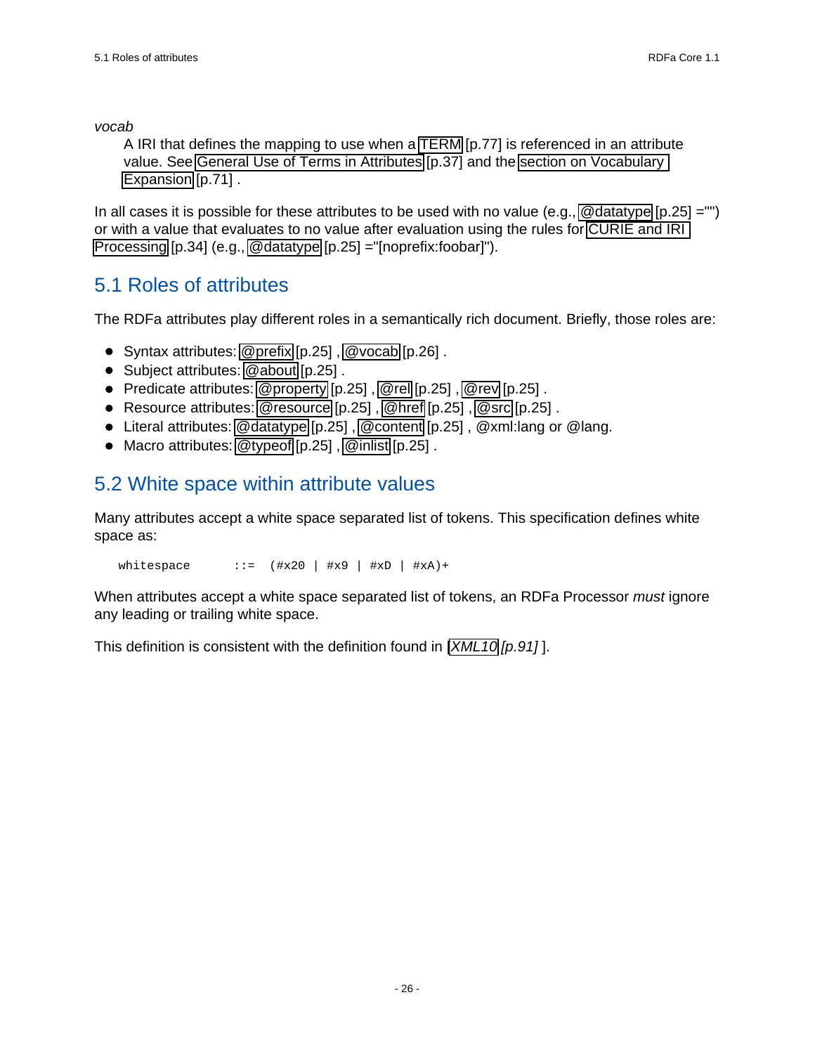*vocab*

A IRI that defines the mapping to use when a TERM [p.77] is referenced in an attribute value. See General Use of Terms in Attributes [p.37] and the section on Vocabulary Expansion [p.71] .

In all cases it is possible for these attributes to be used with no value (e.g., @datatype [p.25] ="") or with a value that evaluates to no value after evaluation using the rules for CURIE and IRI Processing [p.34] (e.g., @datatype [p.25] ="[noprefix:foobar]").

## 5.1 Roles of attributes

The RDFa attributes play different roles in a semantically rich document. Briefly, those roles are:

- Syntax attributes: @prefix [p.25] , @vocab [p.26] .
- Subject attributes: @about [p.25] .
- Predicate attributes: @property [p.25] , @rel [p.25] , @rev [p.25] .
- Resource attributes: @resource [p.25] , @href [p.25] , @src [p.25] .
- Literal attributes: @datatype [p.25] , @content [p.25] , @xml:lang or @lang.
- Macro attributes: @typeof [p.25] , @inlist [p.25] .

## 5.2 White space within attribute values

Many attributes accept a white space separated list of tokens. This specification defines white space as:

```
whitespace      ::=  (#x20 | #x9 | #xD | #xA)+
```

When attributes accept a white space separated list of tokens, an RDFa Processor *must* ignore any leading or trailing white space.

This definition is consistent with the definition found in [*XML10* *[p.91]* ].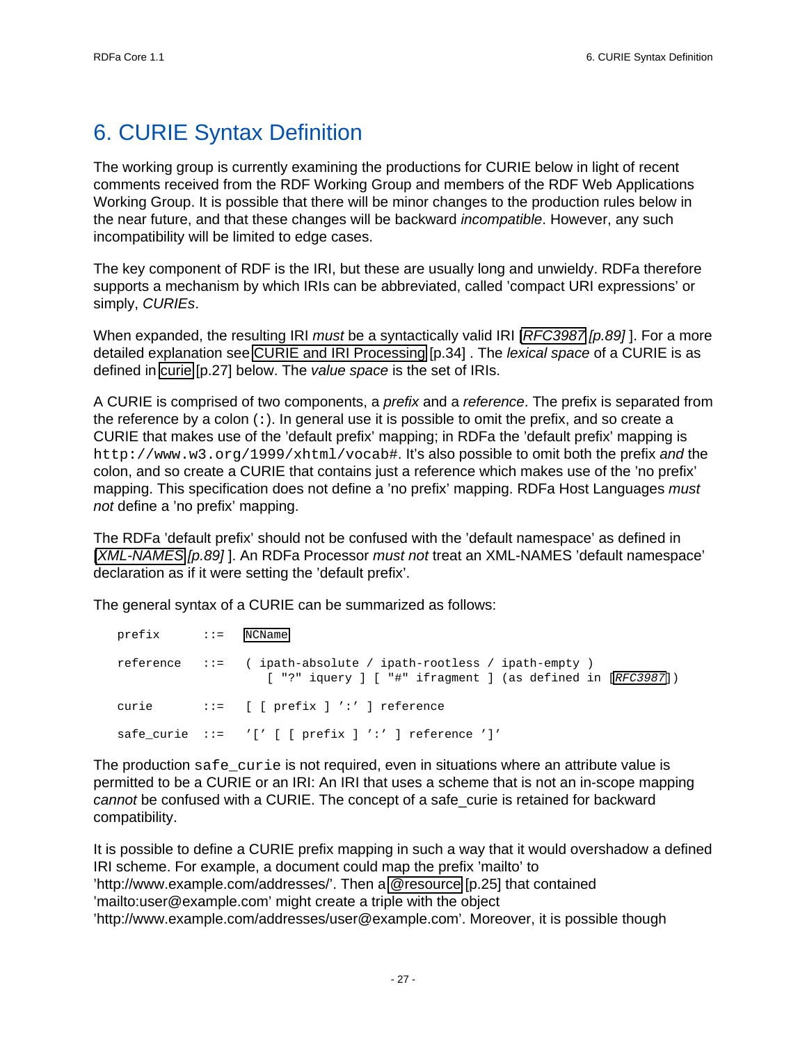# 6. CURIE Syntax Definition

The working group is currently examining the productions for CURIE below in light of recent comments received from the RDF Working Group and members of the RDF Web Applications Working Group. It is possible that there will be minor changes to the production rules below in the near future, and that these changes will be backward *incompatible*. However, any such incompatibility will be limited to edge cases.

The key component of RDF is the IRI, but these are usually long and unwieldy. RDFa therefore supports a mechanism by which IRIs can be abbreviated, called 'compact URI expressions' or simply, *CURIEs*.

When expanded, the resulting IRI *must* be a syntactically valid IRI [*RFC3987* *[p.89]* ]. For a more detailed explanation see CURIE and IRI Processing [p.34] . The *lexical space* of a CURIE is as defined in curie [p.27] below. The *value space* is the set of IRIs.

A CURIE is comprised of two components, a *prefix* and a *reference*. The prefix is separated from the reference by a colon (`:`). In general use it is possible to omit the prefix, and so create a CURIE that makes use of the 'default prefix' mapping; in RDFa the 'default prefix' mapping is `http://www.w3.org/1999/xhtml/vocab#`. It's also possible to omit both the prefix *and* the colon, and so create a CURIE that contains just a reference which makes use of the 'no prefix' mapping. This specification does not define a 'no prefix' mapping. RDFa Host Languages *must not* define a 'no prefix' mapping.

The RDFa 'default prefix' should not be confused with the 'default namespace' as defined in [*XML-NAMES* *[p.89]* ]. An RDFa Processor *must not* treat an XML-NAMES 'default namespace' declaration as if it were setting the 'default prefix'.

The general syntax of a CURIE can be summarized as follows:

```
prefix      ::=  NCName

reference   ::=  ( ipath-absolute / ipath-rootless / ipath-empty )
                    [ "?" iquery ] [ "#" ifragment ] (as defined in [RFC3987])

curie       ::=  [ [ prefix ] ':' ] reference

safe_curie  ::=  '[' [ [ prefix ] ':' ] reference ']'
```

The production `safe_curie` is not required, even in situations where an attribute value is permitted to be a CURIE or an IRI: An IRI that uses a scheme that is not an in-scope mapping *cannot* be confused with a CURIE. The concept of a safe_curie is retained for backward compatibility.

It is possible to define a CURIE prefix mapping in such a way that it would overshadow a defined IRI scheme. For example, a document could map the prefix 'mailto' to 'http://www.example.com/addresses/'. Then a @resource [p.25] that contained 'mailto:user@example.com' might create a triple with the object 'http://www.example.com/addresses/user@example.com'. Moreover, it is possible though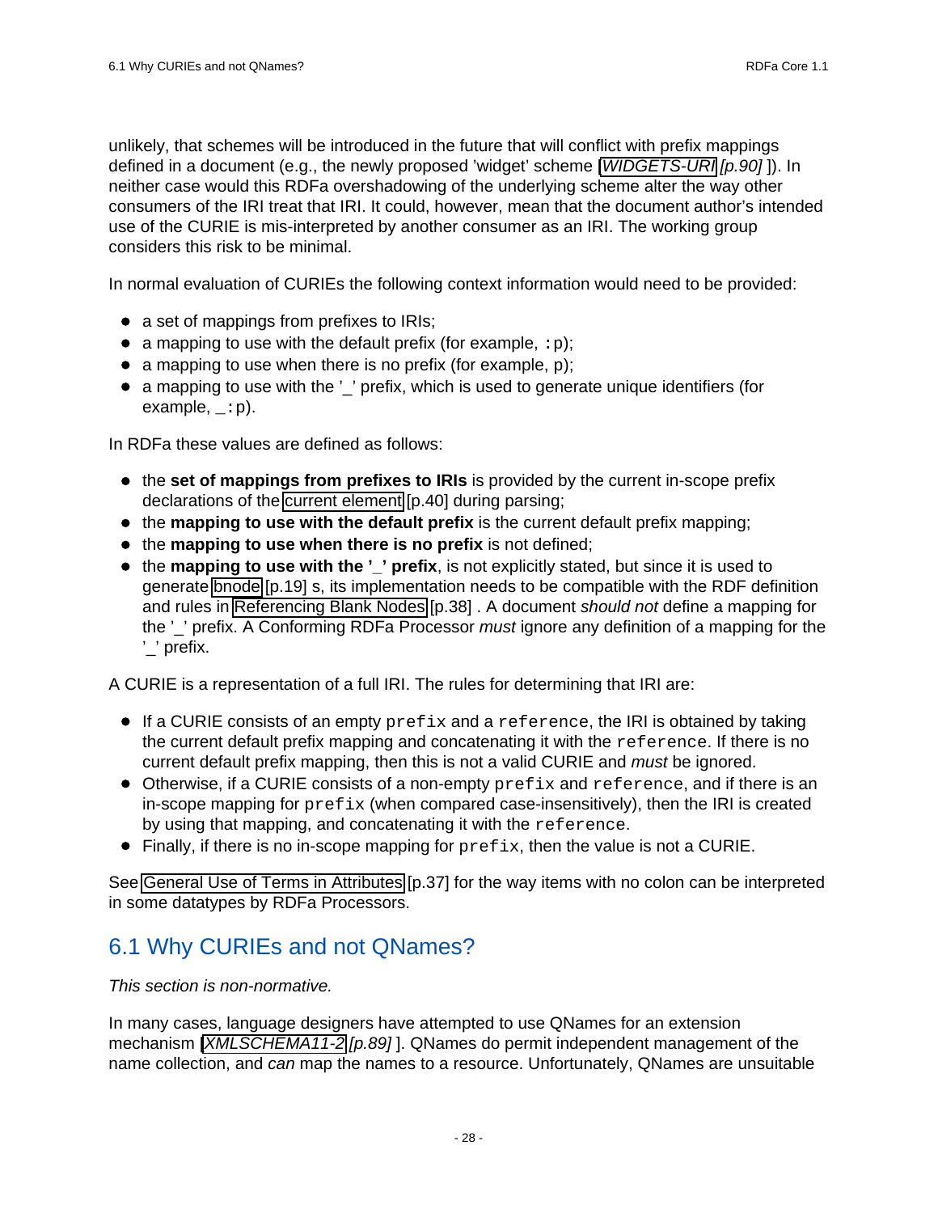unlikely, that schemes will be introduced in the future that will conflict with prefix mappings defined in a document (e.g., the newly proposed 'widget' scheme [WIDGETS-URI [p.90] ]). In neither case would this RDFa overshadowing of the underlying scheme alter the way other consumers of the IRI treat that IRI. It could, however, mean that the document author's intended use of the CURIE is mis-interpreted by another consumer as an IRI. The working group considers this risk to be minimal.

In normal evaluation of CURIEs the following context information would need to be provided:

- a set of mappings from prefixes to IRIs;
- a mapping to use with the default prefix (for example, `:p`);
- a mapping to use when there is no prefix (for example, `p`);
- a mapping to use with the '_' prefix, which is used to generate unique identifiers (for example, `_:p`).

In RDFa these values are defined as follows:

- the **set of mappings from prefixes to IRIs** is provided by the current in-scope prefix declarations of the current element [p.40] during parsing;
- the **mapping to use with the default prefix** is the current default prefix mapping;
- the **mapping to use when there is no prefix** is not defined;
- the **mapping to use with the '_' prefix**, is not explicitly stated, but since it is used to generate bnode [p.19] s, its implementation needs to be compatible with the RDF definition and rules in Referencing Blank Nodes [p.38] . A document *should not* define a mapping for the '_' prefix. A Conforming RDFa Processor *must* ignore any definition of a mapping for the '_' prefix.

A CURIE is a representation of a full IRI. The rules for determining that IRI are:

- If a CURIE consists of an empty `prefix` and a `reference`, the IRI is obtained by taking the current default prefix mapping and concatenating it with the `reference`. If there is no current default prefix mapping, then this is not a valid CURIE and *must* be ignored.
- Otherwise, if a CURIE consists of a non-empty `prefix` and `reference`, and if there is an in-scope mapping for `prefix` (when compared case-insensitively), then the IRI is created by using that mapping, and concatenating it with the `reference`.
- Finally, if there is no in-scope mapping for `prefix`, then the value is not a CURIE.

See General Use of Terms in Attributes [p.37] for the way items with no colon can be interpreted in some datatypes by RDFa Processors.

## 6.1 Why CURIEs and not QNames?

*This section is non-normative.*

In many cases, language designers have attempted to use QNames for an extension mechanism [XMLSCHEMA11-2 [p.89] ]. QNames do permit independent management of the name collection, and *can* map the names to a resource. Unfortunately, QNames are unsuitable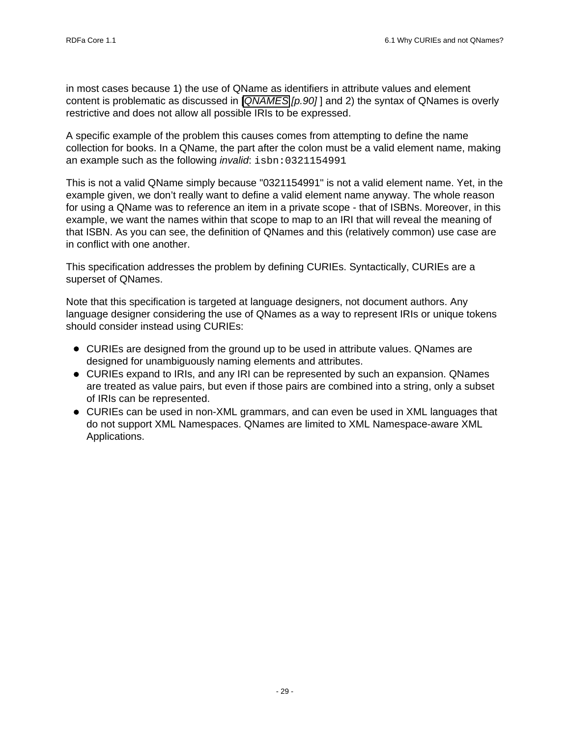in most cases because 1) the use of QName as identifiers in attribute values and element content is problematic as discussed in [QNAMES *[p.90]* ] and 2) the syntax of QNames is overly restrictive and does not allow all possible IRIs to be expressed.

A specific example of the problem this causes comes from attempting to define the name collection for books. In a QName, the part after the colon must be a valid element name, making an example such as the following *invalid*: `isbn:0321154991`

This is not a valid QName simply because "0321154991" is not a valid element name. Yet, in the example given, we don't really want to define a valid element name anyway. The whole reason for using a QName was to reference an item in a private scope - that of ISBNs. Moreover, in this example, we want the names within that scope to map to an IRI that will reveal the meaning of that ISBN. As you can see, the definition of QNames and this (relatively common) use case are in conflict with one another.

This specification addresses the problem by defining CURIEs. Syntactically, CURIEs are a superset of QNames.

Note that this specification is targeted at language designers, not document authors. Any language designer considering the use of QNames as a way to represent IRIs or unique tokens should consider instead using CURIEs:

- CURIEs are designed from the ground up to be used in attribute values. QNames are designed for unambiguously naming elements and attributes.
- CURIEs expand to IRIs, and any IRI can be represented by such an expansion. QNames are treated as value pairs, but even if those pairs are combined into a string, only a subset of IRIs can be represented.
- CURIEs can be used in non-XML grammars, and can even be used in XML languages that do not support XML Namespaces. QNames are limited to XML Namespace-aware XML Applications.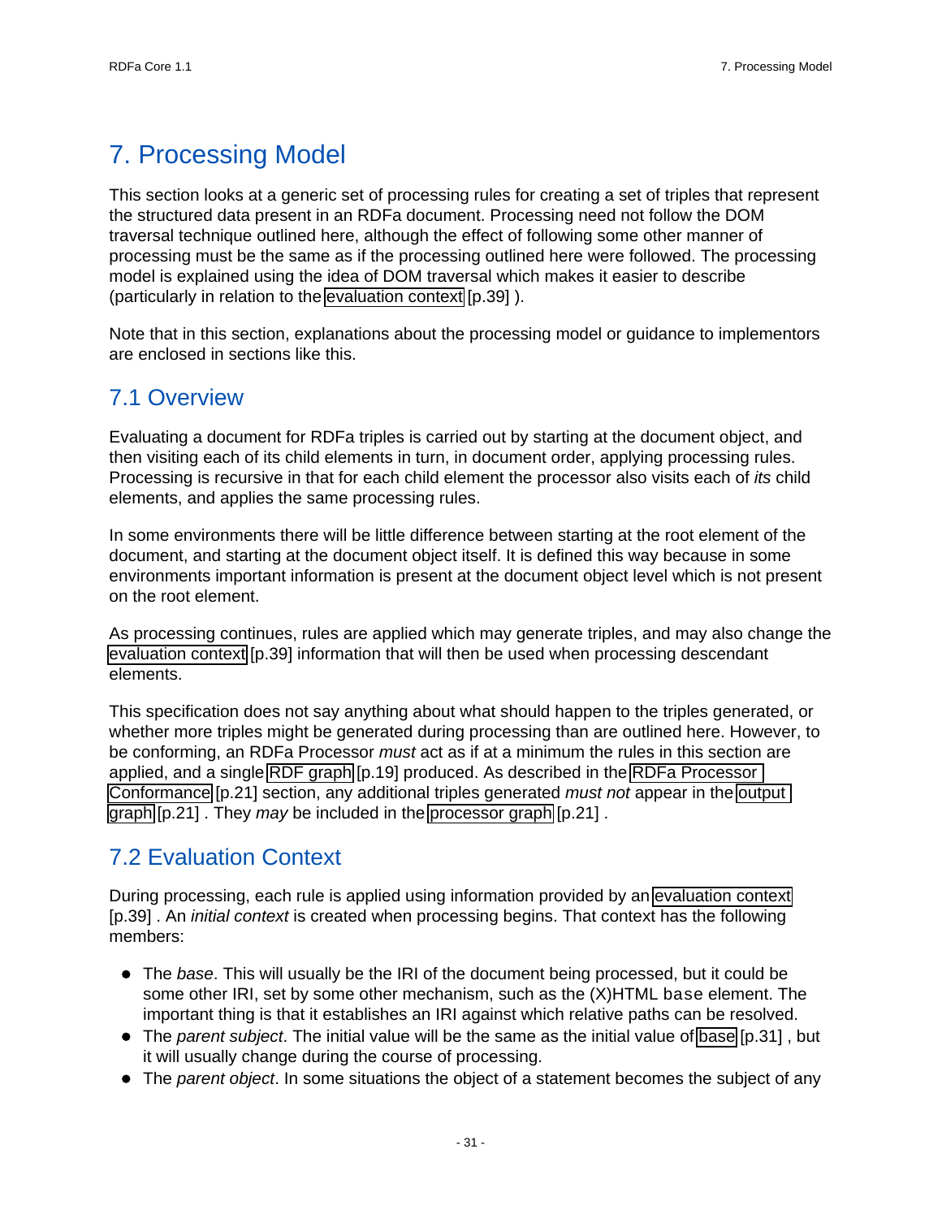# 7. Processing Model

This section looks at a generic set of processing rules for creating a set of triples that represent the structured data present in an RDFa document. Processing need not follow the DOM traversal technique outlined here, although the effect of following some other manner of processing must be the same as if the processing outlined here were followed. The processing model is explained using the idea of DOM traversal which makes it easier to describe (particularly in relation to the evaluation context [p.39] ).

Note that in this section, explanations about the processing model or guidance to implementors are enclosed in sections like this.

## 7.1 Overview

Evaluating a document for RDFa triples is carried out by starting at the document object, and then visiting each of its child elements in turn, in document order, applying processing rules. Processing is recursive in that for each child element the processor also visits each of *its* child elements, and applies the same processing rules.

In some environments there will be little difference between starting at the root element of the document, and starting at the document object itself. It is defined this way because in some environments important information is present at the document object level which is not present on the root element.

As processing continues, rules are applied which may generate triples, and may also change the evaluation context [p.39] information that will then be used when processing descendant elements.

This specification does not say anything about what should happen to the triples generated, or whether more triples might be generated during processing than are outlined here. However, to be conforming, an RDFa Processor *must* act as if at a minimum the rules in this section are applied, and a single RDF graph [p.19] produced. As described in the RDFa Processor Conformance [p.21] section, any additional triples generated *must not* appear in the output graph [p.21] . They *may* be included in the processor graph [p.21] .

## 7.2 Evaluation Context

During processing, each rule is applied using information provided by an evaluation context [p.39] . An *initial context* is created when processing begins. That context has the following members:

- The *base*. This will usually be the IRI of the document being processed, but it could be some other IRI, set by some other mechanism, such as the (X)HTML `base` element. The important thing is that it establishes an IRI against which relative paths can be resolved.
- The *parent subject*. The initial value will be the same as the initial value of base [p.31] , but it will usually change during the course of processing.
- The *parent object*. In some situations the object of a statement becomes the subject of any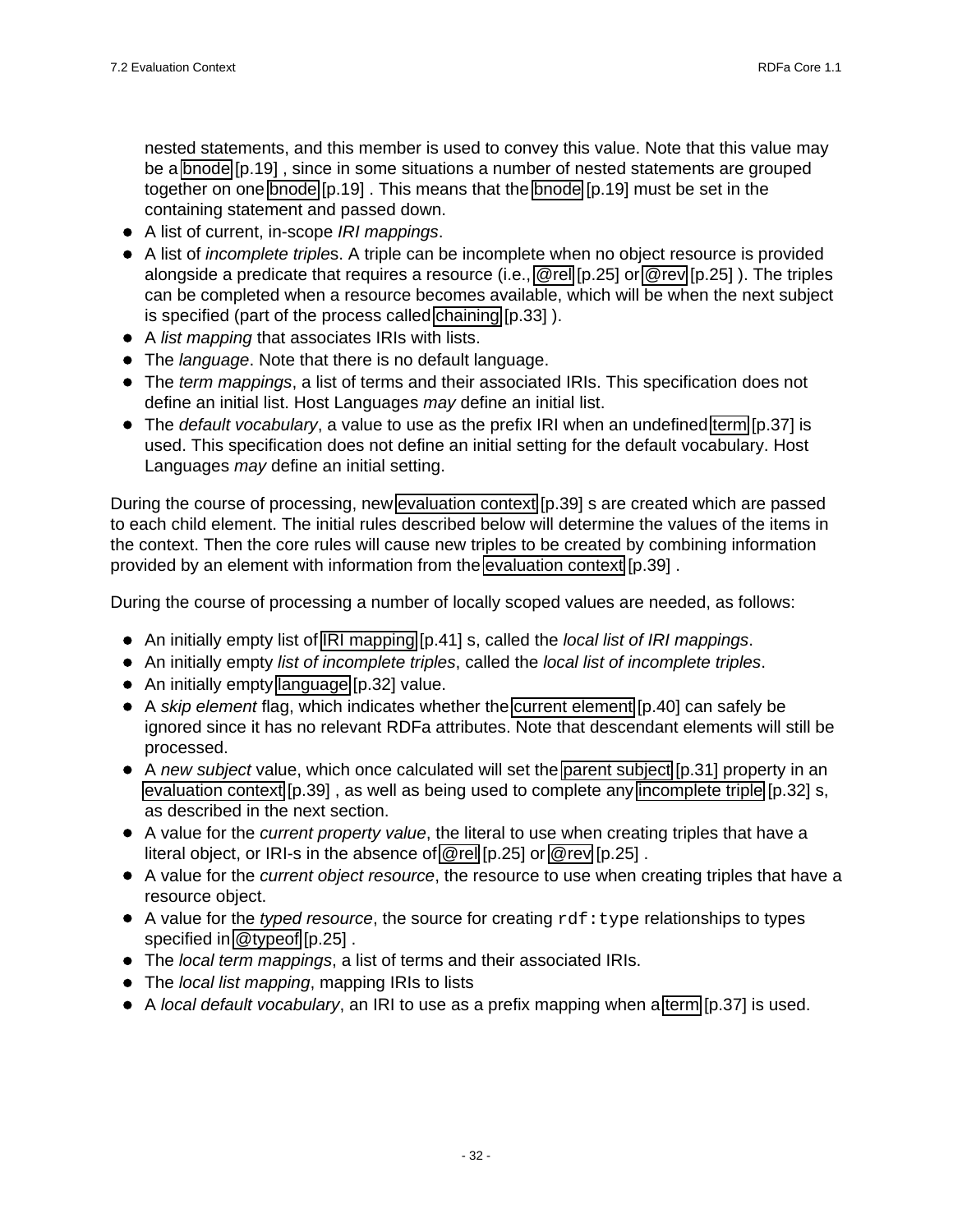nested statements, and this member is used to convey this value. Note that this value may be a bnode [p.19] , since in some situations a number of nested statements are grouped together on one bnode [p.19] . This means that the bnode [p.19] must be set in the containing statement and passed down.
- A list of current, in-scope *IRI mappings*.
- A list of *incomplete triples*. A triple can be incomplete when no object resource is provided alongside a predicate that requires a resource (i.e., @rel [p.25] or @rev [p.25] ). The triples can be completed when a resource becomes available, which will be when the next subject is specified (part of the process called chaining [p.33] ).
- A *list mapping* that associates IRIs with lists.
- The *language*. Note that there is no default language.
- The *term mappings*, a list of terms and their associated IRIs. This specification does not define an initial list. Host Languages *may* define an initial list.
- The *default vocabulary*, a value to use as the prefix IRI when an undefined term [p.37] is used. This specification does not define an initial setting for the default vocabulary. Host Languages *may* define an initial setting.

During the course of processing, new evaluation context [p.39] s are created which are passed to each child element. The initial rules described below will determine the values of the items in the context. Then the core rules will cause new triples to be created by combining information provided by an element with information from the evaluation context [p.39] .

During the course of processing a number of locally scoped values are needed, as follows:

- An initially empty list of IRI mapping [p.41] s, called the *local list of IRI mappings*.
- An initially empty *list of incomplete triples*, called the *local list of incomplete triples*.
- An initially empty language [p.32] value.
- A *skip element* flag, which indicates whether the current element [p.40] can safely be ignored since it has no relevant RDFa attributes. Note that descendant elements will still be processed.
- A *new subject* value, which once calculated will set the parent subject [p.31] property in an evaluation context [p.39] , as well as being used to complete any incomplete triple [p.32] s, as described in the next section.
- A value for the *current property value*, the literal to use when creating triples that have a literal object, or IRI-s in the absence of @rel [p.25] or @rev [p.25] .
- A value for the *current object resource*, the resource to use when creating triples that have a resource object.
- A value for the *typed resource*, the source for creating `rdf:type` relationships to types specified in @typeof [p.25] .
- The *local term mappings*, a list of terms and their associated IRIs.
- The *local list mapping*, mapping IRIs to lists
- A *local default vocabulary*, an IRI to use as a prefix mapping when a term [p.37] is used.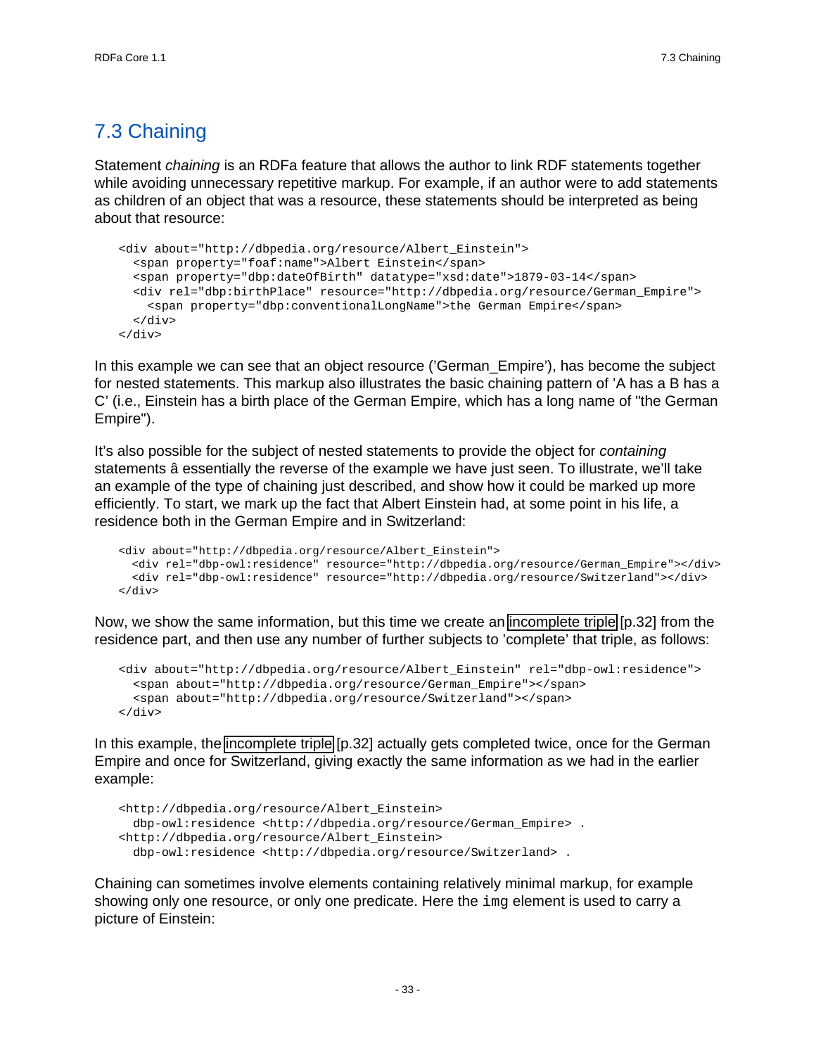## 7.3 Chaining

Statement *chaining* is an RDFa feature that allows the author to link RDF statements together while avoiding unnecessary repetitive markup. For example, if an author were to add statements as children of an object that was a resource, these statements should be interpreted as being about that resource:

```
<div about="http://dbpedia.org/resource/Albert_Einstein">
  <span property="foaf:name">Albert Einstein</span>
  <span property="dbp:dateOfBirth" datatype="xsd:date">1879-03-14</span>
  <div rel="dbp:birthPlace" resource="http://dbpedia.org/resource/German_Empire">
    <span property="dbp:conventionalLongName">the German Empire</span>
  </div>
</div>
```

In this example we can see that an object resource ('German_Empire'), has become the subject for nested statements. This markup also illustrates the basic chaining pattern of 'A has a B has a C' (i.e., Einstein has a birth place of the German Empire, which has a long name of "the German Empire").

It's also possible for the subject of nested statements to provide the object for *containing* statements â essentially the reverse of the example we have just seen. To illustrate, we'll take an example of the type of chaining just described, and show how it could be marked up more efficiently. To start, we mark up the fact that Albert Einstein had, at some point in his life, a residence both in the German Empire and in Switzerland:

```
<div about="http://dbpedia.org/resource/Albert_Einstein">
  <div rel="dbp-owl:residence" resource="http://dbpedia.org/resource/German_Empire"></div>
  <div rel="dbp-owl:residence" resource="http://dbpedia.org/resource/Switzerland"></div>
</div>
```

Now, we show the same information, but this time we create an incomplete triple [p.32] from the residence part, and then use any number of further subjects to 'complete' that triple, as follows:

```
<div about="http://dbpedia.org/resource/Albert_Einstein" rel="dbp-owl:residence">
  <span about="http://dbpedia.org/resource/German_Empire"></span>
  <span about="http://dbpedia.org/resource/Switzerland"></span>
</div>
```

In this example, the incomplete triple [p.32] actually gets completed twice, once for the German Empire and once for Switzerland, giving exactly the same information as we had in the earlier example:

```
<http://dbpedia.org/resource/Albert_Einstein>
  dbp-owl:residence <http://dbpedia.org/resource/German_Empire> .
<http://dbpedia.org/resource/Albert_Einstein>
  dbp-owl:residence <http://dbpedia.org/resource/Switzerland> .
```

Chaining can sometimes involve elements containing relatively minimal markup, for example showing only one resource, or only one predicate. Here the `img` element is used to carry a picture of Einstein: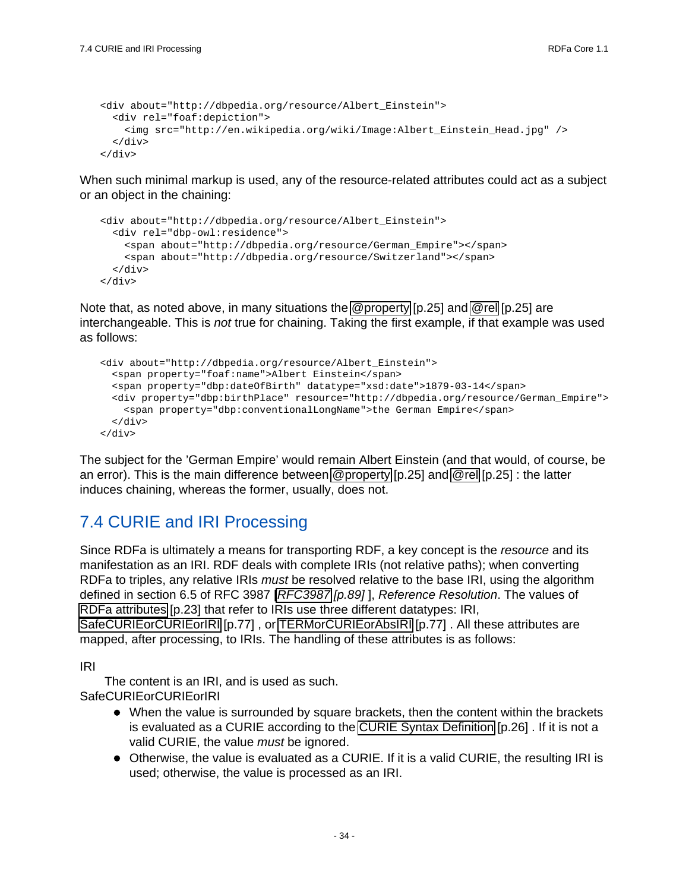```
<div about="http://dbpedia.org/resource/Albert_Einstein">
  <div rel="foaf:depiction">
    <img src="http://en.wikipedia.org/wiki/Image:Albert_Einstein_Head.jpg" />
  </div>
</div>
```

When such minimal markup is used, any of the resource-related attributes could act as a subject or an object in the chaining:

```
<div about="http://dbpedia.org/resource/Albert_Einstein">
  <div rel="dbp-owl:residence">
    <span about="http://dbpedia.org/resource/German_Empire"></span>
    <span about="http://dbpedia.org/resource/Switzerland"></span>
  </div>
</div>
```

Note that, as noted above, in many situations the @property [p.25] and @rel [p.25] are interchangeable. This is *not* true for chaining. Taking the first example, if that example was used as follows:

```
<div about="http://dbpedia.org/resource/Albert_Einstein">
  <span property="foaf:name">Albert Einstein</span>
  <span property="dbp:dateOfBirth" datatype="xsd:date">1879-03-14</span>
  <div property="dbp:birthPlace" resource="http://dbpedia.org/resource/German_Empire">
    <span property="dbp:conventionalLongName">the German Empire</span>
  </div>
</div>
```

The subject for the 'German Empire' would remain Albert Einstein (and that would, of course, be an error). This is the main difference between @property [p.25] and @rel [p.25] : the latter induces chaining, whereas the former, usually, does not.

## 7.4 CURIE and IRI Processing

Since RDFa is ultimately a means for transporting RDF, a key concept is the *resource* and its manifestation as an IRI. RDF deals with complete IRIs (not relative paths); when converting RDFa to triples, any relative IRIs *must* be resolved relative to the base IRI, using the algorithm defined in section 6.5 of RFC 3987 [*RFC3987 [p.89]* ], *Reference Resolution*. The values of RDFa attributes [p.23] that refer to IRIs use three different datatypes: IRI, SafeCURIEorCURIEorIRI [p.77] , or TERMorCURIEorAbsIRI [p.77] . All these attributes are mapped, after processing, to IRIs. The handling of these attributes is as follows:

IRI

The content is an IRI, and is used as such.

SafeCURIEorCURIEorIRI

- When the value is surrounded by square brackets, then the content within the brackets is evaluated as a CURIE according to the CURIE Syntax Definition [p.26] . If it is not a valid CURIE, the value *must* be ignored.
- Otherwise, the value is evaluated as a CURIE. If it is a valid CURIE, the resulting IRI is used; otherwise, the value is processed as an IRI.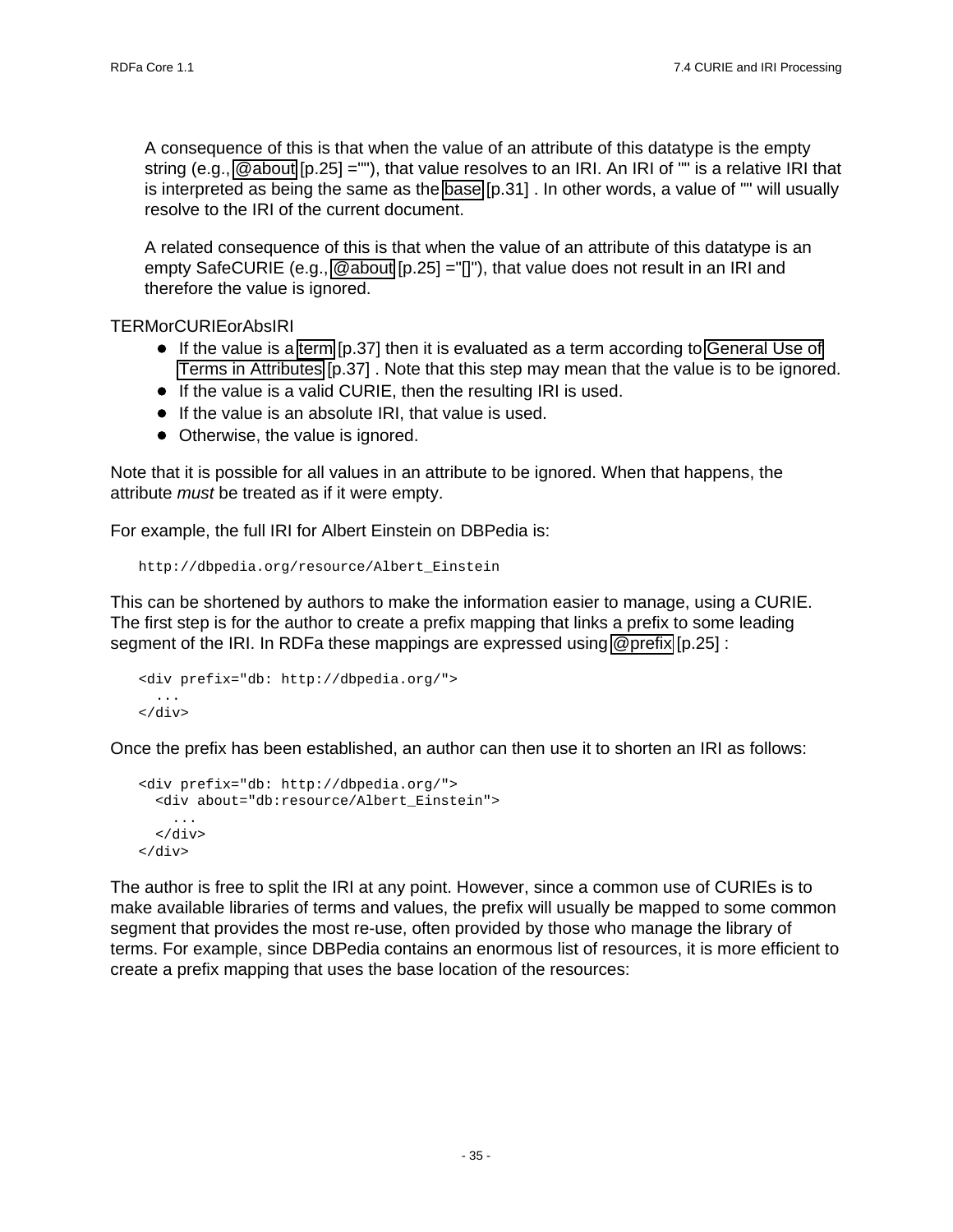A consequence of this is that when the value of an attribute of this datatype is the empty string (e.g., @about [p.25] =""), that value resolves to an IRI. An IRI of "" is a relative IRI that is interpreted as being the same as the base [p.31] . In other words, a value of "" will usually resolve to the IRI of the current document.

A related consequence of this is that when the value of an attribute of this datatype is an empty SafeCURIE (e.g., @about [p.25] ="[]"), that value does not result in an IRI and therefore the value is ignored.

TERMorCURIEorAbsIRI

- If the value is a term [p.37] then it is evaluated as a term according to General Use of Terms in Attributes [p.37] . Note that this step may mean that the value is to be ignored.
- If the value is a valid CURIE, then the resulting IRI is used.
- If the value is an absolute IRI, that value is used.
- Otherwise, the value is ignored.

Note that it is possible for all values in an attribute to be ignored. When that happens, the attribute *must* be treated as if it were empty.

For example, the full IRI for Albert Einstein on DBPedia is:

```
http://dbpedia.org/resource/Albert_Einstein
```

This can be shortened by authors to make the information easier to manage, using a CURIE. The first step is for the author to create a prefix mapping that links a prefix to some leading segment of the IRI. In RDFa these mappings are expressed using @prefix [p.25] :

```
<div prefix="db: http://dbpedia.org/">
  ...
</div>
```

Once the prefix has been established, an author can then use it to shorten an IRI as follows:

```
<div prefix="db: http://dbpedia.org/">
  <div about="db:resource/Albert_Einstein">
    ...
  </div>
</div>
```

The author is free to split the IRI at any point. However, since a common use of CURIEs is to make available libraries of terms and values, the prefix will usually be mapped to some common segment that provides the most re-use, often provided by those who manage the library of terms. For example, since DBPedia contains an enormous list of resources, it is more efficient to create a prefix mapping that uses the base location of the resources: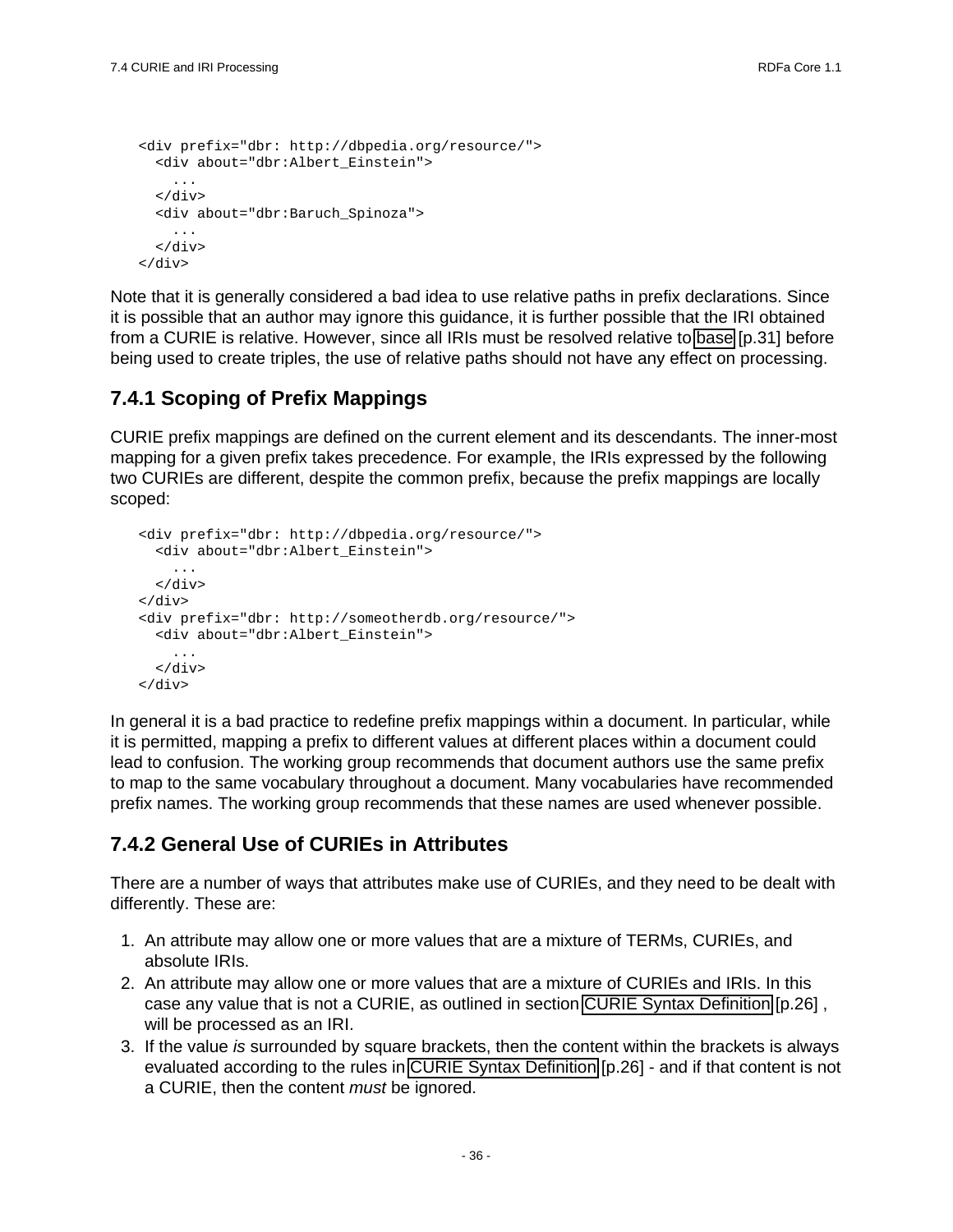```
<div prefix="dbr: http://dbpedia.org/resource/">
  <div about="dbr:Albert_Einstein">
    ...
  </div>
  <div about="dbr:Baruch_Spinoza">
    ...
  </div>
</div>
```

Note that it is generally considered a bad idea to use relative paths in prefix declarations. Since it is possible that an author may ignore this guidance, it is further possible that the IRI obtained from a CURIE is relative. However, since all IRIs must be resolved relative to base [p.31] before being used to create triples, the use of relative paths should not have any effect on processing.

### 7.4.1 Scoping of Prefix Mappings

CURIE prefix mappings are defined on the current element and its descendants. The inner-most mapping for a given prefix takes precedence. For example, the IRIs expressed by the following two CURIEs are different, despite the common prefix, because the prefix mappings are locally scoped:

```
<div prefix="dbr: http://dbpedia.org/resource/">
  <div about="dbr:Albert_Einstein">
    ...
  </div>
</div>
<div prefix="dbr: http://someotherdb.org/resource/">
  <div about="dbr:Albert_Einstein">
    ...
  </div>
</div>
```

In general it is a bad practice to redefine prefix mappings within a document. In particular, while it is permitted, mapping a prefix to different values at different places within a document could lead to confusion. The working group recommends that document authors use the same prefix to map to the same vocabulary throughout a document. Many vocabularies have recommended prefix names. The working group recommends that these names are used whenever possible.

### 7.4.2 General Use of CURIEs in Attributes

There are a number of ways that attributes make use of CURIEs, and they need to be dealt with differently. These are:

1. An attribute may allow one or more values that are a mixture of TERMs, CURIEs, and absolute IRIs.
2. An attribute may allow one or more values that are a mixture of CURIEs and IRIs. In this case any value that is not a CURIE, as outlined in section CURIE Syntax Definition [p.26] , will be processed as an IRI.
3. If the value *is* surrounded by square brackets, then the content within the brackets is always evaluated according to the rules in CURIE Syntax Definition [p.26] - and if that content is not a CURIE, then the content *must* be ignored.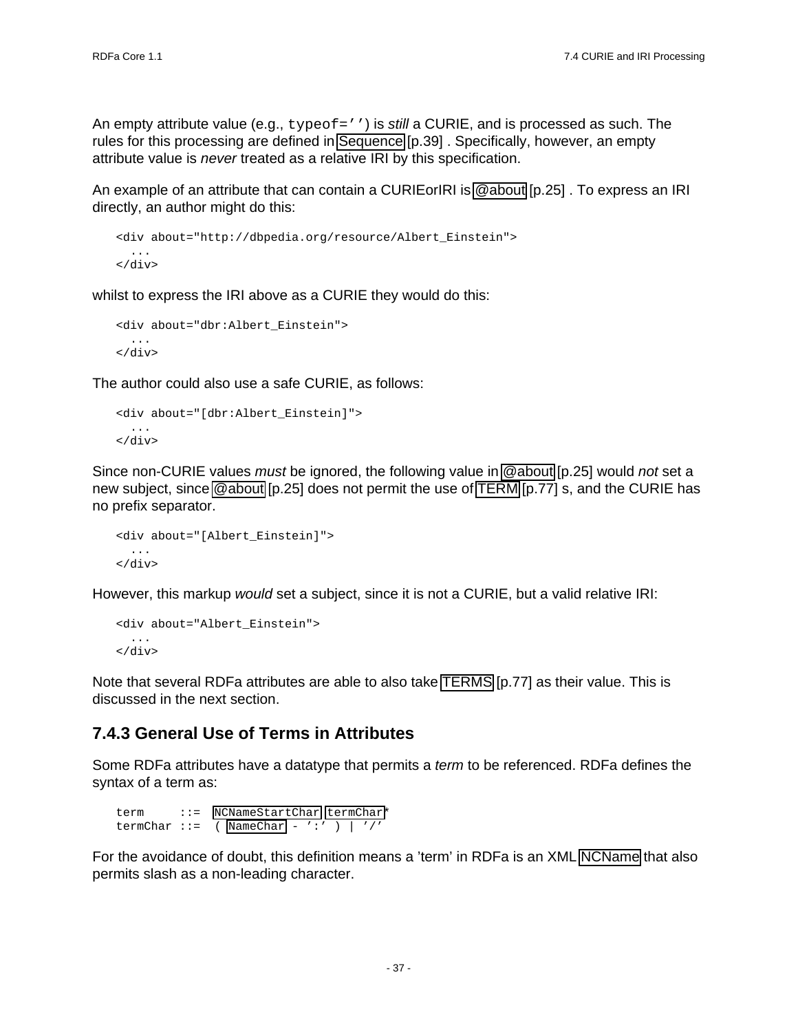An empty attribute value (e.g., `typeof=''`) is *still* a CURIE, and is processed as such. The rules for this processing are defined in Sequence [p.39] . Specifically, however, an empty attribute value is *never* treated as a relative IRI by this specification.

An example of an attribute that can contain a CURIEorIRI is @about [p.25] . To express an IRI directly, an author might do this:

```
<div about="http://dbpedia.org/resource/Albert_Einstein">
  ...
</div>
```

whilst to express the IRI above as a CURIE they would do this:

```
<div about="dbr:Albert_Einstein">
  ...
</div>
```

The author could also use a safe CURIE, as follows:

```
<div about="[dbr:Albert_Einstein]">
  ...
</div>
```

Since non-CURIE values *must* be ignored, the following value in @about [p.25] would *not* set a new subject, since @about [p.25] does not permit the use of TERM [p.77] s, and the CURIE has no prefix separator.

```
<div about="[Albert_Einstein]">
  ...
</div>
```

However, this markup *would* set a subject, since it is not a CURIE, but a valid relative IRI:

```
<div about="Albert_Einstein">
  ...
</div>
```

Note that several RDFa attributes are able to also take TERMS [p.77] as their value. This is discussed in the next section.

### 7.4.3 General Use of Terms in Attributes

Some RDFa attributes have a datatype that permits a *term* to be referenced. RDFa defines the syntax of a term as:

```
term     ::=  NCNameStartChar termChar*
termChar ::=  ( NameChar - ':' ) | '/'
```

For the avoidance of doubt, this definition means a 'term' in RDFa is an XML NCName that also permits slash as a non-leading character.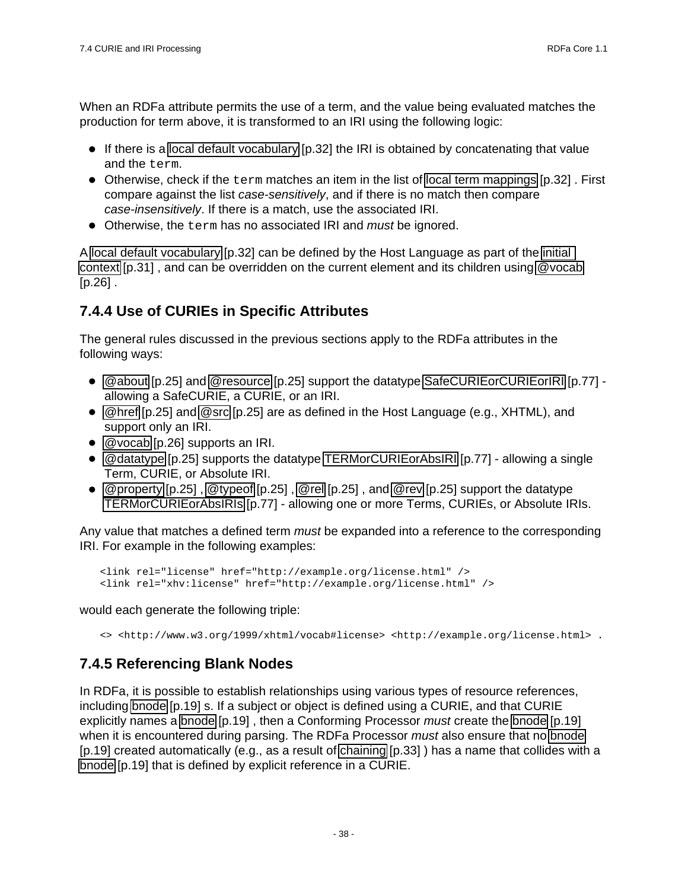When an RDFa attribute permits the use of a term, and the value being evaluated matches the production for term above, it is transformed to an IRI using the following logic:

- If there is a local default vocabulary [p.32] the IRI is obtained by concatenating that value and the `term`.
- Otherwise, check if the `term` matches an item in the list of local term mappings [p.32] . First compare against the list *case-sensitively*, and if there is no match then compare *case-insensitively*. If there is a match, use the associated IRI.
- Otherwise, the `term` has no associated IRI and *must* be ignored.

A local default vocabulary [p.32] can be defined by the Host Language as part of the initial context [p.31] , and can be overridden on the current element and its children using @vocab [p.26] .

### 7.4.4 Use of CURIEs in Specific Attributes

The general rules discussed in the previous sections apply to the RDFa attributes in the following ways:

- @about [p.25] and @resource [p.25] support the datatype SafeCURIEorCURIEorIRI [p.77] - allowing a SafeCURIE, a CURIE, or an IRI.
- @href [p.25] and @src [p.25] are as defined in the Host Language (e.g., XHTML), and support only an IRI.
- @vocab [p.26] supports an IRI.
- @datatype [p.25] supports the datatype TERMorCURIEorAbsIRI [p.77] - allowing a single Term, CURIE, or Absolute IRI.
- @property [p.25] , @typeof [p.25] , @rel [p.25] , and @rev [p.25] support the datatype TERMorCURIEorAbsIRIs [p.77] - allowing one or more Terms, CURIEs, or Absolute IRIs.

Any value that matches a defined term *must* be expanded into a reference to the corresponding IRI. For example in the following examples:

```
<link rel="license" href="http://example.org/license.html" />
<link rel="xhv:license" href="http://example.org/license.html" />
```

would each generate the following triple:

```
<> <http://www.w3.org/1999/xhtml/vocab#license> <http://example.org/license.html> .
```

### 7.4.5 Referencing Blank Nodes

In RDFa, it is possible to establish relationships using various types of resource references, including bnode [p.19] s. If a subject or object is defined using a CURIE, and that CURIE explicitly names a bnode [p.19] , then a Conforming Processor *must* create the bnode [p.19] when it is encountered during parsing. The RDFa Processor *must* also ensure that no bnode [p.19] created automatically (e.g., as a result of chaining [p.33] ) has a name that collides with a bnode [p.19] that is defined by explicit reference in a CURIE.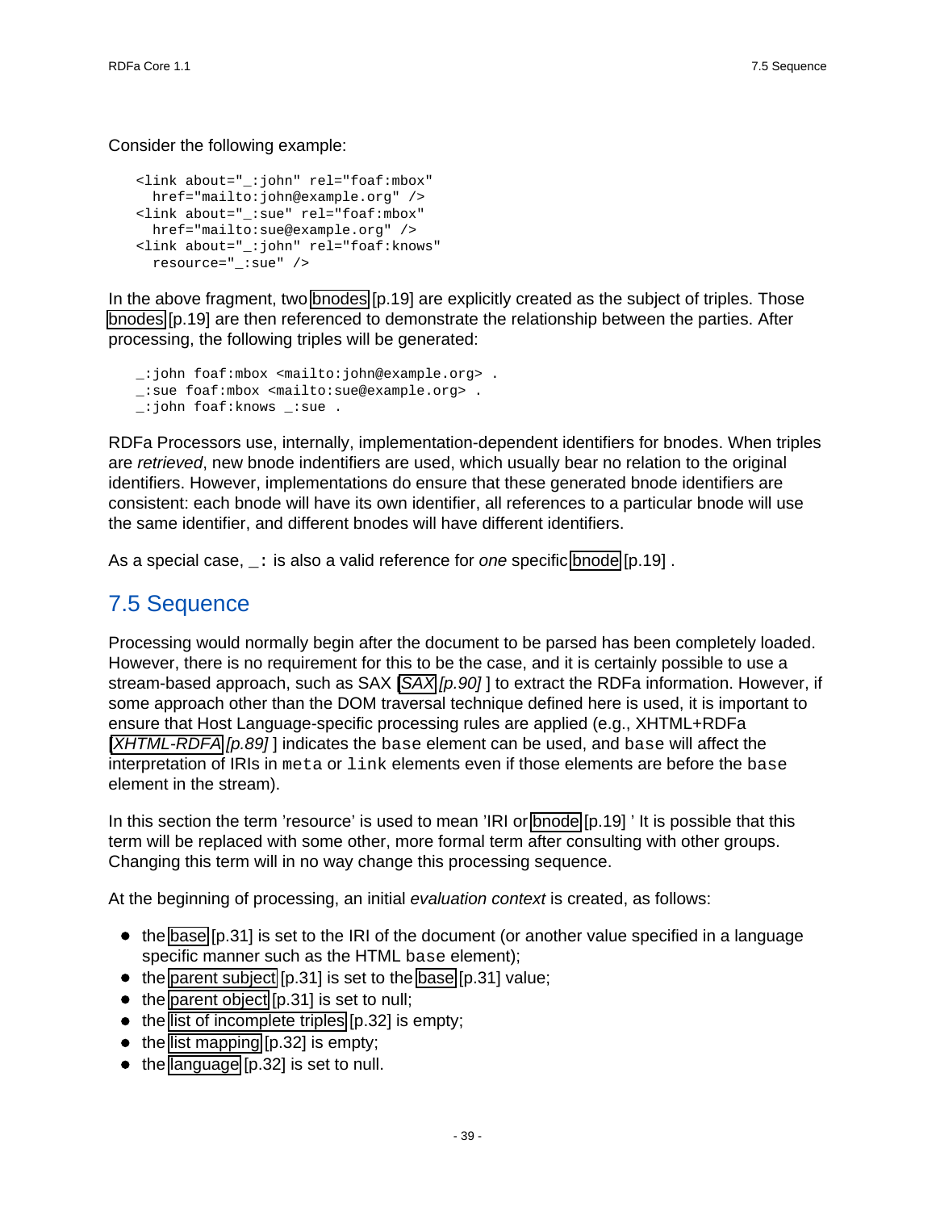Consider the following example:

```
<link about="_:john" rel="foaf:mbox"
  href="mailto:john@example.org" />
<link about="_:sue" rel="foaf:mbox"
  href="mailto:sue@example.org" />
<link about="_:john" rel="foaf:knows"
  resource="_:sue" />
```

In the above fragment, two bnodes [p.19] are explicitly created as the subject of triples. Those bnodes [p.19] are then referenced to demonstrate the relationship between the parties. After processing, the following triples will be generated:

```
_:john foaf:mbox <mailto:john@example.org> .
_:sue foaf:mbox <mailto:sue@example.org> .
_:john foaf:knows _:sue .
```

RDFa Processors use, internally, implementation-dependent identifiers for bnodes. When triples are *retrieved*, new bnode indentifiers are used, which usually bear no relation to the original identifiers. However, implementations do ensure that these generated bnode identifiers are consistent: each bnode will have its own identifier, all references to a particular bnode will use the same identifier, and different bnodes will have different identifiers.

As a special case, `_:` is also a valid reference for *one* specific bnode [p.19] .

## 7.5 Sequence

Processing would normally begin after the document to be parsed has been completely loaded. However, there is no requirement for this to be the case, and it is certainly possible to use a stream-based approach, such as SAX [*SAX* [*p.90*] ] to extract the RDFa information. However, if some approach other than the DOM traversal technique defined here is used, it is important to ensure that Host Language-specific processing rules are applied (e.g., XHTML+RDFa [*XHTML-RDFA* [*p.89*] ] indicates the `base` element can be used, and `base` will affect the interpretation of IRIs in `meta` or `link` elements even if those elements are before the `base` element in the stream).

In this section the term 'resource' is used to mean 'IRI or bnode [p.19] ' It is possible that this term will be replaced with some other, more formal term after consulting with other groups. Changing this term will in no way change this processing sequence.

At the beginning of processing, an initial *evaluation context* is created, as follows:

- the base [p.31] is set to the IRI of the document (or another value specified in a language specific manner such as the HTML `base` element);
- the parent subject [p.31] is set to the base [p.31] value;
- the parent object [p.31] is set to null;
- the list of incomplete triples [p.32] is empty;
- the list mapping [p.32] is empty;
- the language [p.32] is set to null.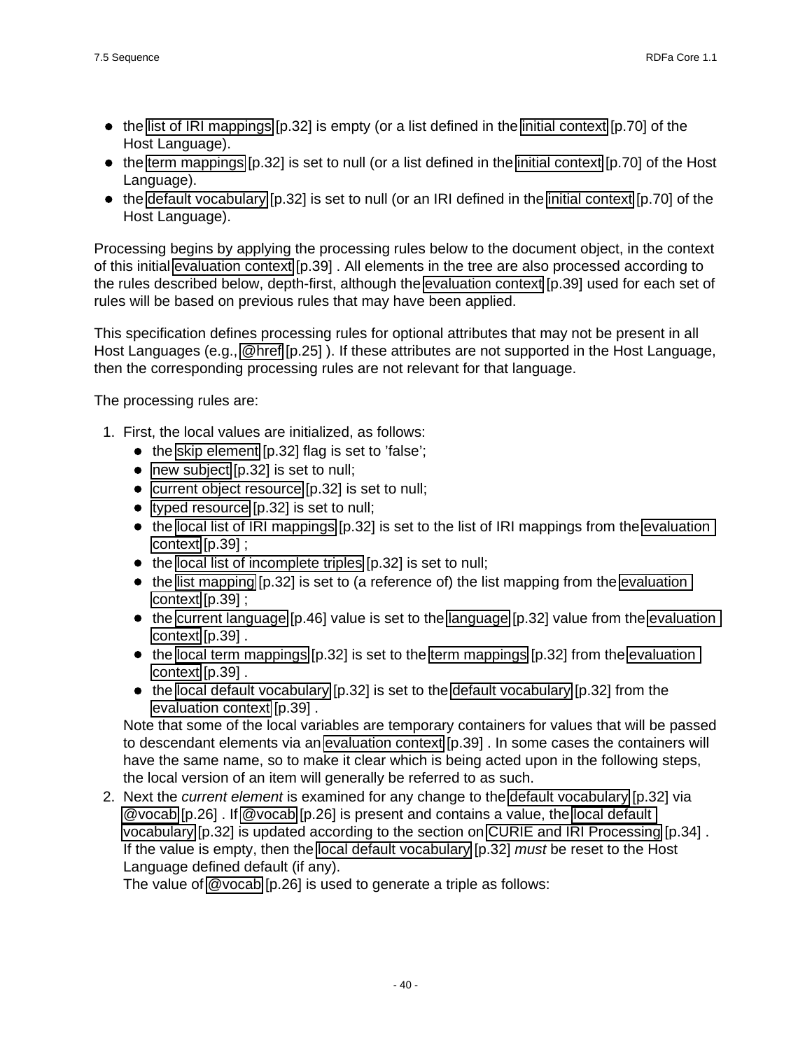- the list of IRI mappings [p.32] is empty (or a list defined in the initial context [p.70] of the Host Language).
- the term mappings [p.32] is set to null (or a list defined in the initial context [p.70] of the Host Language).
- the default vocabulary [p.32] is set to null (or an IRI defined in the initial context [p.70] of the Host Language).

Processing begins by applying the processing rules below to the document object, in the context of this initial evaluation context [p.39] . All elements in the tree are also processed according to the rules described below, depth-first, although the evaluation context [p.39] used for each set of rules will be based on previous rules that may have been applied.

This specification defines processing rules for optional attributes that may not be present in all Host Languages (e.g., @href [p.25] ). If these attributes are not supported in the Host Language, then the corresponding processing rules are not relevant for that language.

The processing rules are:

1. First, the local values are initialized, as follows:
   - the skip element [p.32] flag is set to 'false';
   - new subject [p.32] is set to null;
   - current object resource [p.32] is set to null;
   - typed resource [p.32] is set to null;
   - the local list of IRI mappings [p.32] is set to the list of IRI mappings from the evaluation context [p.39] ;
   - the local list of incomplete triples [p.32] is set to null;
   - the list mapping [p.32] is set to (a reference of) the list mapping from the evaluation context [p.39] ;
   - the current language [p.46] value is set to the language [p.32] value from the evaluation context [p.39] .
   - the local term mappings [p.32] is set to the term mappings [p.32] from the evaluation context [p.39] .
   - the local default vocabulary [p.32] is set to the default vocabulary [p.32] from the evaluation context [p.39] .

   Note that some of the local variables are temporary containers for values that will be passed to descendant elements via an evaluation context [p.39] . In some cases the containers will have the same name, so to make it clear which is being acted upon in the following steps, the local version of an item will generally be referred to as such.
2. Next the *current element* is examined for any change to the default vocabulary [p.32] via @vocab [p.26] . If @vocab [p.26] is present and contains a value, the local default vocabulary [p.32] is updated according to the section on CURIE and IRI Processing [p.34] . If the value is empty, then the local default vocabulary [p.32] *must* be reset to the Host Language defined default (if any).

   The value of @vocab [p.26] is used to generate a triple as follows: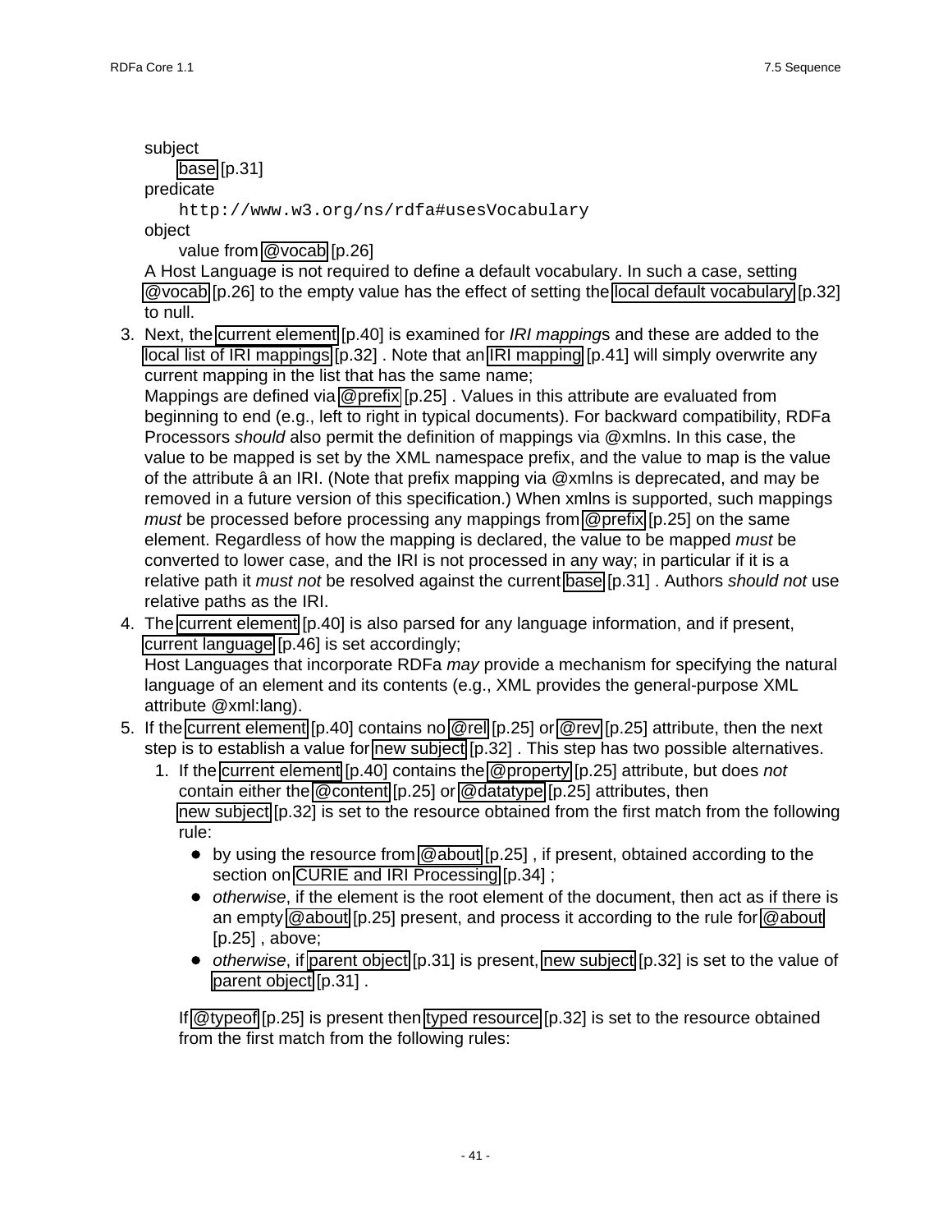subject
: base [p.31]

predicate
: `http://www.w3.org/ns/rdfa#usesVocabulary`

object
: value from @vocab [p.26]

A Host Language is not required to define a default vocabulary. In such a case, setting @vocab [p.26] to the empty value has the effect of setting the local default vocabulary [p.32] to null.

3. Next, the current element [p.40] is examined for *IRI mapping*s and these are added to the local list of IRI mappings [p.32] . Note that an IRI mapping [p.41] will simply overwrite any current mapping in the list that has the same name;
   Mappings are defined via @prefix [p.25] . Values in this attribute are evaluated from beginning to end (e.g., left to right in typical documents). For backward compatibility, RDFa Processors *should* also permit the definition of mappings via @xmlns. In this case, the value to be mapped is set by the XML namespace prefix, and the value to map is the value of the attribute â an IRI. (Note that prefix mapping via @xmlns is deprecated, and may be removed in a future version of this specification.) When xmlns is supported, such mappings *must* be processed before processing any mappings from @prefix [p.25] on the same element. Regardless of how the mapping is declared, the value to be mapped *must* be converted to lower case, and the IRI is not processed in any way; in particular if it is a relative path it *must not* be resolved against the current base [p.31] . Authors *should not* use relative paths as the IRI.
4. The current element [p.40] is also parsed for any language information, and if present, current language [p.46] is set accordingly;
   Host Languages that incorporate RDFa *may* provide a mechanism for specifying the natural language of an element and its contents (e.g., XML provides the general-purpose XML attribute @xml:lang).
5. If the current element [p.40] contains no @rel [p.25] or @rev [p.25] attribute, then the next step is to establish a value for new subject [p.32] . This step has two possible alternatives.
   1. If the current element [p.40] contains the @property [p.25] attribute, but does *not* contain either the @content [p.25] or @datatype [p.25] attributes, then new subject [p.32] is set to the resource obtained from the first match from the following rule:
      - by using the resource from @about [p.25] , if present, obtained according to the section on CURIE and IRI Processing [p.34] ;
      - *otherwise*, if the element is the root element of the document, then act as if there is an empty @about [p.25] present, and process it according to the rule for @about [p.25] , above;
      - *otherwise*, if parent object [p.31] is present, new subject [p.32] is set to the value of parent object [p.31] .

      If @typeof [p.25] is present then typed resource [p.32] is set to the resource obtained from the first match from the following rules: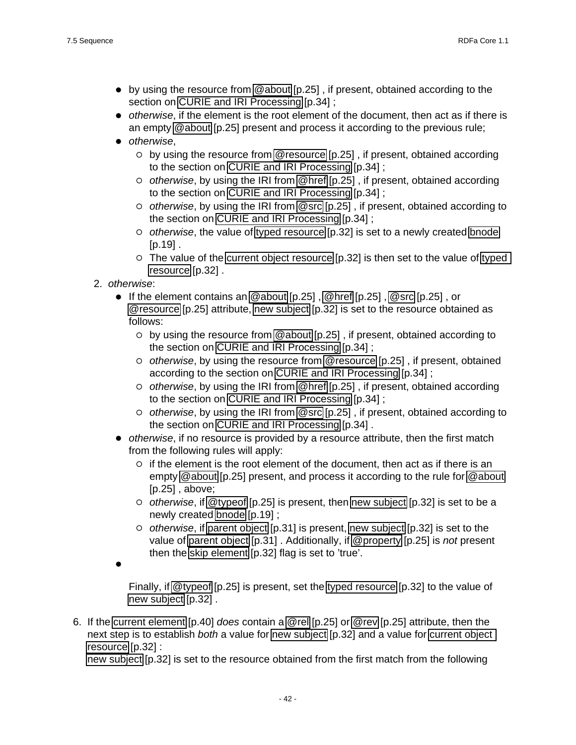- by using the resource from @about [p.25] , if present, obtained according to the section on CURIE and IRI Processing [p.34] ;
- *otherwise*, if the element is the root element of the document, then act as if there is an empty @about [p.25] present and process it according to the previous rule;
- *otherwise*,
  - by using the resource from @resource [p.25] , if present, obtained according to the section on CURIE and IRI Processing [p.34] ;
  - *otherwise*, by using the IRI from @href [p.25] , if present, obtained according to the section on CURIE and IRI Processing [p.34] ;
  - *otherwise*, by using the IRI from @src [p.25] , if present, obtained according to the section on CURIE and IRI Processing [p.34] ;
  - *otherwise*, the value of typed resource [p.32] is set to a newly created bnode [p.19] .
  - The value of the current object resource [p.32] is then set to the value of typed resource [p.32] .

2. *otherwise*:
   - If the element contains an @about [p.25] , @href [p.25] , @src [p.25] , or @resource [p.25] attribute, new subject [p.32] is set to the resource obtained as follows:
     - by using the resource from @about [p.25] , if present, obtained according to the section on CURIE and IRI Processing [p.34] ;
     - *otherwise*, by using the resource from @resource [p.25] , if present, obtained according to the section on CURIE and IRI Processing [p.34] ;
     - *otherwise*, by using the IRI from @href [p.25] , if present, obtained according to the section on CURIE and IRI Processing [p.34] ;
     - *otherwise*, by using the IRI from @src [p.25] , if present, obtained according to the section on CURIE and IRI Processing [p.34] .
   - *otherwise*, if no resource is provided by a resource attribute, then the first match from the following rules will apply:
     - if the element is the root element of the document, then act as if there is an empty @about [p.25] present, and process it according to the rule for @about [p.25] , above;
     - *otherwise*, if @typeof [p.25] is present, then new subject [p.32] is set to be a newly created bnode [p.19] ;
     - *otherwise*, if parent object [p.31] is present, new subject [p.32] is set to the value of parent object [p.31] . Additionally, if @property [p.25] is *not* present then the skip element [p.32] flag is set to 'true'.
   - Finally, if @typeof [p.25] is present, set the typed resource [p.32] to the value of new subject [p.32] .

6. If the current element [p.40] *does* contain a @rel [p.25] or @rev [p.25] attribute, then the next step is to establish *both* a value for new subject [p.32] and a value for current object resource [p.32] :
   new subject [p.32] is set to the resource obtained from the first match from the following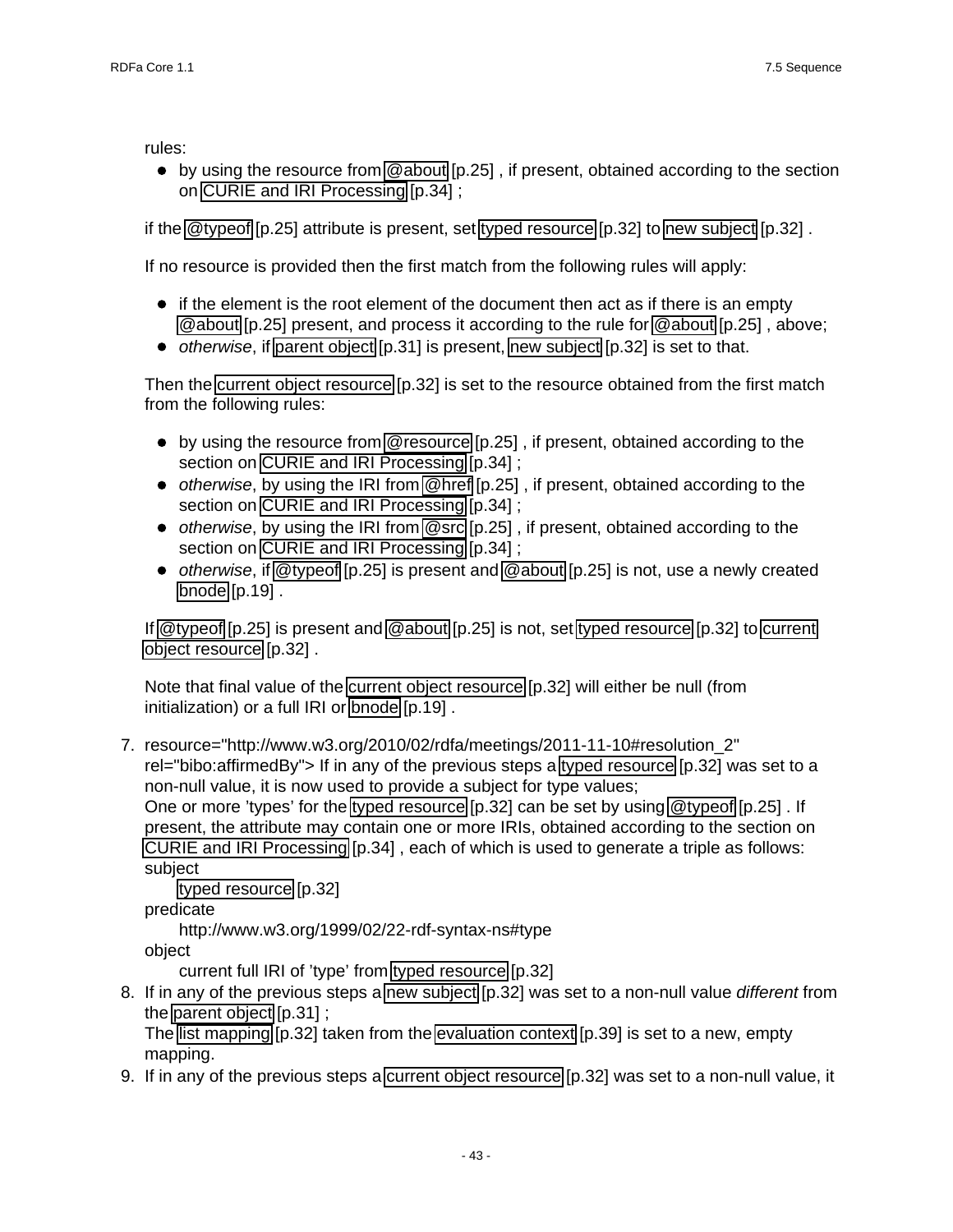rules:

- by using the resource from @about [p.25] , if present, obtained according to the section on CURIE and IRI Processing [p.34] ;

if the @typeof [p.25] attribute is present, set typed resource [p.32] to new subject [p.32] .

If no resource is provided then the first match from the following rules will apply:

- if the element is the root element of the document then act as if there is an empty @about [p.25] present, and process it according to the rule for @about [p.25] , above;
- *otherwise*, if parent object [p.31] is present, new subject [p.32] is set to that.

Then the current object resource [p.32] is set to the resource obtained from the first match from the following rules:

- by using the resource from @resource [p.25] , if present, obtained according to the section on CURIE and IRI Processing [p.34] ;
- *otherwise*, by using the IRI from @href [p.25] , if present, obtained according to the section on CURIE and IRI Processing [p.34] ;
- *otherwise*, by using the IRI from @src [p.25] , if present, obtained according to the section on CURIE and IRI Processing [p.34] ;
- *otherwise*, if @typeof [p.25] is present and @about [p.25] is not, use a newly created bnode [p.19] .

If @typeof [p.25] is present and @about [p.25] is not, set typed resource [p.32] to current object resource [p.32] .

Note that final value of the current object resource [p.32] will either be null (from initialization) or a full IRI or bnode [p.19] .

7. resource="http://www.w3.org/2010/02/rdfa/meetings/2011-11-10#resolution_2" rel="bibo:affirmedBy"> If in any of the previous steps a typed resource [p.32] was set to a non-null value, it is now used to provide a subject for type values;
   One or more 'types' for the typed resource [p.32] can be set by using @typeof [p.25] . If present, the attribute may contain one or more IRIs, obtained according to the section on CURIE and IRI Processing [p.34] , each of which is used to generate a triple as follows:
   subject
   : typed resource [p.32]

   predicate
   : http://www.w3.org/1999/02/22-rdf-syntax-ns#type

   object
   : current full IRI of 'type' from typed resource [p.32]
8. If in any of the previous steps a new subject [p.32] was set to a non-null value *different* from the parent object [p.31] ;
   The list mapping [p.32] taken from the evaluation context [p.39] is set to a new, empty mapping.
9. If in any of the previous steps a current object resource [p.32] was set to a non-null value, it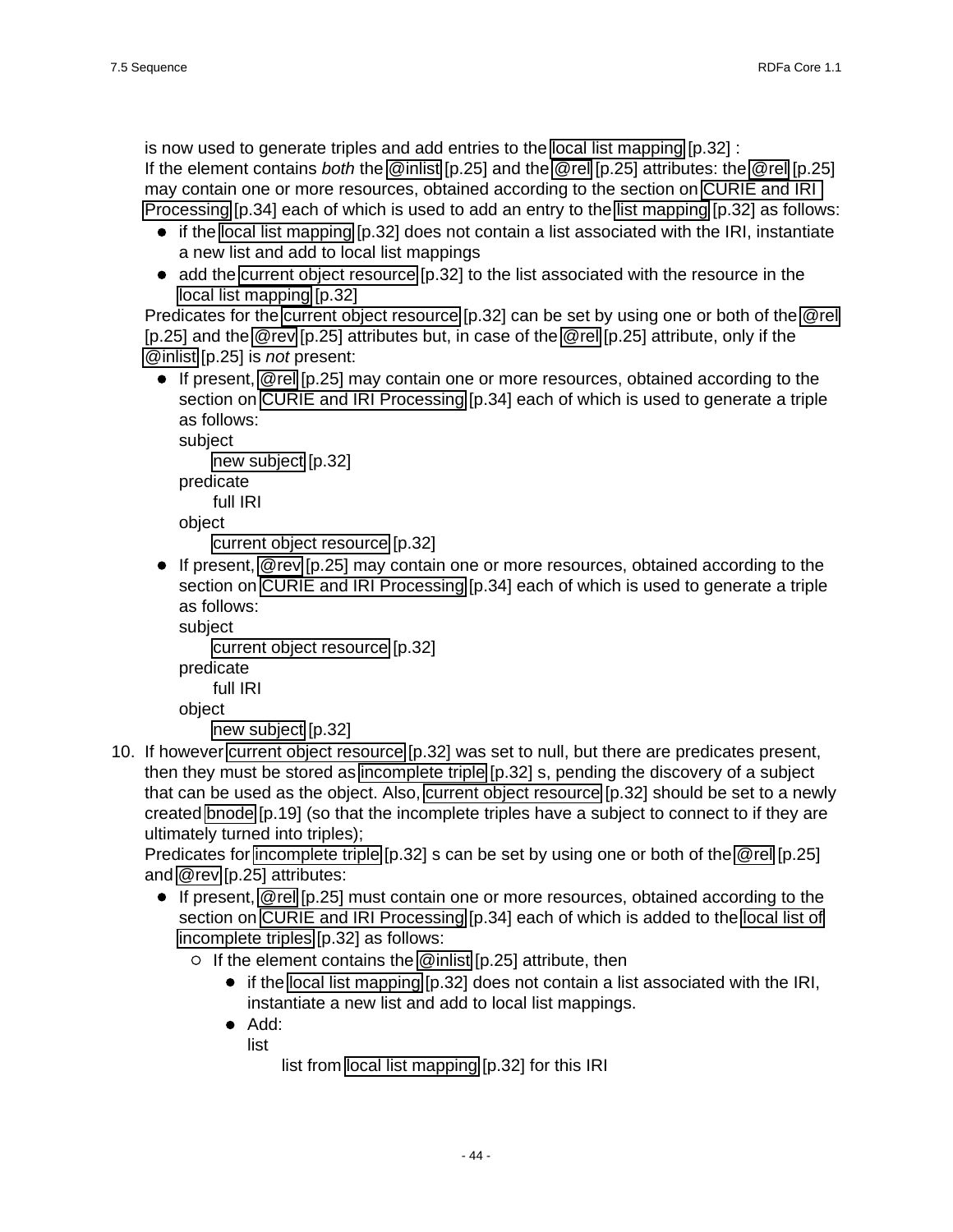is now used to generate triples and add entries to the local list mapping [p.32] :
If the element contains *both* the @inlist [p.25] and the @rel [p.25] attributes: the @rel [p.25] may contain one or more resources, obtained according to the section on CURIE and IRI Processing [p.34] each of which is used to add an entry to the list mapping [p.32] as follows:

- if the local list mapping [p.32] does not contain a list associated with the IRI, instantiate a new list and add to local list mappings
- add the current object resource [p.32] to the list associated with the resource in the local list mapping [p.32]

Predicates for the current object resource [p.32] can be set by using one or both of the @rel [p.25] and the @rev [p.25] attributes but, in case of the @rel [p.25] attribute, only if the @inlist [p.25] is *not* present:

- If present, @rel [p.25] may contain one or more resources, obtained according to the section on CURIE and IRI Processing [p.34] each of which is used to generate a triple as follows:
  subject
  &nbsp;&nbsp;&nbsp;&nbsp;new subject [p.32]
  predicate
  &nbsp;&nbsp;&nbsp;&nbsp;full IRI
  object
  &nbsp;&nbsp;&nbsp;&nbsp;current object resource [p.32]
- If present, @rev [p.25] may contain one or more resources, obtained according to the section on CURIE and IRI Processing [p.34] each of which is used to generate a triple as follows:
  subject
  &nbsp;&nbsp;&nbsp;&nbsp;current object resource [p.32]
  predicate
  &nbsp;&nbsp;&nbsp;&nbsp;full IRI
  object
  &nbsp;&nbsp;&nbsp;&nbsp;new subject [p.32]

10. If however current object resource [p.32] was set to null, but there are predicates present, then they must be stored as incomplete triple [p.32] s, pending the discovery of a subject that can be used as the object. Also, current object resource [p.32] should be set to a newly created bnode [p.19] (so that the incomplete triples have a subject to connect to if they are ultimately turned into triples);
Predicates for incomplete triple [p.32] s can be set by using one or both of the @rel [p.25] and @rev [p.25] attributes:
    - If present, @rel [p.25] must contain one or more resources, obtained according to the section on CURIE and IRI Processing [p.34] each of which is added to the local list of incomplete triples [p.32] as follows:
        - If the element contains the @inlist [p.25] attribute, then
            - if the local list mapping [p.32] does not contain a list associated with the IRI, instantiate a new list and add to local list mappings.
            - Add:
              list
              &nbsp;&nbsp;&nbsp;&nbsp;list from local list mapping [p.32] for this IRI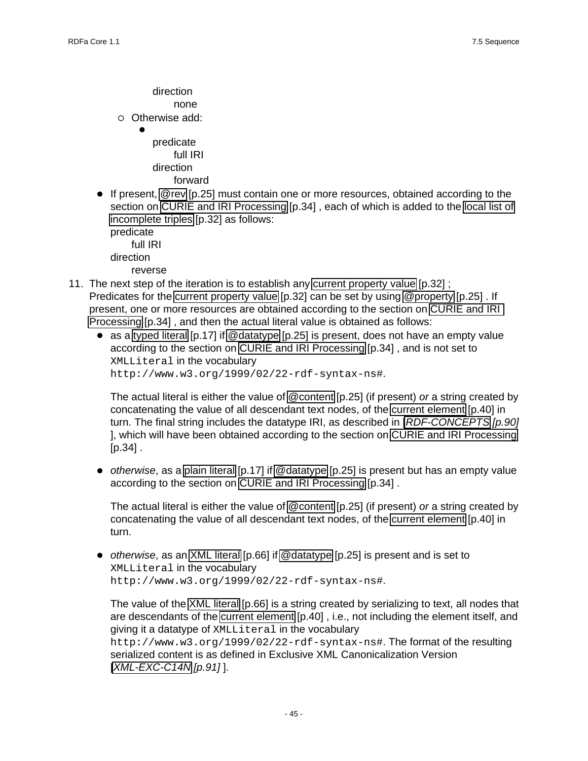direction
        none
  - Otherwise add:
    - predicate
        full IRI
      direction
        forward
- If present, @rev [p.25] must contain one or more resources, obtained according to the section on CURIE and IRI Processing [p.34] , each of which is added to the local list of incomplete triples [p.32] as follows:
  predicate
      full IRI
  direction
      reverse

11. The next step of the iteration is to establish any current property value [p.32] ;
    Predicates for the current property value [p.32] can be set by using @property [p.25] . If present, one or more resources are obtained according to the section on CURIE and IRI Processing [p.34] , and then the actual literal value is obtained as follows:
    - as a typed literal [p.17] if @datatype [p.25] is present, does not have an empty value according to the section on CURIE and IRI Processing [p.34] , and is not set to `XMLLiteral` in the vocabulary `http://www.w3.org/1999/02/22-rdf-syntax-ns#`.

      The actual literal is either the value of @content [p.25] (if present) *or* a string created by concatenating the value of all descendant text nodes, of the current element [p.40] in turn. The final string includes the datatype IRI, as described in [*RDF-CONCEPTS* *[p.90]* ], which will have been obtained according to the section on CURIE and IRI Processing [p.34] .

    - *otherwise*, as a plain literal [p.17] if @datatype [p.25] is present but has an empty value according to the section on CURIE and IRI Processing [p.34] .

      The actual literal is either the value of @content [p.25] (if present) *or* a string created by concatenating the value of all descendant text nodes, of the current element [p.40] in turn.

    - *otherwise*, as an XML literal [p.66] if @datatype [p.25] is present and is set to `XMLLiteral` in the vocabulary `http://www.w3.org/1999/02/22-rdf-syntax-ns#`.

      The value of the XML literal [p.66] is a string created by serializing to text, all nodes that are descendants of the current element [p.40] , i.e., not including the element itself, and giving it a datatype of `XMLLiteral` in the vocabulary `http://www.w3.org/1999/02/22-rdf-syntax-ns#`. The format of the resulting serialized content is as defined in Exclusive XML Canonicalization Version [*XML-EXC-C14N* *[p.91]* ].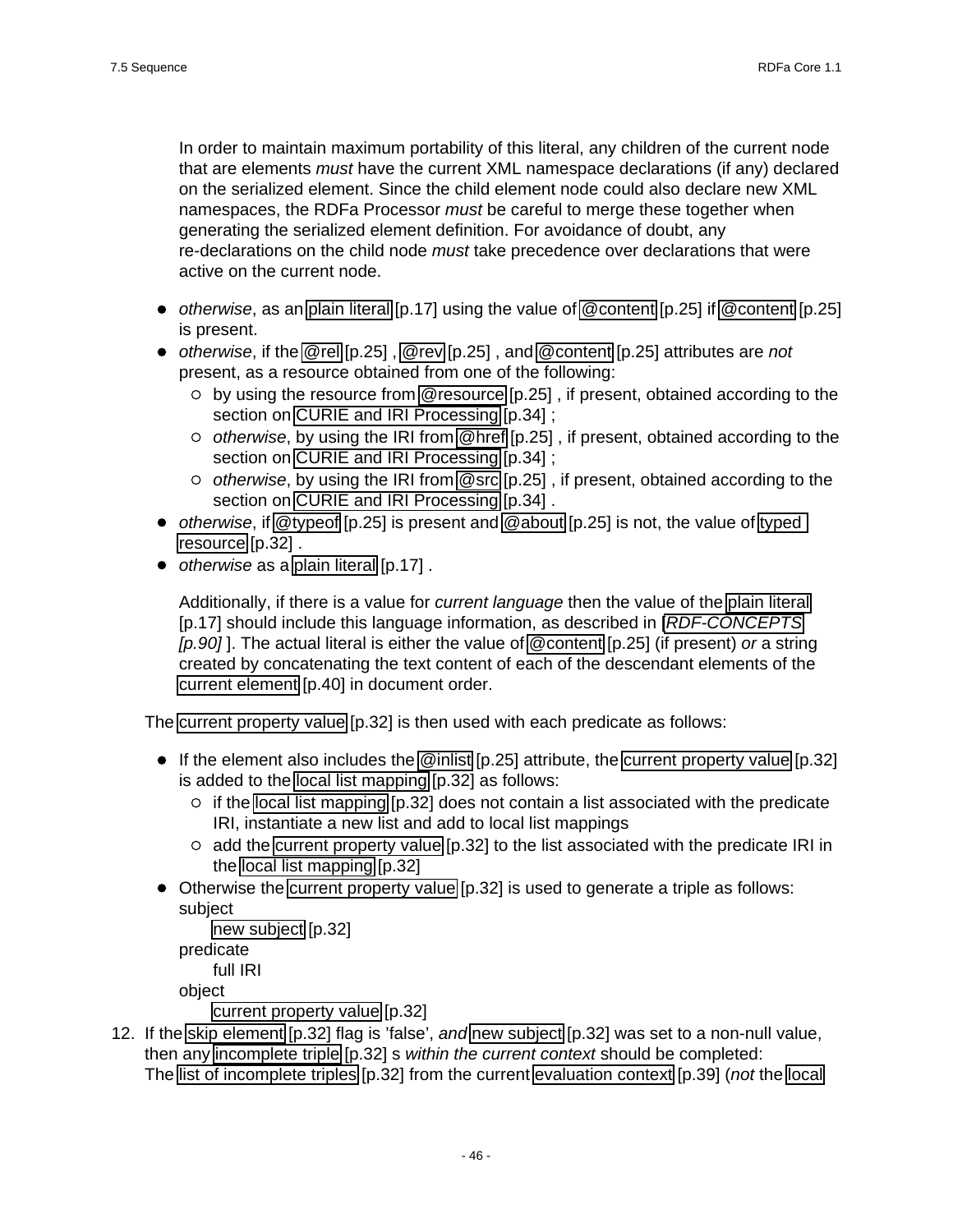In order to maintain maximum portability of this literal, any children of the current node that are elements *must* have the current XML namespace declarations (if any) declared on the serialized element. Since the child element node could also declare new XML namespaces, the RDFa Processor *must* be careful to merge these together when generating the serialized element definition. For avoidance of doubt, any re-declarations on the child node *must* take precedence over declarations that were active on the current node.

- *otherwise*, as an plain literal [p.17] using the value of @content [p.25] if @content [p.25] is present.
- *otherwise*, if the @rel [p.25] , @rev [p.25] , and @content [p.25] attributes are *not* present, as a resource obtained from one of the following:
  - by using the resource from @resource [p.25] , if present, obtained according to the section on CURIE and IRI Processing [p.34] ;
  - *otherwise*, by using the IRI from @href [p.25] , if present, obtained according to the section on CURIE and IRI Processing [p.34] ;
  - *otherwise*, by using the IRI from @src [p.25] , if present, obtained according to the section on CURIE and IRI Processing [p.34] .
- *otherwise*, if @typeof [p.25] is present and @about [p.25] is not, the value of typed resource [p.32] .
- *otherwise* as a plain literal [p.17] .

  Additionally, if there is a value for *current language* then the value of the plain literal [p.17] should include this language information, as described in [*RDF-CONCEPTS [p.90]* ]. The actual literal is either the value of @content [p.25] (if present) *or* a string created by concatenating the text content of each of the descendant elements of the current element [p.40] in document order.

The current property value [p.32] is then used with each predicate as follows:

- If the element also includes the @inlist [p.25] attribute, the current property value [p.32] is added to the local list mapping [p.32] as follows:
  - if the local list mapping [p.32] does not contain a list associated with the predicate IRI, instantiate a new list and add to local list mappings
  - add the current property value [p.32] to the list associated with the predicate IRI in the local list mapping [p.32]
- Otherwise the current property value [p.32] is used to generate a triple as follows:
  subject
    new subject [p.32]
  predicate
    full IRI
  object
    current property value [p.32]

12. If the skip element [p.32] flag is 'false', *and* new subject [p.32] was set to a non-null value, then any incomplete triple [p.32] s *within the current context* should be completed:
    The list of incomplete triples [p.32] from the current evaluation context [p.39] (*not* the local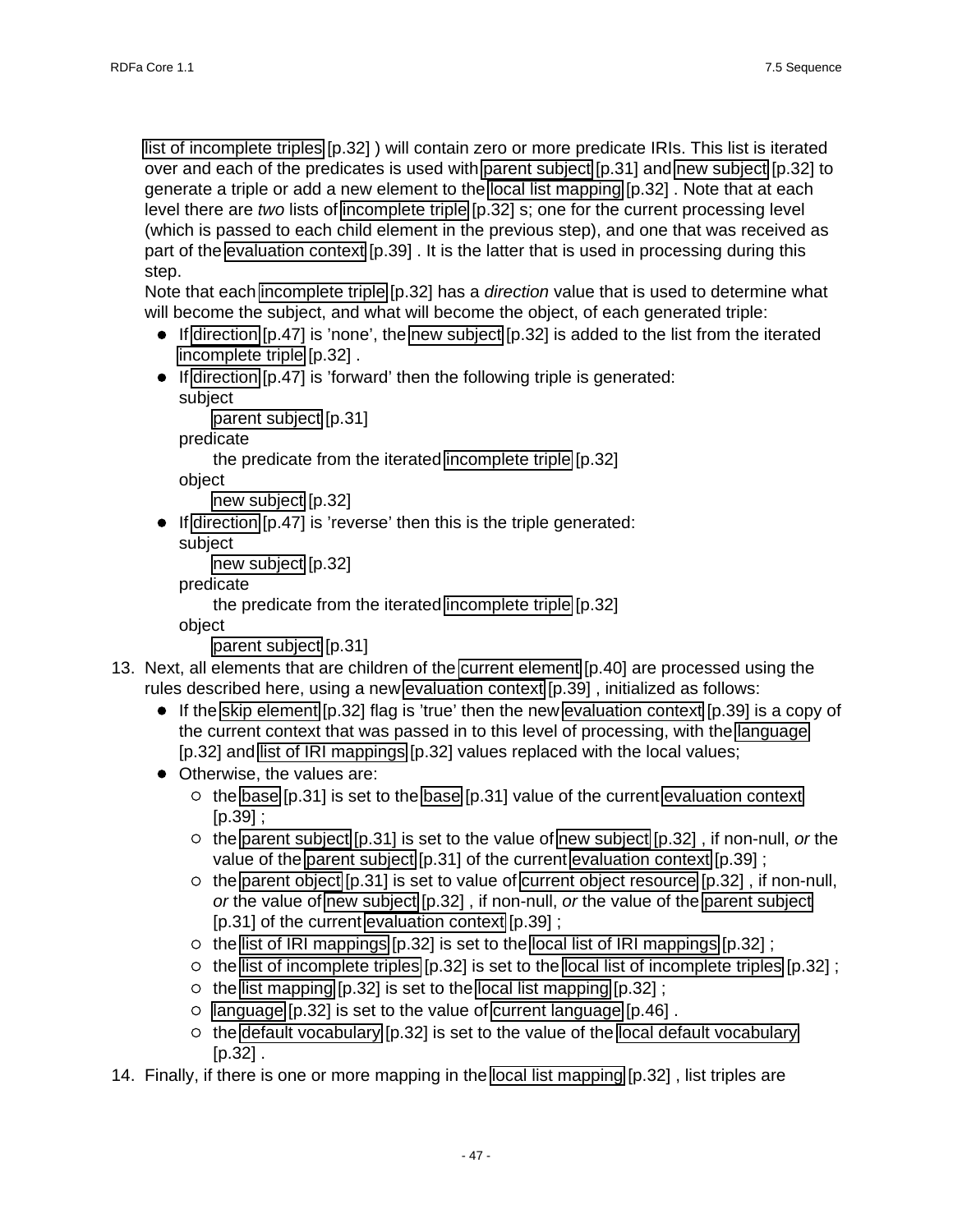list of incomplete triples [p.32] ) will contain zero or more predicate IRIs. This list is iterated over and each of the predicates is used with parent subject [p.31] and new subject [p.32] to generate a triple or add a new element to the local list mapping [p.32] . Note that at each level there are *two* lists of incomplete triple [p.32] s; one for the current processing level (which is passed to each child element in the previous step), and one that was received as part of the evaluation context [p.39] . It is the latter that is used in processing during this step.

Note that each incomplete triple [p.32] has a *direction* value that is used to determine what will become the subject, and what will become the object, of each generated triple:

- If direction [p.47] is 'none', the new subject [p.32] is added to the list from the iterated incomplete triple [p.32] .
- If direction [p.47] is 'forward' then the following triple is generated:
  subject
  : parent subject [p.31]

  predicate
  : the predicate from the iterated incomplete triple [p.32]

  object
  : new subject [p.32]
- If direction [p.47] is 'reverse' then this is the triple generated:
  subject
  : new subject [p.32]

  predicate
  : the predicate from the iterated incomplete triple [p.32]

  object
  : parent subject [p.31]

13. Next, all elements that are children of the current element [p.40] are processed using the rules described here, using a new evaluation context [p.39] , initialized as follows:
    - If the skip element [p.32] flag is 'true' then the new evaluation context [p.39] is a copy of the current context that was passed in to this level of processing, with the language [p.32] and list of IRI mappings [p.32] values replaced with the local values;
    - Otherwise, the values are:
      - the base [p.31] is set to the base [p.31] value of the current evaluation context [p.39] ;
      - the parent subject [p.31] is set to the value of new subject [p.32] , if non-null, *or* the value of the parent subject [p.31] of the current evaluation context [p.39] ;
      - the parent object [p.31] is set to value of current object resource [p.32] , if non-null, *or* the value of new subject [p.32] , if non-null, *or* the value of the parent subject [p.31] of the current evaluation context [p.39] ;
      - the list of IRI mappings [p.32] is set to the local list of IRI mappings [p.32] ;
      - the list of incomplete triples [p.32] is set to the local list of incomplete triples [p.32] ;
      - the list mapping [p.32] is set to the local list mapping [p.32] ;
      - language [p.32] is set to the value of current language [p.46] .
      - the default vocabulary [p.32] is set to the value of the local default vocabulary [p.32] .
14. Finally, if there is one or more mapping in the local list mapping [p.32] , list triples are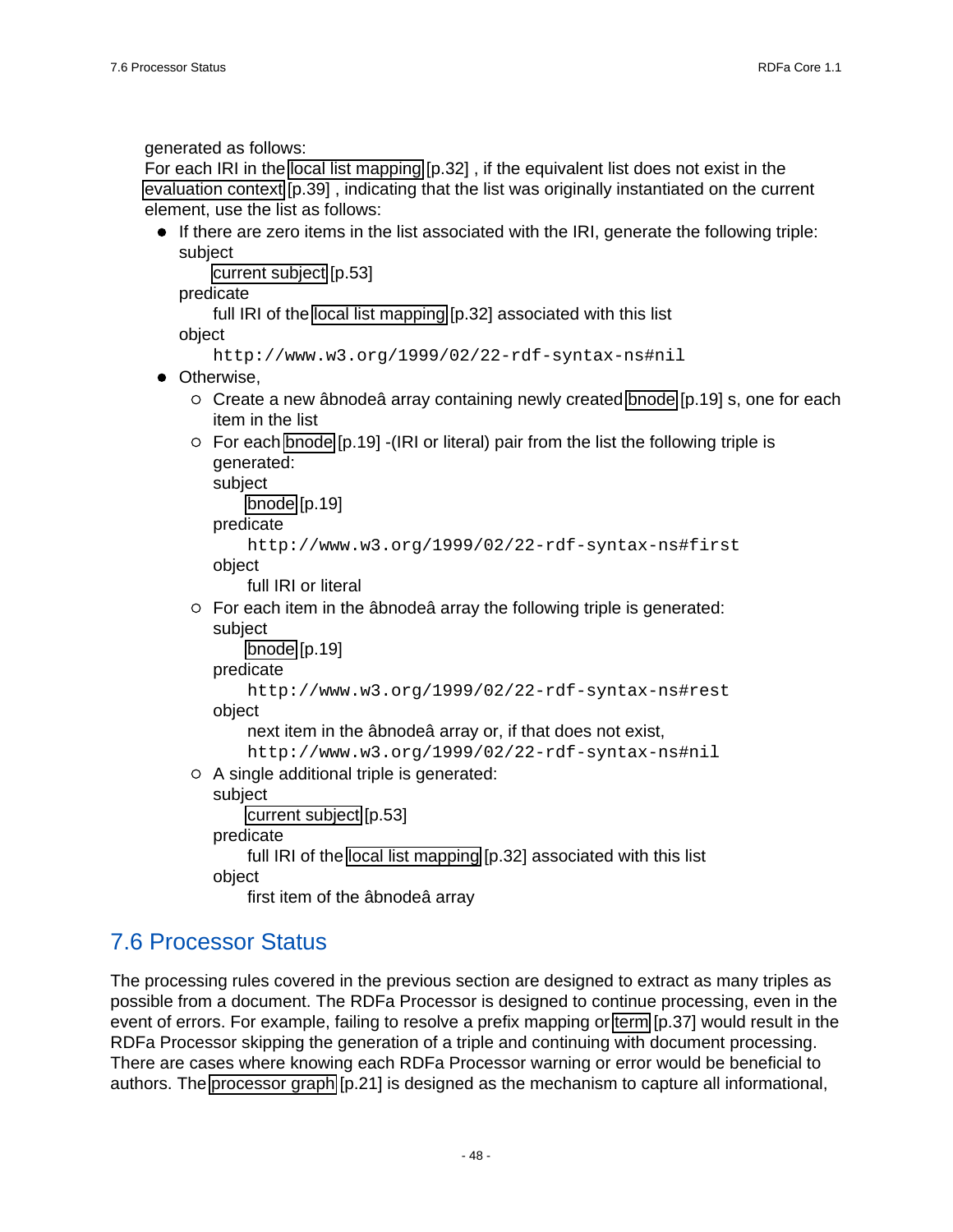generated as follows:
For each IRI in the local list mapping [p.32] , if the equivalent list does not exist in the evaluation context [p.39] , indicating that the list was originally instantiated on the current element, use the list as follows:

- If there are zero items in the list associated with the IRI, generate the following triple:
  subject
  : current subject [p.53]

  predicate
  : full IRI of the local list mapping [p.32] associated with this list

  object
  : `http://www.w3.org/1999/02/22-rdf-syntax-ns#nil`
- Otherwise,
  - Create a new âbnodeâ array containing newly created bnode [p.19] s, one for each item in the list
  - For each bnode [p.19] -(IRI or literal) pair from the list the following triple is generated:
    subject
    : bnode [p.19]

    predicate
    : `http://www.w3.org/1999/02/22-rdf-syntax-ns#first`

    object
    : full IRI or literal
  - For each item in the âbnodeâ array the following triple is generated:
    subject
    : bnode [p.19]

    predicate
    : `http://www.w3.org/1999/02/22-rdf-syntax-ns#rest`

    object
    : next item in the âbnodeâ array or, if that does not exist, `http://www.w3.org/1999/02/22-rdf-syntax-ns#nil`
  - A single additional triple is generated:
    subject
    : current subject [p.53]

    predicate
    : full IRI of the local list mapping [p.32] associated with this list

    object
    : first item of the âbnodeâ array

## 7.6 Processor Status

The processing rules covered in the previous section are designed to extract as many triples as possible from a document. The RDFa Processor is designed to continue processing, even in the event of errors. For example, failing to resolve a prefix mapping or term [p.37] would result in the RDFa Processor skipping the generation of a triple and continuing with document processing. There are cases where knowing each RDFa Processor warning or error would be beneficial to authors. The processor graph [p.21] is designed as the mechanism to capture all informational,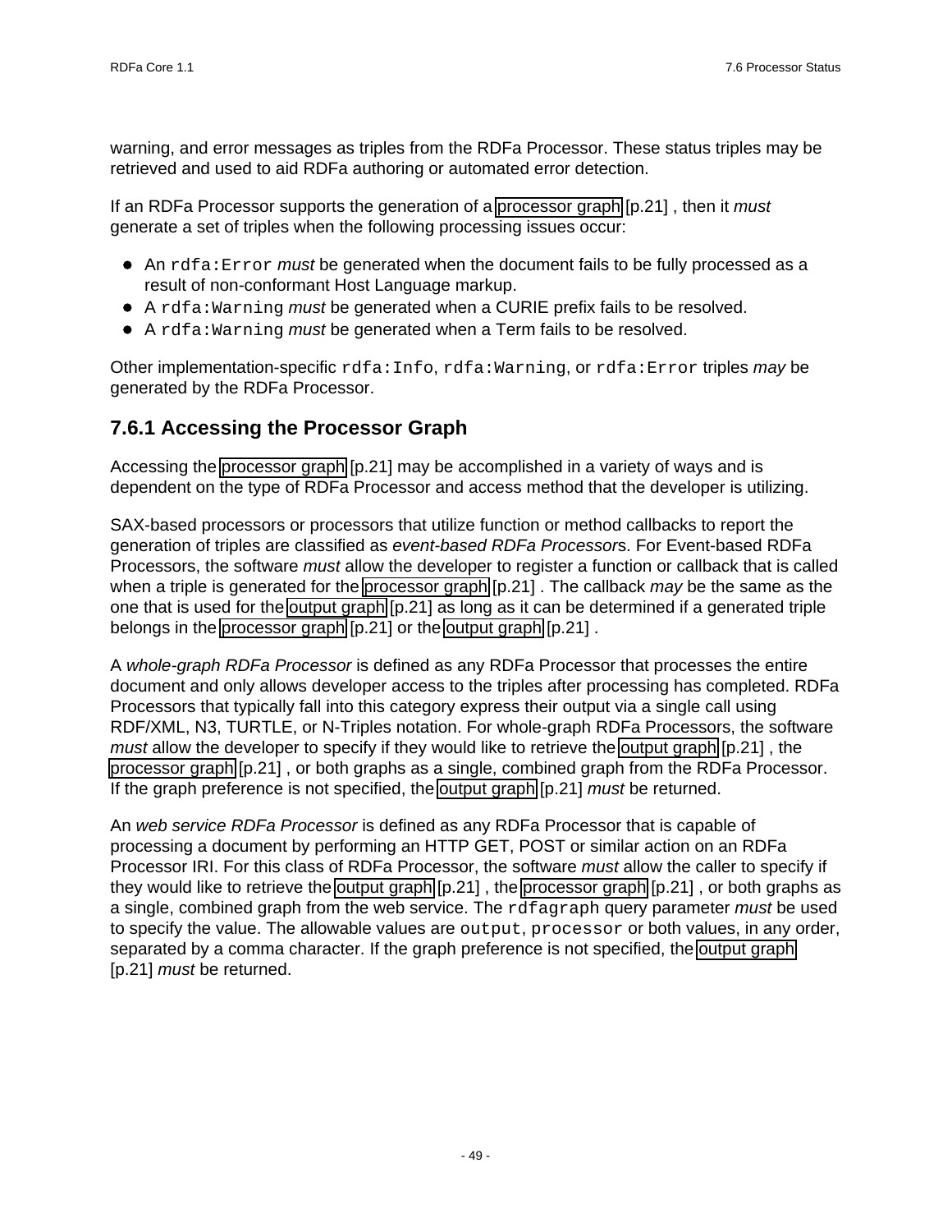warning, and error messages as triples from the RDFa Processor. These status triples may be retrieved and used to aid RDFa authoring or automated error detection.

If an RDFa Processor supports the generation of a processor graph [p.21] , then it *must* generate a set of triples when the following processing issues occur:

- An `rdfa:Error` *must* be generated when the document fails to be fully processed as a result of non-conformant Host Language markup.
- A `rdfa:Warning` *must* be generated when a CURIE prefix fails to be resolved.
- A `rdfa:Warning` *must* be generated when a Term fails to be resolved.

Other implementation-specific `rdfa:Info`, `rdfa:Warning`, or `rdfa:Error` triples *may* be generated by the RDFa Processor.

### 7.6.1 Accessing the Processor Graph

Accessing the processor graph [p.21] may be accomplished in a variety of ways and is dependent on the type of RDFa Processor and access method that the developer is utilizing.

SAX-based processors or processors that utilize function or method callbacks to report the generation of triples are classified as *event-based RDFa Processor*s. For Event-based RDFa Processors, the software *must* allow the developer to register a function or callback that is called when a triple is generated for the processor graph [p.21] . The callback *may* be the same as the one that is used for the output graph [p.21] as long as it can be determined if a generated triple belongs in the processor graph [p.21] or the output graph [p.21] .

A *whole-graph RDFa Processor* is defined as any RDFa Processor that processes the entire document and only allows developer access to the triples after processing has completed. RDFa Processors that typically fall into this category express their output via a single call using RDF/XML, N3, TURTLE, or N-Triples notation. For whole-graph RDFa Processors, the software *must* allow the developer to specify if they would like to retrieve the output graph [p.21] , the processor graph [p.21] , or both graphs as a single, combined graph from the RDFa Processor. If the graph preference is not specified, the output graph [p.21] *must* be returned.

An *web service RDFa Processor* is defined as any RDFa Processor that is capable of processing a document by performing an HTTP GET, POST or similar action on an RDFa Processor IRI. For this class of RDFa Processor, the software *must* allow the caller to specify if they would like to retrieve the output graph [p.21] , the processor graph [p.21] , or both graphs as a single, combined graph from the web service. The `rdfagraph` query parameter *must* be used to specify the value. The allowable values are `output`, `processor` or both values, in any order, separated by a comma character. If the graph preference is not specified, the output graph [p.21] *must* be returned.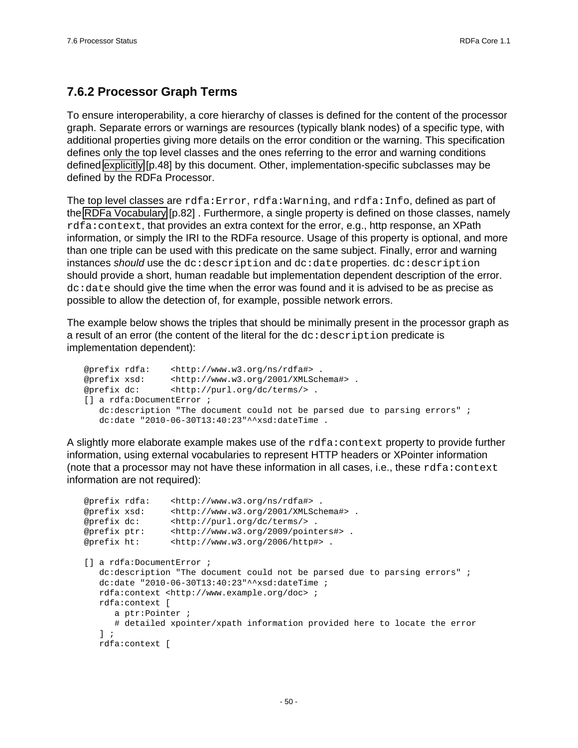### 7.6.2 Processor Graph Terms

To ensure interoperability, a core hierarchy of classes is defined for the content of the processor graph. Separate errors or warnings are resources (typically blank nodes) of a specific type, with additional properties giving more details on the error condition or the warning. This specification defines only the top level classes and the ones referring to the error and warning conditions defined explicitly [p.48] by this document. Other, implementation-specific subclasses may be defined by the RDFa Processor.

The top level classes are `rdfa:Error`, `rdfa:Warning`, and `rdfa:Info`, defined as part of the RDFa Vocabulary [p.82] . Furthermore, a single property is defined on those classes, namely `rdfa:context`, that provides an extra context for the error, e.g., http response, an XPath information, or simply the IRI to the RDFa resource. Usage of this property is optional, and more than one triple can be used with this predicate on the same subject. Finally, error and warning instances *should* use the `dc:description` and `dc:date` properties. `dc:description` should provide a short, human readable but implementation dependent description of the error. `dc:date` should give the time when the error was found and it is advised to be as precise as possible to allow the detection of, for example, possible network errors.

The example below shows the triples that should be minimally present in the processor graph as a result of an error (the content of the literal for the `dc:description` predicate is implementation dependent):

```
@prefix rdfa:    <http://www.w3.org/ns/rdfa#> .
@prefix xsd:     <http://www.w3.org/2001/XMLSchema#> .
@prefix dc:      <http://purl.org/dc/terms/> .
[] a rdfa:DocumentError ;
   dc:description "The document could not be parsed due to parsing errors" ;
   dc:date "2010-06-30T13:40:23"^^xsd:dateTime .
```

A slightly more elaborate example makes use of the `rdfa:context` property to provide further information, using external vocabularies to represent HTTP headers or XPointer information (note that a processor may not have these information in all cases, i.e., these `rdfa:context` information are not required):

```
@prefix rdfa:    <http://www.w3.org/ns/rdfa#> .
@prefix xsd:     <http://www.w3.org/2001/XMLSchema#> .
@prefix dc:      <http://purl.org/dc/terms/> .
@prefix ptr:     <http://www.w3.org/2009/pointers#> .
@prefix ht:      <http://www.w3.org/2006/http#> .

[] a rdfa:DocumentError ;
   dc:description "The document could not be parsed due to parsing errors" ;
   dc:date "2010-06-30T13:40:23"^^xsd:dateTime ;
   rdfa:context <http://www.example.org/doc> ;
   rdfa:context [
      a ptr:Pointer ;
      # detailed xpointer/xpath information provided here to locate the error
   ] ;
   rdfa:context [
```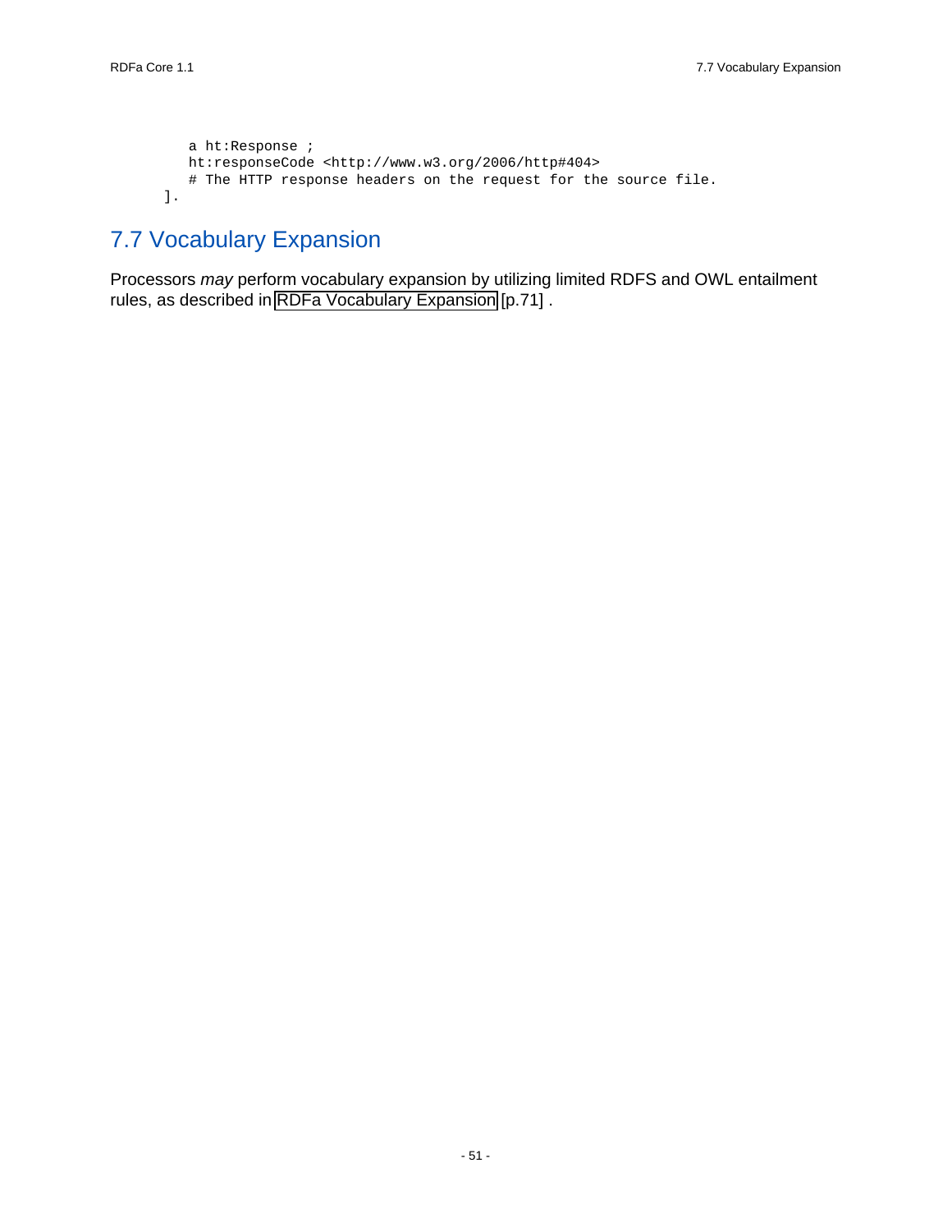```
    a ht:Response ;
    ht:responseCode <http://www.w3.org/2006/http#404>
    # The HTTP response headers on the request for the source file.
].
```

## 7.7 Vocabulary Expansion

Processors *may* perform vocabulary expansion by utilizing limited RDFS and OWL entailment rules, as described in RDFa Vocabulary Expansion [p.71] .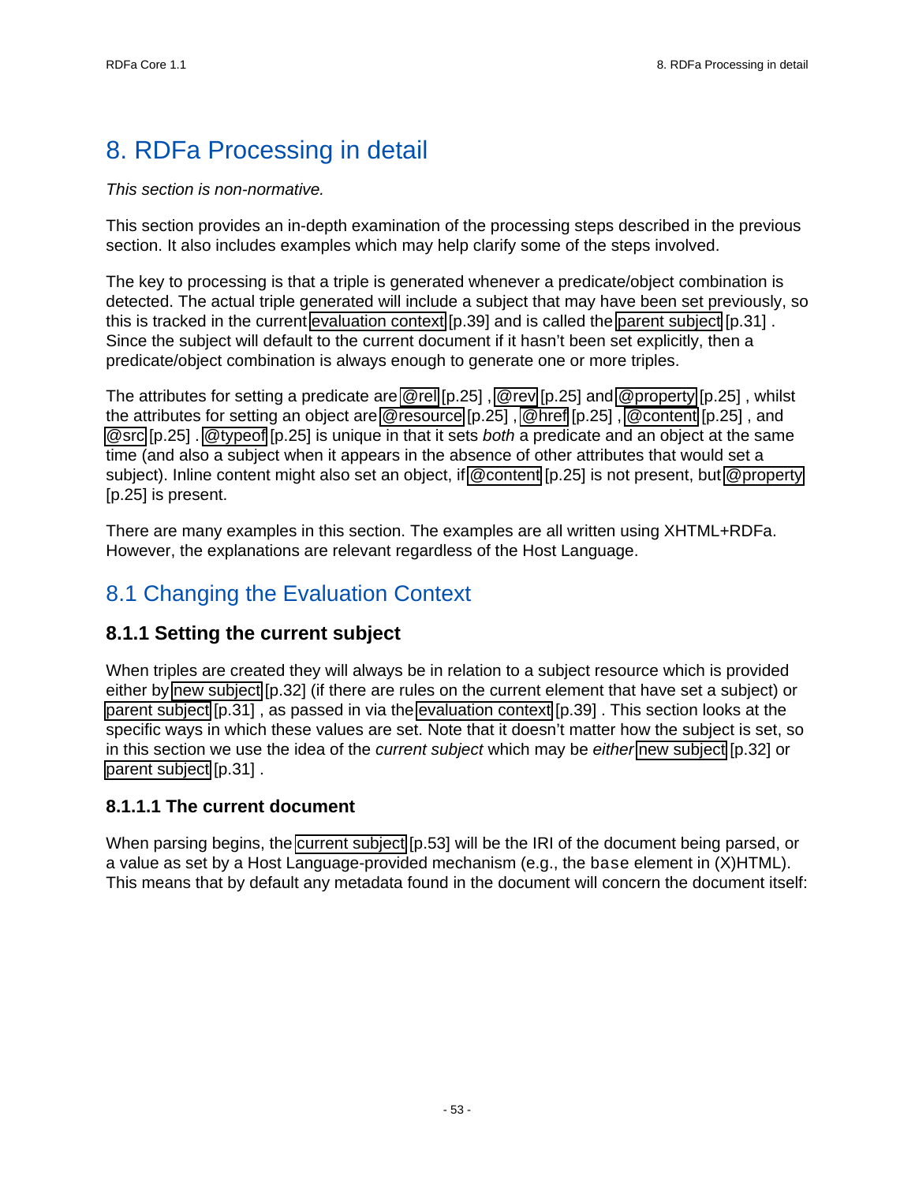# 8. RDFa Processing in detail

*This section is non-normative.*

This section provides an in-depth examination of the processing steps described in the previous section. It also includes examples which may help clarify some of the steps involved.

The key to processing is that a triple is generated whenever a predicate/object combination is detected. The actual triple generated will include a subject that may have been set previously, so this is tracked in the current evaluation context [p.39] and is called the parent subject [p.31] . Since the subject will default to the current document if it hasn't been set explicitly, then a predicate/object combination is always enough to generate one or more triples.

The attributes for setting a predicate are @rel [p.25] , @rev [p.25] and @property [p.25] , whilst the attributes for setting an object are @resource [p.25] , @href [p.25] , @content [p.25] , and @src [p.25] . @typeof [p.25] is unique in that it sets *both* a predicate and an object at the same time (and also a subject when it appears in the absence of other attributes that would set a subject). Inline content might also set an object, if @content [p.25] is not present, but @property [p.25] is present.

There are many examples in this section. The examples are all written using XHTML+RDFa. However, the explanations are relevant regardless of the Host Language.

## 8.1 Changing the Evaluation Context

### 8.1.1 Setting the current subject

When triples are created they will always be in relation to a subject resource which is provided either by new subject [p.32] (if there are rules on the current element that have set a subject) or parent subject [p.31] , as passed in via the evaluation context [p.39] . This section looks at the specific ways in which these values are set. Note that it doesn't matter how the subject is set, so in this section we use the idea of the *current subject* which may be *either* new subject [p.32] or parent subject [p.31] .

#### 8.1.1.1 The current document

When parsing begins, the current subject [p.53] will be the IRI of the document being parsed, or a value as set by a Host Language-provided mechanism (e.g., the base element in (X)HTML). This means that by default any metadata found in the document will concern the document itself: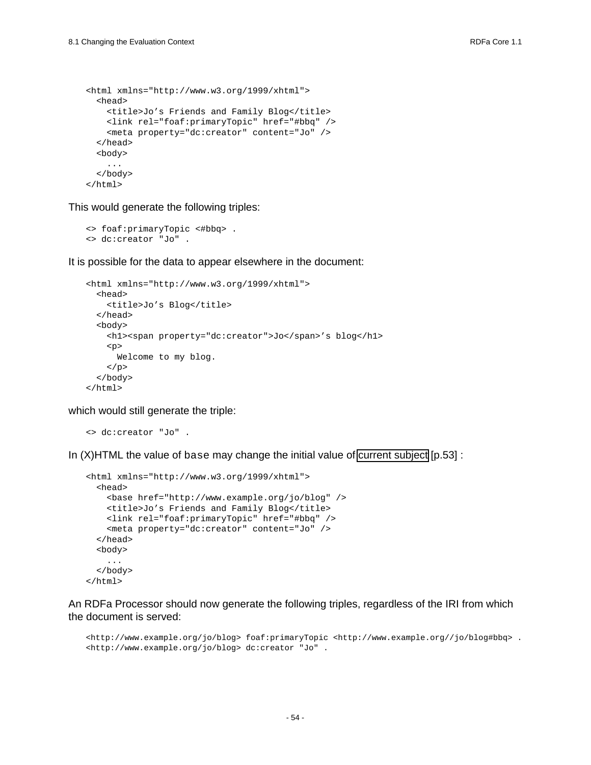```
<html xmlns="http://www.w3.org/1999/xhtml">
  <head>
    <title>Jo’s Friends and Family Blog</title>
    <link rel="foaf:primaryTopic" href="#bbq" />
    <meta property="dc:creator" content="Jo" />
  </head>
  <body>
    ...
  </body>
</html>
```

This would generate the following triples:

```
<> foaf:primaryTopic <#bbq> .
<> dc:creator "Jo" .
```

It is possible for the data to appear elsewhere in the document:

```
<html xmlns="http://www.w3.org/1999/xhtml">
  <head>
    <title>Jo’s Blog</title>
  </head>
  <body>
    <h1><span property="dc:creator">Jo</span>’s blog</h1>
    <p>
      Welcome to my blog.
    </p>
  </body>
</html>
```

which would still generate the triple:

```
<> dc:creator "Jo" .
```

In (X)HTML the value of `base` may change the initial value of current subject [p.53] :

```
<html xmlns="http://www.w3.org/1999/xhtml">
  <head>
    <base href="http://www.example.org/jo/blog" />
    <title>Jo’s Friends and Family Blog</title>
    <link rel="foaf:primaryTopic" href="#bbq" />
    <meta property="dc:creator" content="Jo" />
  </head>
  <body>
    ...
  </body>
</html>
```

An RDFa Processor should now generate the following triples, regardless of the IRI from which the document is served:

```
<http://www.example.org/jo/blog> foaf:primaryTopic <http://www.example.org//jo/blog#bbq> .
<http://www.example.org/jo/blog> dc:creator "Jo" .
```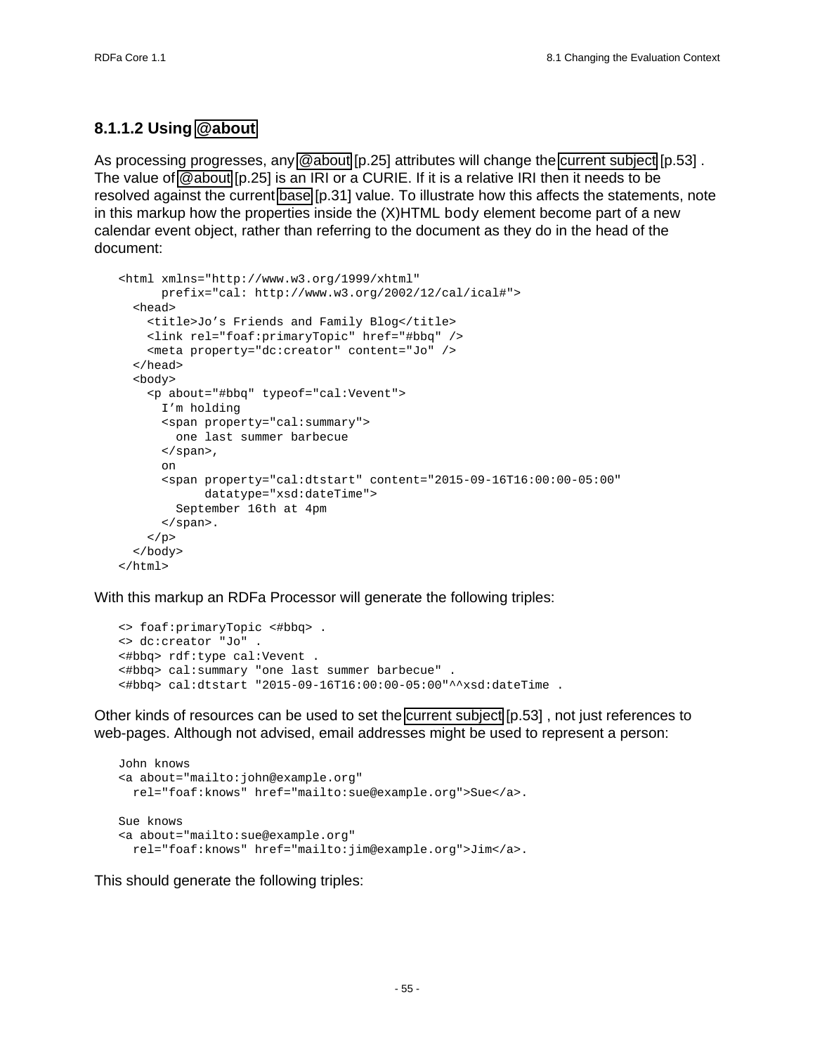#### 8.1.1.2 Using @about

As processing progresses, any @about [p.25] attributes will change the current subject [p.53] . The value of @about [p.25] is an IRI or a CURIE. If it is a relative IRI then it needs to be resolved against the current base [p.31] value. To illustrate how this affects the statements, note in this markup how the properties inside the (X)HTML body element become part of a new calendar event object, rather than referring to the document as they do in the head of the document:

```
<html xmlns="http://www.w3.org/1999/xhtml"
      prefix="cal: http://www.w3.org/2002/12/cal/ical#">
  <head>
    <title>Jo’s Friends and Family Blog</title>
    <link rel="foaf:primaryTopic" href="#bbq" />
    <meta property="dc:creator" content="Jo" />
  </head>
  <body>
    <p about="#bbq" typeof="cal:Vevent">
      I’m holding
      <span property="cal:summary">
        one last summer barbecue
      </span>,
      on
      <span property="cal:dtstart" content="2015-09-16T16:00:00-05:00"
            datatype="xsd:dateTime">
        September 16th at 4pm
      </span>.
    </p>
  </body>
</html>
```

With this markup an RDFa Processor will generate the following triples:

```
<> foaf:primaryTopic <#bbq> .
<> dc:creator "Jo" .
<#bbq> rdf:type cal:Vevent .
<#bbq> cal:summary "one last summer barbecue" .
<#bbq> cal:dtstart "2015-09-16T16:00:00-05:00"^^xsd:dateTime .
```

Other kinds of resources can be used to set the current subject [p.53] , not just references to web-pages. Although not advised, email addresses might be used to represent a person:

```
John knows
<a about="mailto:john@example.org"
  rel="foaf:knows" href="mailto:sue@example.org">Sue</a>.

Sue knows
<a about="mailto:sue@example.org"
  rel="foaf:knows" href="mailto:jim@example.org">Jim</a>.
```

This should generate the following triples: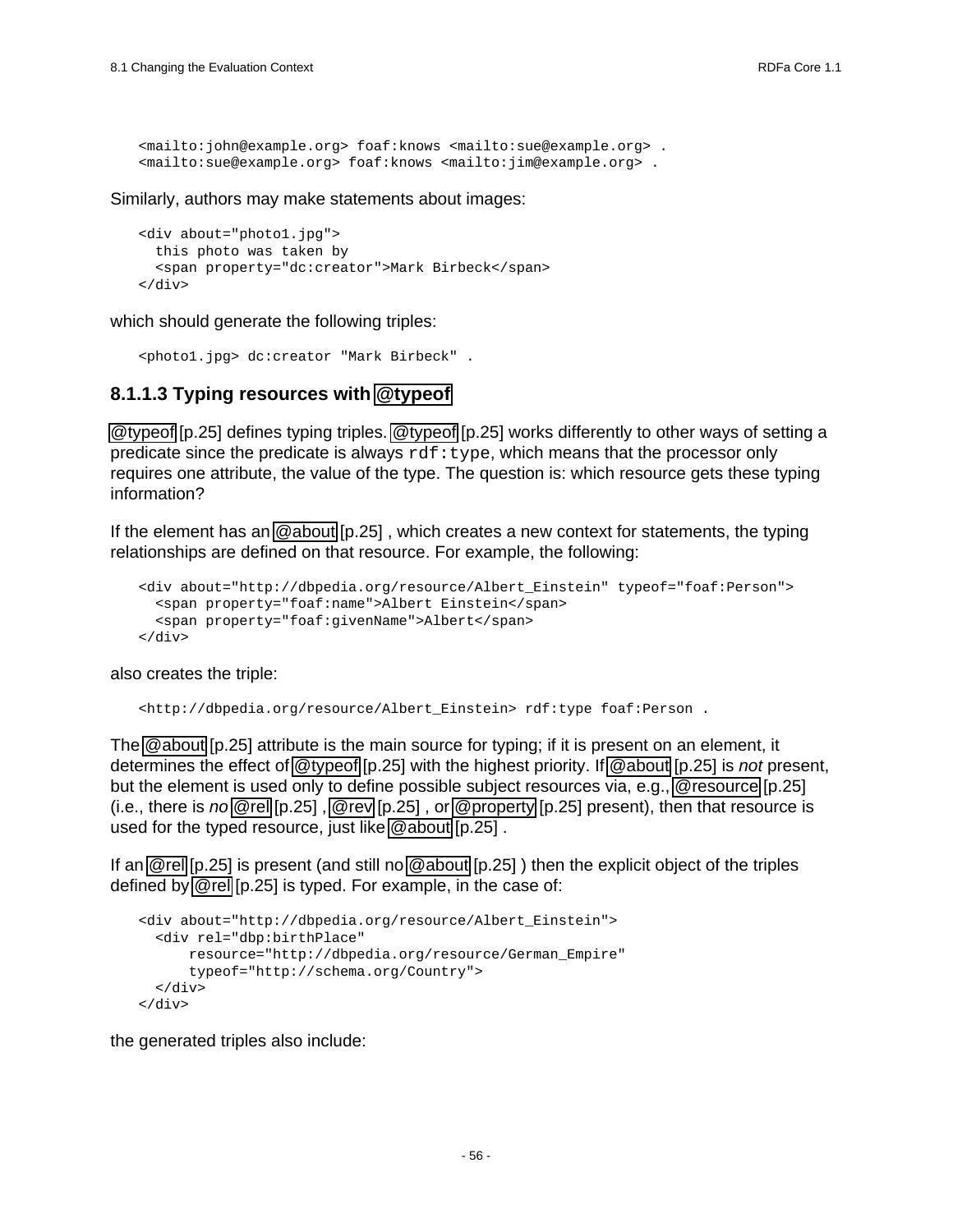```
<mailto:john@example.org> foaf:knows <mailto:sue@example.org> .
<mailto:sue@example.org> foaf:knows <mailto:jim@example.org> .
```

Similarly, authors may make statements about images:

```
<div about="photo1.jpg">
  this photo was taken by
  <span property="dc:creator">Mark Birbeck</span>
</div>
```

which should generate the following triples:

```
<photo1.jpg> dc:creator "Mark Birbeck" .
```

#### 8.1.1.3 Typing resources with @typeof

@typeof [p.25] defines typing triples. @typeof [p.25] works differently to other ways of setting a predicate since the predicate is always `rdf:type`, which means that the processor only requires one attribute, the value of the type. The question is: which resource gets these typing information?

If the element has an @about [p.25] , which creates a new context for statements, the typing relationships are defined on that resource. For example, the following:

```
<div about="http://dbpedia.org/resource/Albert_Einstein" typeof="foaf:Person">
  <span property="foaf:name">Albert Einstein</span>
  <span property="foaf:givenName">Albert</span>
</div>
```

also creates the triple:

```
<http://dbpedia.org/resource/Albert_Einstein> rdf:type foaf:Person .
```

The @about [p.25] attribute is the main source for typing; if it is present on an element, it determines the effect of @typeof [p.25] with the highest priority. If @about [p.25] is *not* present, but the element is used only to define possible subject resources via, e.g., @resource [p.25] (i.e., there is *no* @rel [p.25] , @rev [p.25] , or @property [p.25] present), then that resource is used for the typed resource, just like @about [p.25] .

If an @rel [p.25] is present (and still no @about [p.25] ) then the explicit object of the triples defined by @rel [p.25] is typed. For example, in the case of:

```
<div about="http://dbpedia.org/resource/Albert_Einstein">
  <div rel="dbp:birthPlace"
      resource="http://dbpedia.org/resource/German_Empire"
      typeof="http://schema.org/Country">
  </div>
</div>
```

the generated triples also include: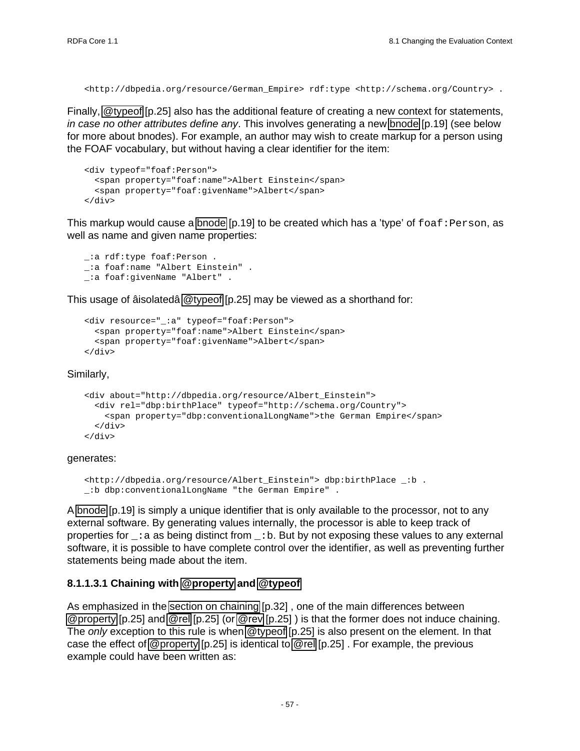```
<http://dbpedia.org/resource/German_Empire> rdf:type <http://schema.org/Country> .
```

Finally, @typeof [p.25] also has the additional feature of creating a new context for statements, *in case no other attributes define any*. This involves generating a new bnode [p.19] (see below for more about bnodes). For example, an author may wish to create markup for a person using the FOAF vocabulary, but without having a clear identifier for the item:

```
<div typeof="foaf:Person">
  <span property="foaf:name">Albert Einstein</span>
  <span property="foaf:givenName">Albert</span>
</div>
```

This markup would cause a bnode [p.19] to be created which has a 'type' of `foaf:Person`, as well as name and given name properties:

```
_:a rdf:type foaf:Person .
_:a foaf:name "Albert Einstein" .
_:a foaf:givenName "Albert" .
```

This usage of âisolatedâ @typeof [p.25] may be viewed as a shorthand for:

```
<div resource="_:a" typeof="foaf:Person">
  <span property="foaf:name">Albert Einstein</span>
  <span property="foaf:givenName">Albert</span>
</div>
```

Similarly,

```
<div about="http://dbpedia.org/resource/Albert_Einstein">
  <div rel="dbp:birthPlace" typeof="http://schema.org/Country">
    <span property="dbp:conventionalLongName">the German Empire</span>
  </div>
</div>
```

generates:

```
<http://dbpedia.org/resource/Albert_Einstein"> dbp:birthPlace _:b .
_:b dbp:conventionalLongName "the German Empire" .
```

A bnode [p.19] is simply a unique identifier that is only available to the processor, not to any external software. By generating values internally, the processor is able to keep track of properties for `_:a` as being distinct from `_:b`. But by not exposing these values to any external software, it is possible to have complete control over the identifier, as well as preventing further statements being made about the item.

#### 8.1.1.3.1 Chaining with @property and @typeof

As emphasized in the section on chaining [p.32] , one of the main differences between @property [p.25] and @rel [p.25] (or @rev [p.25] ) is that the former does not induce chaining. The *only* exception to this rule is when @typeof [p.25] is also present on the element. In that case the effect of @property [p.25] is identical to @rel [p.25] . For example, the previous example could have been written as: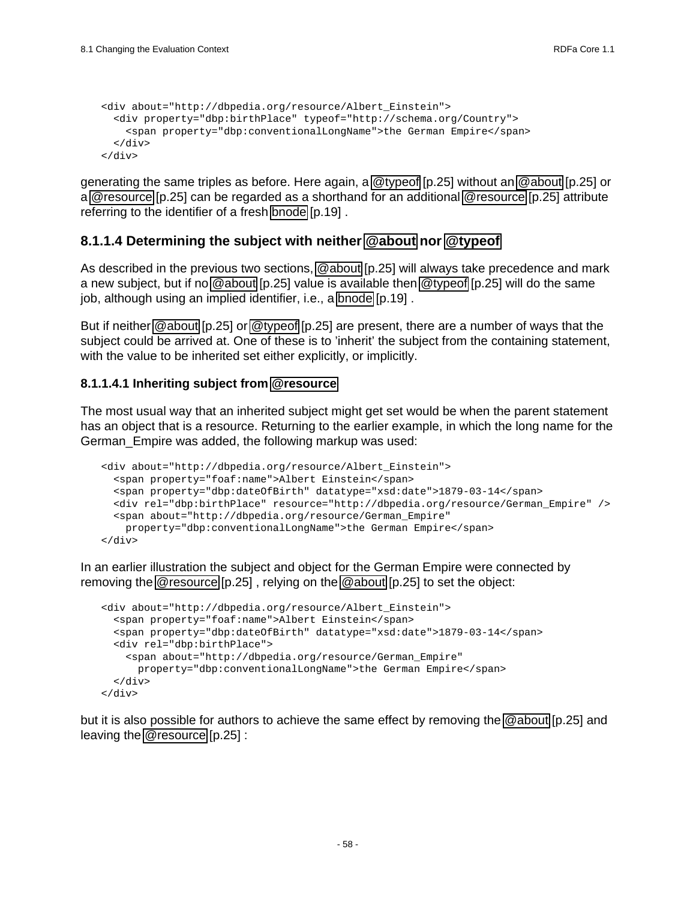```
<div about="http://dbpedia.org/resource/Albert_Einstein">
  <div property="dbp:birthPlace" typeof="http://schema.org/Country">
    <span property="dbp:conventionalLongName">the German Empire</span>
  </div>
</div>
```

generating the same triples as before. Here again, a @typeof [p.25] without an @about [p.25] or a @resource [p.25] can be regarded as a shorthand for an additional @resource [p.25] attribute referring to the identifier of a fresh bnode [p.19] .

#### 8.1.1.4 Determining the subject with neither @about nor @typeof

As described in the previous two sections, @about [p.25] will always take precedence and mark a new subject, but if no @about [p.25] value is available then @typeof [p.25] will do the same job, although using an implied identifier, i.e., a bnode [p.19] .

But if neither @about [p.25] or @typeof [p.25] are present, there are a number of ways that the subject could be arrived at. One of these is to 'inherit' the subject from the containing statement, with the value to be inherited set either explicitly, or implicitly.

##### 8.1.1.4.1 Inheriting subject from @resource

The most usual way that an inherited subject might get set would be when the parent statement has an object that is a resource. Returning to the earlier example, in which the long name for the German_Empire was added, the following markup was used:

```
<div about="http://dbpedia.org/resource/Albert_Einstein">
  <span property="foaf:name">Albert Einstein</span>
  <span property="dbp:dateOfBirth" datatype="xsd:date">1879-03-14</span>
  <div rel="dbp:birthPlace" resource="http://dbpedia.org/resource/German_Empire" />
  <span about="http://dbpedia.org/resource/German_Empire"
    property="dbp:conventionalLongName">the German Empire</span>
</div>
```

In an earlier illustration the subject and object for the German Empire were connected by removing the @resource [p.25] , relying on the @about [p.25] to set the object:

```
<div about="http://dbpedia.org/resource/Albert_Einstein">
  <span property="foaf:name">Albert Einstein</span>
  <span property="dbp:dateOfBirth" datatype="xsd:date">1879-03-14</span>
  <div rel="dbp:birthPlace">
    <span about="http://dbpedia.org/resource/German_Empire"
      property="dbp:conventionalLongName">the German Empire</span>
  </div>
</div>
```

but it is also possible for authors to achieve the same effect by removing the @about [p.25] and leaving the @resource [p.25] :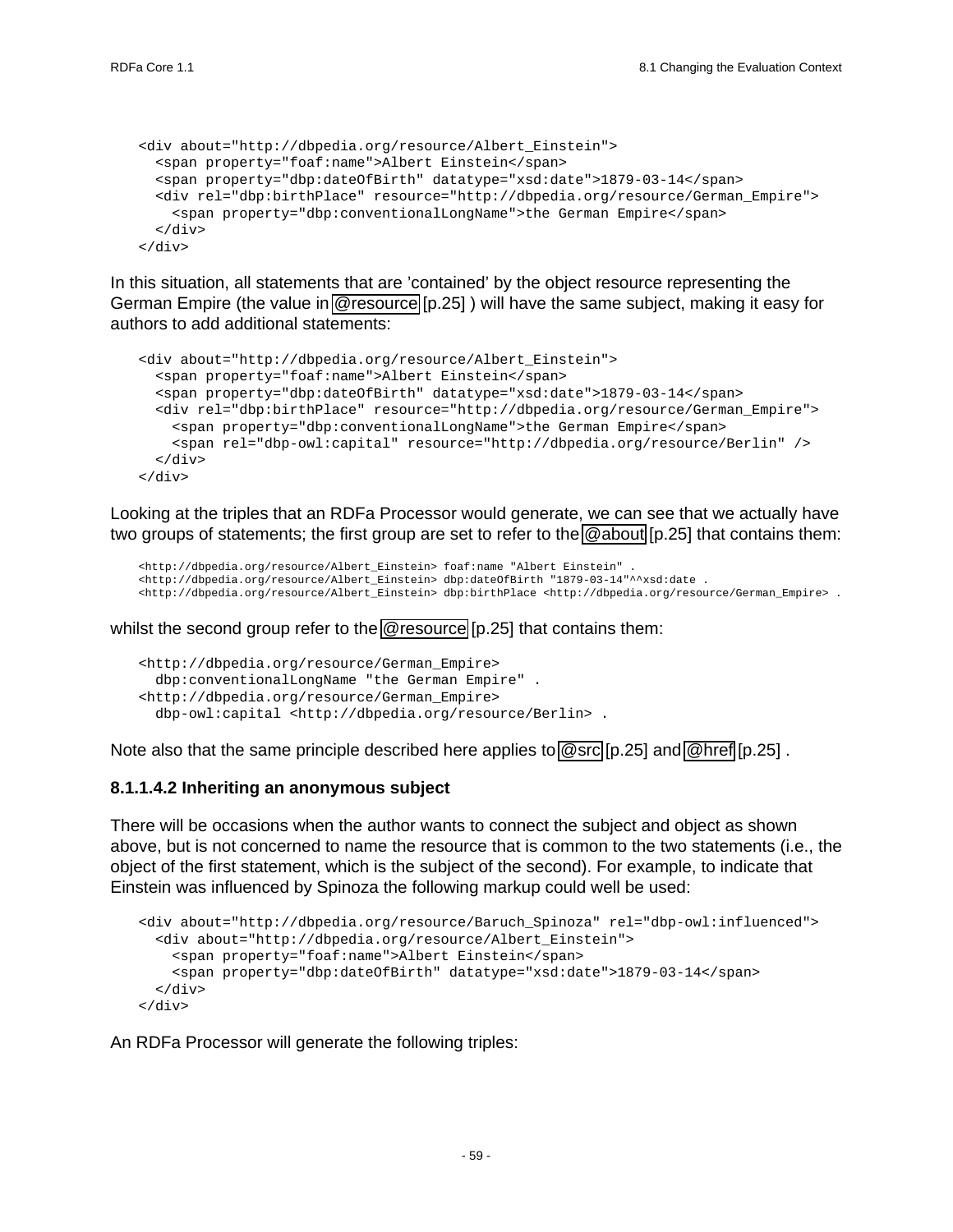```
<div about="http://dbpedia.org/resource/Albert_Einstein">
  <span property="foaf:name">Albert Einstein</span>
  <span property="dbp:dateOfBirth" datatype="xsd:date">1879-03-14</span>
  <div rel="dbp:birthPlace" resource="http://dbpedia.org/resource/German_Empire">
    <span property="dbp:conventionalLongName">the German Empire</span>
  </div>
</div>
```

In this situation, all statements that are 'contained' by the object resource representing the German Empire (the value in @resource [p.25] ) will have the same subject, making it easy for authors to add additional statements:

```
<div about="http://dbpedia.org/resource/Albert_Einstein">
  <span property="foaf:name">Albert Einstein</span>
  <span property="dbp:dateOfBirth" datatype="xsd:date">1879-03-14</span>
  <div rel="dbp:birthPlace" resource="http://dbpedia.org/resource/German_Empire">
    <span property="dbp:conventionalLongName">the German Empire</span>
    <span rel="dbp-owl:capital" resource="http://dbpedia.org/resource/Berlin" />
  </div>
</div>
```

Looking at the triples that an RDFa Processor would generate, we can see that we actually have two groups of statements; the first group are set to refer to the @about [p.25] that contains them:

```
<http://dbpedia.org/resource/Albert_Einstein> foaf:name "Albert Einstein" .
<http://dbpedia.org/resource/Albert_Einstein> dbp:dateOfBirth "1879-03-14"^^xsd:date .
<http://dbpedia.org/resource/Albert_Einstein> dbp:birthPlace <http://dbpedia.org/resource/German_Empire> .
```

whilst the second group refer to the @resource [p.25] that contains them:

```
<http://dbpedia.org/resource/German_Empire>
  dbp:conventionalLongName "the German Empire" .
<http://dbpedia.org/resource/German_Empire>
  dbp-owl:capital <http://dbpedia.org/resource/Berlin> .
```

Note also that the same principle described here applies to @src [p.25] and @href [p.25] .

#### 8.1.1.4.2 Inheriting an anonymous subject

There will be occasions when the author wants to connect the subject and object as shown above, but is not concerned to name the resource that is common to the two statements (i.e., the object of the first statement, which is the subject of the second). For example, to indicate that Einstein was influenced by Spinoza the following markup could well be used:

```
<div about="http://dbpedia.org/resource/Baruch_Spinoza" rel="dbp-owl:influenced">
  <div about="http://dbpedia.org/resource/Albert_Einstein">
    <span property="foaf:name">Albert Einstein</span>
    <span property="dbp:dateOfBirth" datatype="xsd:date">1879-03-14</span>
  </div>
</div>
```

An RDFa Processor will generate the following triples: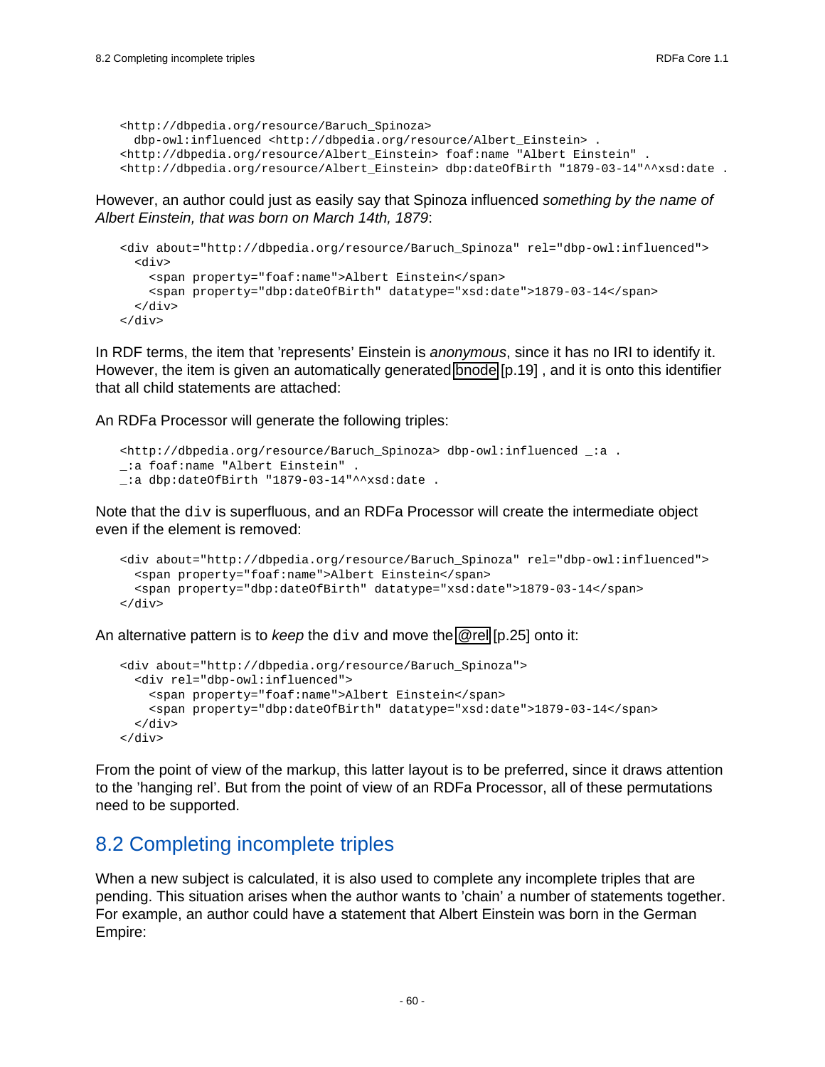```
<http://dbpedia.org/resource/Baruch_Spinoza>
  dbp-owl:influenced <http://dbpedia.org/resource/Albert_Einstein> .
<http://dbpedia.org/resource/Albert_Einstein> foaf:name "Albert Einstein" .
<http://dbpedia.org/resource/Albert_Einstein> dbp:dateOfBirth "1879-03-14"^^xsd:date .
```

However, an author could just as easily say that Spinoza influenced *something by the name of Albert Einstein, that was born on March 14th, 1879*:

```
<div about="http://dbpedia.org/resource/Baruch_Spinoza" rel="dbp-owl:influenced">
  <div>
    <span property="foaf:name">Albert Einstein</span>
    <span property="dbp:dateOfBirth" datatype="xsd:date">1879-03-14</span>
  </div>
</div>
```

In RDF terms, the item that 'represents' Einstein is *anonymous*, since it has no IRI to identify it. However, the item is given an automatically generated bnode [p.19] , and it is onto this identifier that all child statements are attached:

An RDFa Processor will generate the following triples:

```
<http://dbpedia.org/resource/Baruch_Spinoza> dbp-owl:influenced _:a .
_:a foaf:name "Albert Einstein" .
_:a dbp:dateOfBirth "1879-03-14"^^xsd:date .
```

Note that the `div` is superfluous, and an RDFa Processor will create the intermediate object even if the element is removed:

```
<div about="http://dbpedia.org/resource/Baruch_Spinoza" rel="dbp-owl:influenced">
  <span property="foaf:name">Albert Einstein</span>
  <span property="dbp:dateOfBirth" datatype="xsd:date">1879-03-14</span>
</div>
```

An alternative pattern is to *keep* the `div` and move the @rel [p.25] onto it:

```
<div about="http://dbpedia.org/resource/Baruch_Spinoza">
  <div rel="dbp-owl:influenced">
    <span property="foaf:name">Albert Einstein</span>
    <span property="dbp:dateOfBirth" datatype="xsd:date">1879-03-14</span>
  </div>
</div>
```

From the point of view of the markup, this latter layout is to be preferred, since it draws attention to the 'hanging rel'. But from the point of view of an RDFa Processor, all of these permutations need to be supported.

## 8.2 Completing incomplete triples

When a new subject is calculated, it is also used to complete any incomplete triples that are pending. This situation arises when the author wants to 'chain' a number of statements together. For example, an author could have a statement that Albert Einstein was born in the German Empire: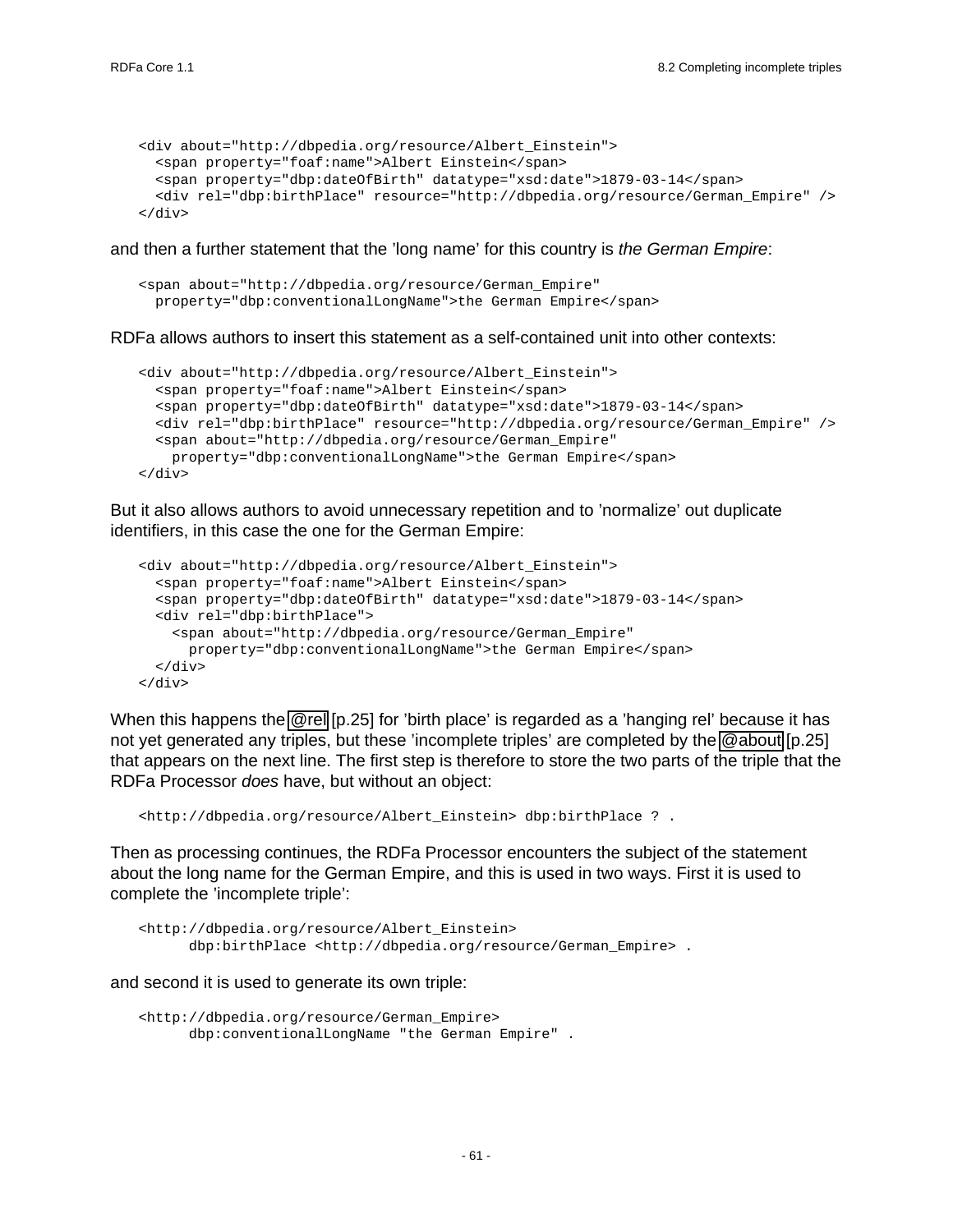```
<div about="http://dbpedia.org/resource/Albert_Einstein">
  <span property="foaf:name">Albert Einstein</span>
  <span property="dbp:dateOfBirth" datatype="xsd:date">1879-03-14</span>
  <div rel="dbp:birthPlace" resource="http://dbpedia.org/resource/German_Empire" />
</div>
```

and then a further statement that the 'long name' for this country is *the German Empire*:

```
<span about="http://dbpedia.org/resource/German_Empire"
  property="dbp:conventionalLongName">the German Empire</span>
```

RDFa allows authors to insert this statement as a self-contained unit into other contexts:

```
<div about="http://dbpedia.org/resource/Albert_Einstein">
  <span property="foaf:name">Albert Einstein</span>
  <span property="dbp:dateOfBirth" datatype="xsd:date">1879-03-14</span>
  <div rel="dbp:birthPlace" resource="http://dbpedia.org/resource/German_Empire" />
  <span about="http://dbpedia.org/resource/German_Empire"
    property="dbp:conventionalLongName">the German Empire</span>
</div>
```

But it also allows authors to avoid unnecessary repetition and to 'normalize' out duplicate identifiers, in this case the one for the German Empire:

```
<div about="http://dbpedia.org/resource/Albert_Einstein">
  <span property="foaf:name">Albert Einstein</span>
  <span property="dbp:dateOfBirth" datatype="xsd:date">1879-03-14</span>
  <div rel="dbp:birthPlace">
    <span about="http://dbpedia.org/resource/German_Empire"
      property="dbp:conventionalLongName">the German Empire</span>
  </div>
</div>
```

When this happens the @rel [p.25] for 'birth place' is regarded as a 'hanging rel' because it has not yet generated any triples, but these 'incomplete triples' are completed by the @about [p.25] that appears on the next line. The first step is therefore to store the two parts of the triple that the RDFa Processor *does* have, but without an object:

```
<http://dbpedia.org/resource/Albert_Einstein> dbp:birthPlace ? .
```

Then as processing continues, the RDFa Processor encounters the subject of the statement about the long name for the German Empire, and this is used in two ways. First it is used to complete the 'incomplete triple':

```
<http://dbpedia.org/resource/Albert_Einstein>
      dbp:birthPlace <http://dbpedia.org/resource/German_Empire> .
```

and second it is used to generate its own triple:

```
<http://dbpedia.org/resource/German_Empire>
      dbp:conventionalLongName "the German Empire" .
```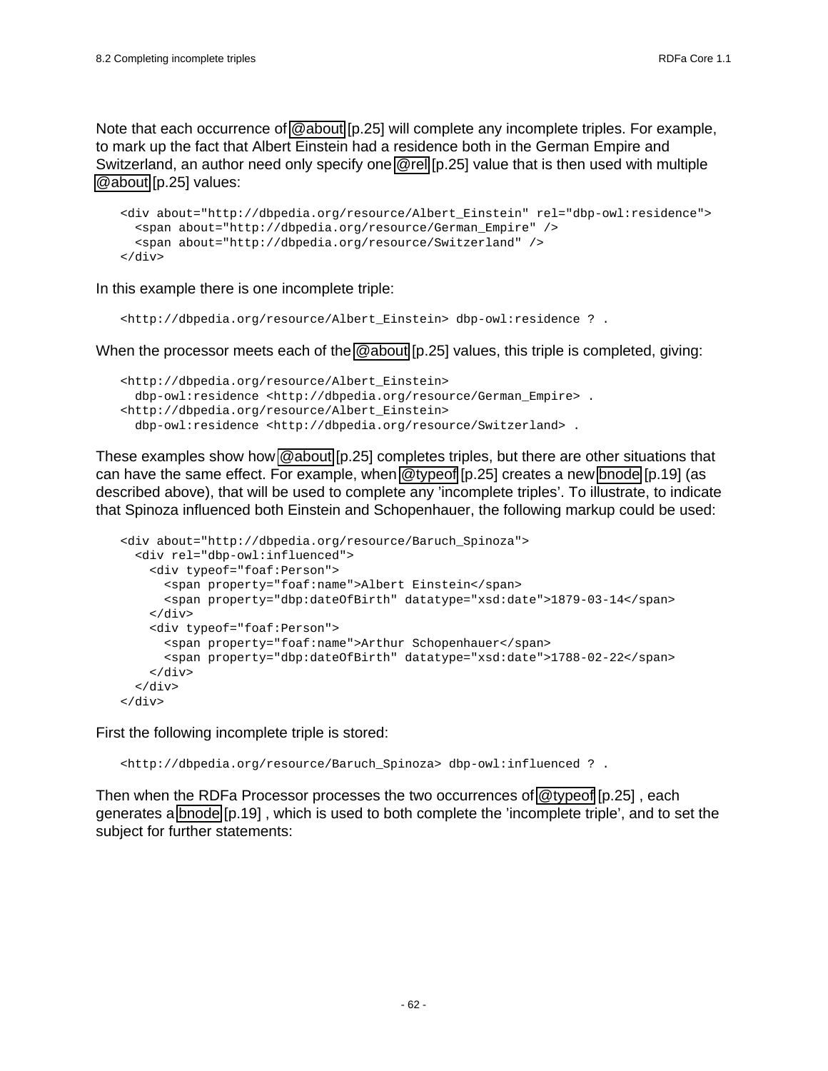Note that each occurrence of @about [p.25] will complete any incomplete triples. For example, to mark up the fact that Albert Einstein had a residence both in the German Empire and Switzerland, an author need only specify one @rel [p.25] value that is then used with multiple @about [p.25] values:

```
<div about="http://dbpedia.org/resource/Albert_Einstein" rel="dbp-owl:residence">
  <span about="http://dbpedia.org/resource/German_Empire" />
  <span about="http://dbpedia.org/resource/Switzerland" />
</div>
```

In this example there is one incomplete triple:

```
<http://dbpedia.org/resource/Albert_Einstein> dbp-owl:residence ? .
```

When the processor meets each of the @about [p.25] values, this triple is completed, giving:

```
<http://dbpedia.org/resource/Albert_Einstein>
  dbp-owl:residence <http://dbpedia.org/resource/German_Empire> .
<http://dbpedia.org/resource/Albert_Einstein>
  dbp-owl:residence <http://dbpedia.org/resource/Switzerland> .
```

These examples show how @about [p.25] completes triples, but there are other situations that can have the same effect. For example, when @typeof [p.25] creates a new bnode [p.19] (as described above), that will be used to complete any 'incomplete triples'. To illustrate, to indicate that Spinoza influenced both Einstein and Schopenhauer, the following markup could be used:

```
<div about="http://dbpedia.org/resource/Baruch_Spinoza">
  <div rel="dbp-owl:influenced">
    <div typeof="foaf:Person">
      <span property="foaf:name">Albert Einstein</span>
      <span property="dbp:dateOfBirth" datatype="xsd:date">1879-03-14</span>
    </div>
    <div typeof="foaf:Person">
      <span property="foaf:name">Arthur Schopenhauer</span>
      <span property="dbp:dateOfBirth" datatype="xsd:date">1788-02-22</span>
    </div>
  </div>
</div>
```

First the following incomplete triple is stored:

```
<http://dbpedia.org/resource/Baruch_Spinoza> dbp-owl:influenced ? .
```

Then when the RDFa Processor processes the two occurrences of @typeof [p.25] , each generates a bnode [p.19] , which is used to both complete the 'incomplete triple', and to set the subject for further statements: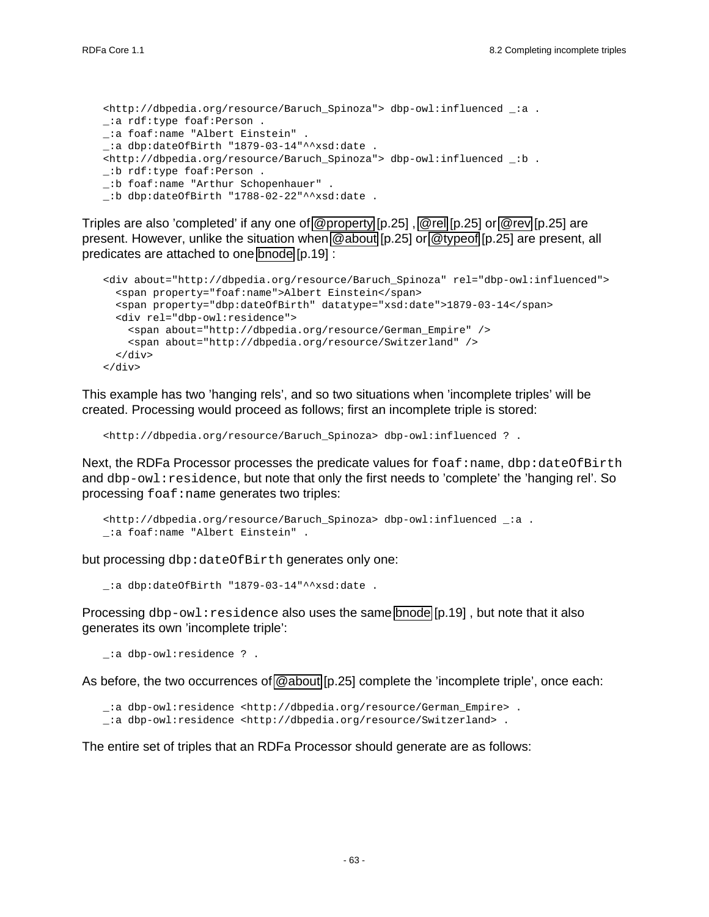```
<http://dbpedia.org/resource/Baruch_Spinoza"> dbp-owl:influenced _:a .
_:a rdf:type foaf:Person .
_:a foaf:name "Albert Einstein" .
_:a dbp:dateOfBirth "1879-03-14"^^xsd:date .
<http://dbpedia.org/resource/Baruch_Spinoza"> dbp-owl:influenced _:b .
_:b rdf:type foaf:Person .
_:b foaf:name "Arthur Schopenhauer" .
_:b dbp:dateOfBirth "1788-02-22"^^xsd:date .
```

Triples are also 'completed' if any one of @property [p.25] , @rel [p.25] or @rev [p.25] are present. However, unlike the situation when @about [p.25] or @typeof [p.25] are present, all predicates are attached to one bnode [p.19] :

```
<div about="http://dbpedia.org/resource/Baruch_Spinoza" rel="dbp-owl:influenced">
  <span property="foaf:name">Albert Einstein</span>
  <span property="dbp:dateOfBirth" datatype="xsd:date">1879-03-14</span>
  <div rel="dbp-owl:residence">
    <span about="http://dbpedia.org/resource/German_Empire" />
    <span about="http://dbpedia.org/resource/Switzerland" />
  </div>
</div>
```

This example has two 'hanging rels', and so two situations when 'incomplete triples' will be created. Processing would proceed as follows; first an incomplete triple is stored:

```
<http://dbpedia.org/resource/Baruch_Spinoza> dbp-owl:influenced ? .
```

Next, the RDFa Processor processes the predicate values for `foaf:name`, `dbp:dateOfBirth` and `dbp-owl:residence`, but note that only the first needs to 'complete' the 'hanging rel'. So processing `foaf:name` generates two triples:

```
<http://dbpedia.org/resource/Baruch_Spinoza> dbp-owl:influenced _:a .
_:a foaf:name "Albert Einstein" .
```

but processing `dbp:dateOfBirth` generates only one:

```
_:a dbp:dateOfBirth "1879-03-14"^^xsd:date .
```

Processing `dbp-owl:residence` also uses the same bnode [p.19] , but note that it also generates its own 'incomplete triple':

```
_:a dbp-owl:residence ? .
```

As before, the two occurrences of @about [p.25] complete the 'incomplete triple', once each:

```
_:a dbp-owl:residence <http://dbpedia.org/resource/German_Empire> .
_:a dbp-owl:residence <http://dbpedia.org/resource/Switzerland> .
```

The entire set of triples that an RDFa Processor should generate are as follows: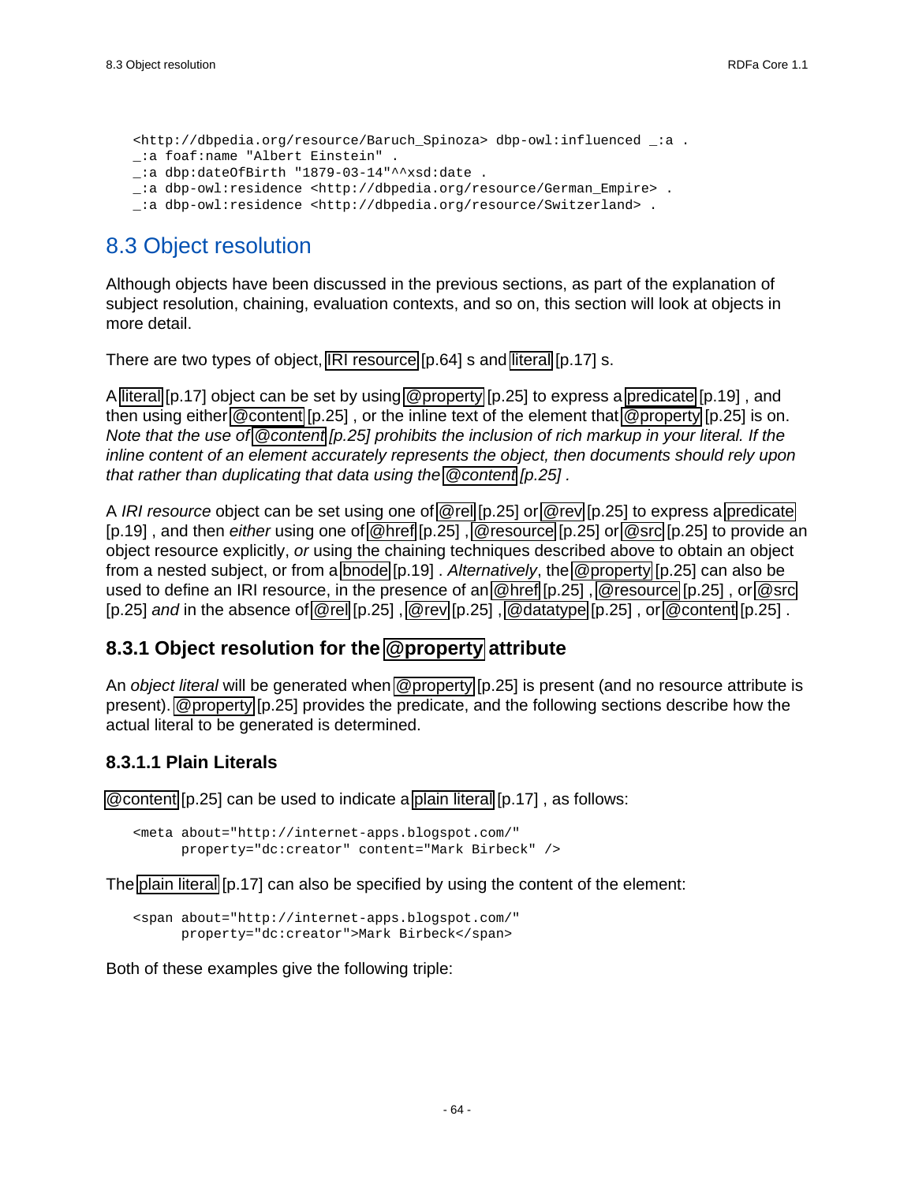```
<http://dbpedia.org/resource/Baruch_Spinoza> dbp-owl:influenced _:a .
_:a foaf:name "Albert Einstein" .
_:a dbp:dateOfBirth "1879-03-14"^^xsd:date .
_:a dbp-owl:residence <http://dbpedia.org/resource/German_Empire> .
_:a dbp-owl:residence <http://dbpedia.org/resource/Switzerland> .
```

## 8.3 Object resolution

Although objects have been discussed in the previous sections, as part of the explanation of subject resolution, chaining, evaluation contexts, and so on, this section will look at objects in more detail.

There are two types of object, IRI resource [p.64] s and literal [p.17] s.

A literal [p.17] object can be set by using @property [p.25] to express a predicate [p.19] , and then using either @content [p.25] , or the inline text of the element that @property [p.25] is on. *Note that the use of @content [p.25] prohibits the inclusion of rich markup in your literal. If the inline content of an element accurately represents the object, then documents should rely upon that rather than duplicating that data using the @content [p.25] .*

A *IRI resource* object can be set using one of @rel [p.25] or @rev [p.25] to express a predicate [p.19] , and then *either* using one of @href [p.25] , @resource [p.25] or @src [p.25] to provide an object resource explicitly, *or* using the chaining techniques described above to obtain an object from a nested subject, or from a bnode [p.19] . *Alternatively*, the @property [p.25] can also be used to define an IRI resource, in the presence of an @href [p.25] , @resource [p.25] , or @src [p.25] *and* in the absence of @rel [p.25] , @rev [p.25] , @datatype [p.25] , or @content [p.25] .

### 8.3.1 Object resolution for the @property attribute

An *object literal* will be generated when @property [p.25] is present (and no resource attribute is present). @property [p.25] provides the predicate, and the following sections describe how the actual literal to be generated is determined.

#### 8.3.1.1 Plain Literals

@content [p.25] can be used to indicate a plain literal [p.17] , as follows:

```
<meta about="http://internet-apps.blogspot.com/"
      property="dc:creator" content="Mark Birbeck" />
```

The plain literal [p.17] can also be specified by using the content of the element:

```
<span about="http://internet-apps.blogspot.com/"
      property="dc:creator">Mark Birbeck</span>
```

Both of these examples give the following triple: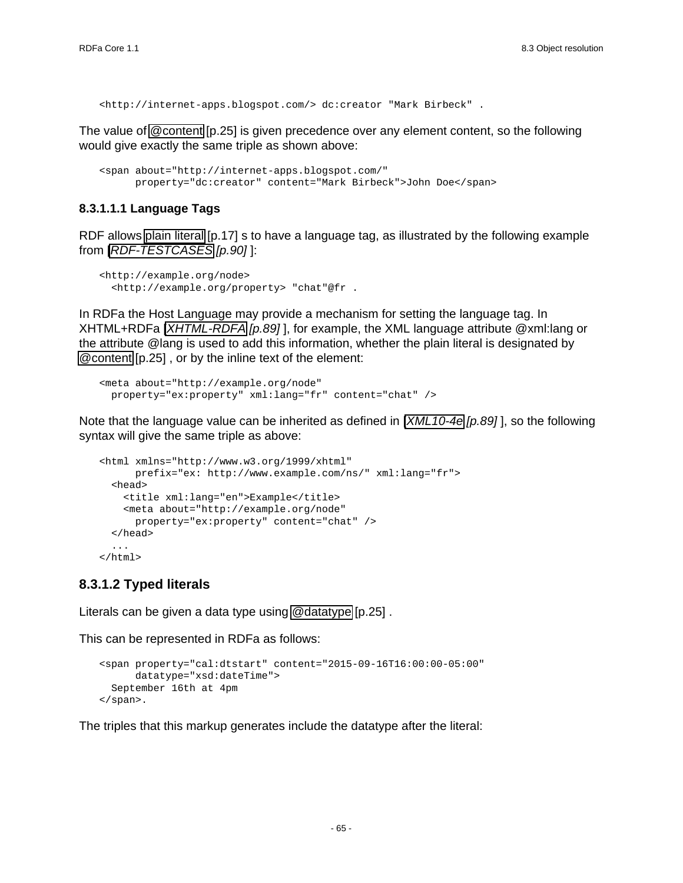```
<http://internet-apps.blogspot.com/> dc:creator "Mark Birbeck" .
```

The value of @content [p.25] is given precedence over any element content, so the following would give exactly the same triple as shown above:

```
<span about="http://internet-apps.blogspot.com/"
      property="dc:creator" content="Mark Birbeck">John Doe</span>
```

#### 8.3.1.1.1 Language Tags

RDF allows plain literal [p.17] s to have a language tag, as illustrated by the following example from [*RDF-TESTCASES* [p.90]]:

```
<http://example.org/node>
  <http://example.org/property> "chat"@fr .
```

In RDFa the Host Language may provide a mechanism for setting the language tag. In XHTML+RDFa [*XHTML-RDFA* [p.89]], for example, the XML language attribute @xml:lang or the attribute @lang is used to add this information, whether the plain literal is designated by @content [p.25] , or by the inline text of the element:

```
<meta about="http://example.org/node"
  property="ex:property" xml:lang="fr" content="chat" />
```

Note that the language value can be inherited as defined in [*XML10-4e* [p.89]], so the following syntax will give the same triple as above:

```
<html xmlns="http://www.w3.org/1999/xhtml"
      prefix="ex: http://www.example.com/ns/" xml:lang="fr">
  <head>
    <title xml:lang="en">Example</title>
    <meta about="http://example.org/node"
      property="ex:property" content="chat" />
  </head>
  ...
</html>
```

### 8.3.1.2 Typed literals

Literals can be given a data type using @datatype [p.25] .

This can be represented in RDFa as follows:

```
<span property="cal:dtstart" content="2015-09-16T16:00:00-05:00"
      datatype="xsd:dateTime">
  September 16th at 4pm
</span>.
```

The triples that this markup generates include the datatype after the literal: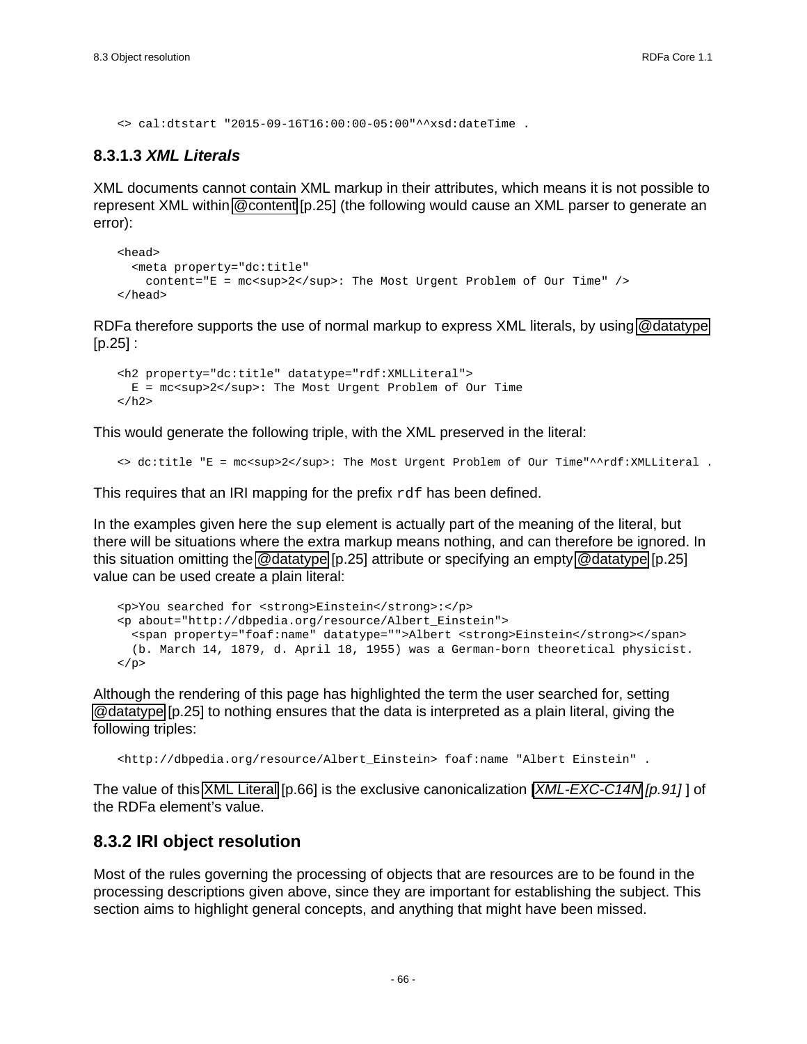```
<> cal:dtstart "2015-09-16T16:00:00-05:00"^^xsd:dateTime .
```

#### 8.3.1.3 *XML Literals*

XML documents cannot contain XML markup in their attributes, which means it is not possible to represent XML within @content [p.25] (the following would cause an XML parser to generate an error):

```
<head>
  <meta property="dc:title"
    content="E = mc<sup>2</sup>: The Most Urgent Problem of Our Time" />
</head>
```

RDFa therefore supports the use of normal markup to express XML literals, by using @datatype [p.25] :

```
<h2 property="dc:title" datatype="rdf:XMLLiteral">
  E = mc<sup>2</sup>: The Most Urgent Problem of Our Time
</h2>
```

This would generate the following triple, with the XML preserved in the literal:

```
<> dc:title "E = mc<sup>2</sup>: The Most Urgent Problem of Our Time"^^rdf:XMLLiteral .
```

This requires that an IRI mapping for the prefix `rdf` has been defined.

In the examples given here the `sup` element is actually part of the meaning of the literal, but there will be situations where the extra markup means nothing, and can therefore be ignored. In this situation omitting the @datatype [p.25] attribute or specifying an empty @datatype [p.25] value can be used create a plain literal:

```
<p>You searched for <strong>Einstein</strong>:</p>
<p about="http://dbpedia.org/resource/Albert_Einstein">
  <span property="foaf:name" datatype="">Albert <strong>Einstein</strong></span>
  (b. March 14, 1879, d. April 18, 1955) was a German-born theoretical physicist.
</p>
```

Although the rendering of this page has highlighted the term the user searched for, setting @datatype [p.25] to nothing ensures that the data is interpreted as a plain literal, giving the following triples:

```
<http://dbpedia.org/resource/Albert_Einstein> foaf:name "Albert Einstein" .
```

The value of this XML Literal [p.66] is the exclusive canonicalization [*XML-EXC-C14N* *[p.91]* ] of the RDFa element's value.

### 8.3.2 IRI object resolution

Most of the rules governing the processing of objects that are resources are to be found in the processing descriptions given above, since they are important for establishing the subject. This section aims to highlight general concepts, and anything that might have been missed.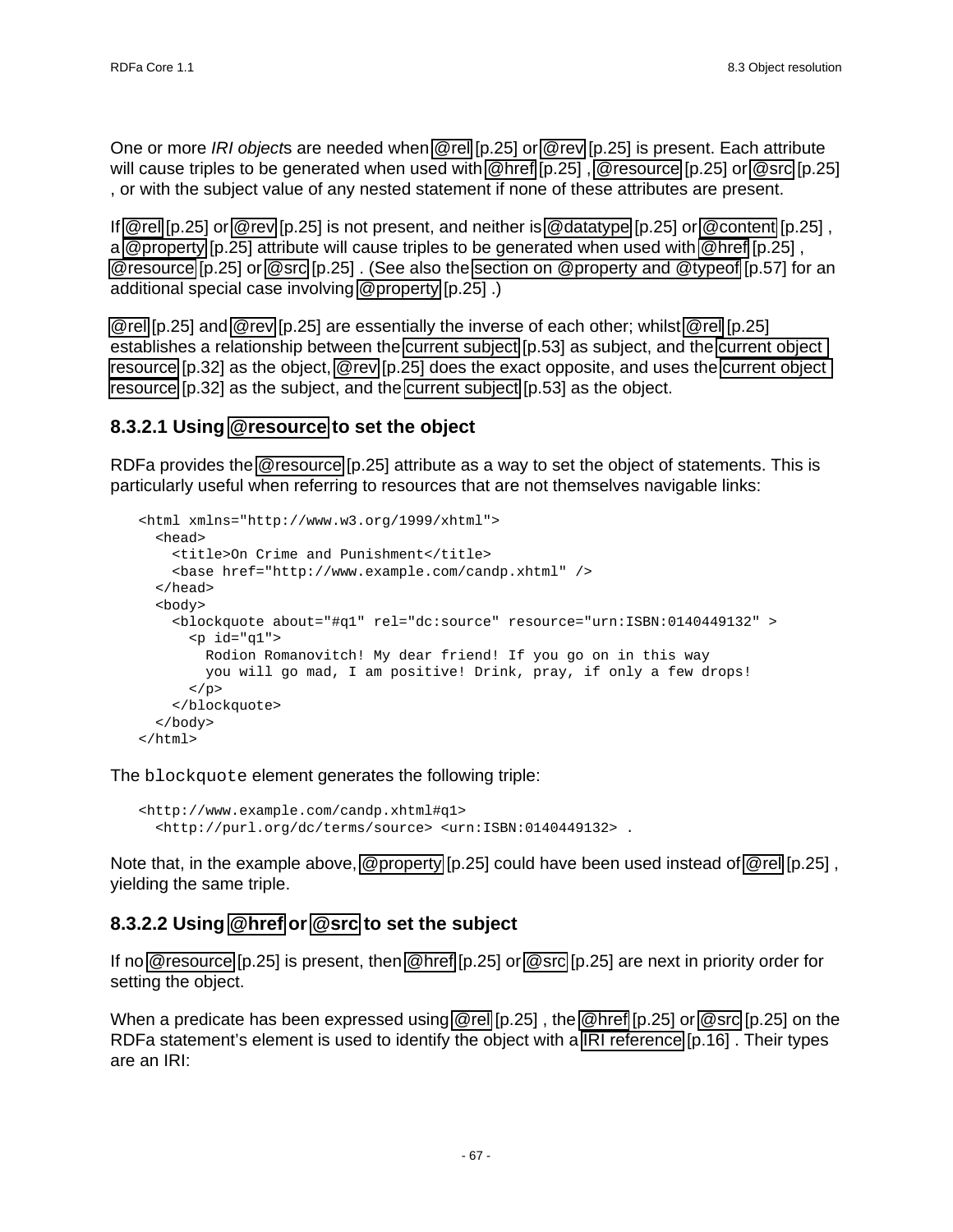One or more *IRI object*s are needed when @rel [p.25] or @rev [p.25] is present. Each attribute will cause triples to be generated when used with @href [p.25] , @resource [p.25] or @src [p.25] , or with the subject value of any nested statement if none of these attributes are present.

If @rel [p.25] or @rev [p.25] is not present, and neither is @datatype [p.25] or @content [p.25] , a @property [p.25] attribute will cause triples to be generated when used with @href [p.25] , @resource [p.25] or @src [p.25] . (See also the section on @property and @typeof [p.57] for an additional special case involving @property [p.25] .)

@rel [p.25] and @rev [p.25] are essentially the inverse of each other; whilst @rel [p.25] establishes a relationship between the current subject [p.53] as subject, and the current object resource [p.32] as the object, @rev [p.25] does the exact opposite, and uses the current object resource [p.32] as the subject, and the current subject [p.53] as the object.

### 8.3.2.1 Using @resource to set the object

RDFa provides the @resource [p.25] attribute as a way to set the object of statements. This is particularly useful when referring to resources that are not themselves navigable links:

```
<html xmlns="http://www.w3.org/1999/xhtml">
  <head>
    <title>On Crime and Punishment</title>
    <base href="http://www.example.com/candp.xhtml" />
  </head>
  <body>
    <blockquote about="#q1" rel="dc:source" resource="urn:ISBN:0140449132" >
      <p id="q1">
        Rodion Romanovitch! My dear friend! If you go on in this way
        you will go mad, I am positive! Drink, pray, if only a few drops!
      </p>
    </blockquote>
  </body>
</html>
```

The `blockquote` element generates the following triple:

```
<http://www.example.com/candp.xhtml#q1>
  <http://purl.org/dc/terms/source> <urn:ISBN:0140449132> .
```

Note that, in the example above, @property [p.25] could have been used instead of @rel [p.25] , yielding the same triple.

### 8.3.2.2 Using @href or @src to set the subject

If no @resource [p.25] is present, then @href [p.25] or @src [p.25] are next in priority order for setting the object.

When a predicate has been expressed using @rel [p.25] , the @href [p.25] or @src [p.25] on the RDFa statement's element is used to identify the object with a IRI reference [p.16] . Their types are an IRI: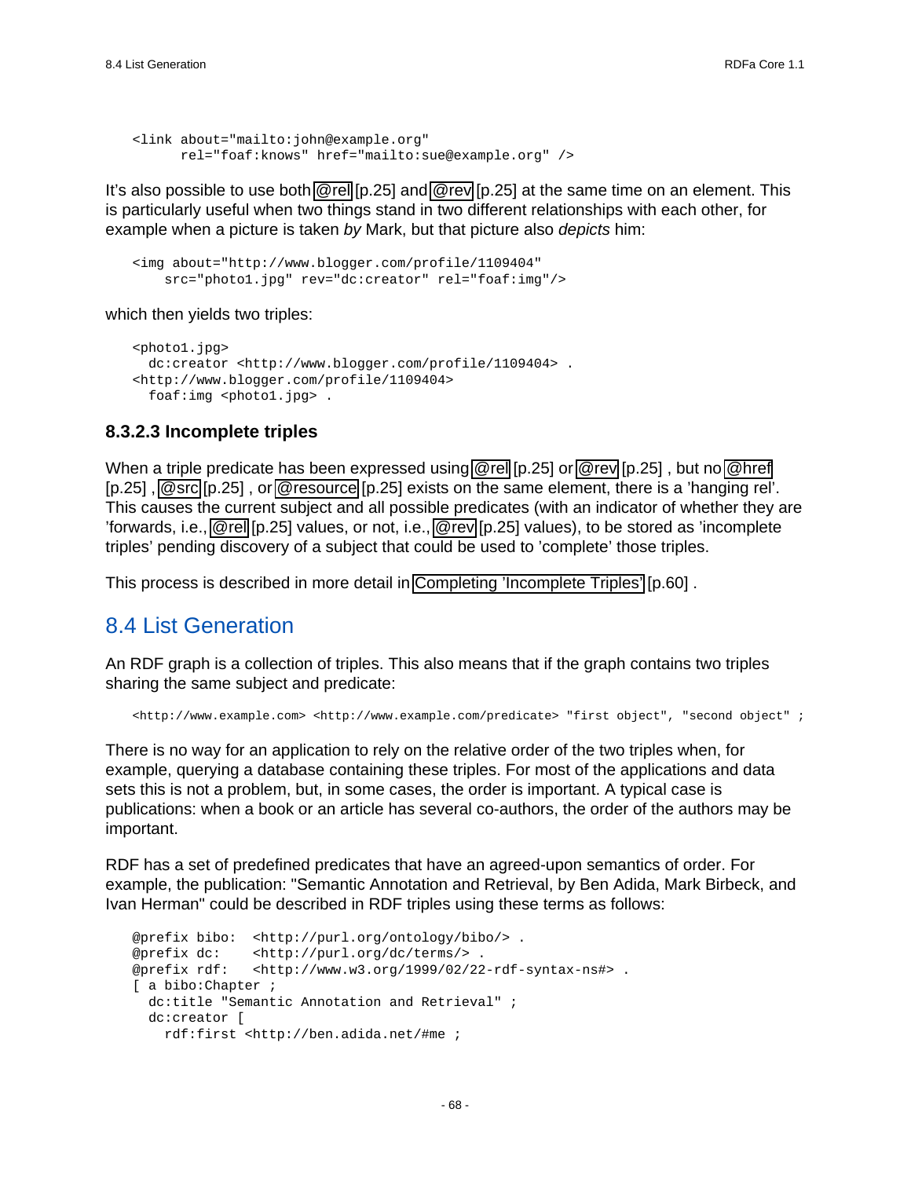```
<link about="mailto:john@example.org"
      rel="foaf:knows" href="mailto:sue@example.org" />
```

It's also possible to use both @rel [p.25] and @rev [p.25] at the same time on an element. This is particularly useful when two things stand in two different relationships with each other, for example when a picture is taken *by* Mark, but that picture also *depicts* him:

```
<img about="http://www.blogger.com/profile/1109404"
    src="photo1.jpg" rev="dc:creator" rel="foaf:img"/>
```

which then yields two triples:

```
<photo1.jpg>
  dc:creator <http://www.blogger.com/profile/1109404> .
<http://www.blogger.com/profile/1109404>
  foaf:img <photo1.jpg> .
```

#### 8.3.2.3 Incomplete triples

When a triple predicate has been expressed using @rel [p.25] or @rev [p.25] , but no @href [p.25] , @src [p.25] , or @resource [p.25] exists on the same element, there is a 'hanging rel'. This causes the current subject and all possible predicates (with an indicator of whether they are 'forwards, i.e., @rel [p.25] values, or not, i.e., @rev [p.25] values), to be stored as 'incomplete triples' pending discovery of a subject that could be used to 'complete' those triples.

This process is described in more detail in Completing 'Incomplete Triples' [p.60] .

## 8.4 List Generation

An RDF graph is a collection of triples. This also means that if the graph contains two triples sharing the same subject and predicate:

```
<http://www.example.com> <http://www.example.com/predicate> "first object", "second object" ;
```

There is no way for an application to rely on the relative order of the two triples when, for example, querying a database containing these triples. For most of the applications and data sets this is not a problem, but, in some cases, the order is important. A typical case is publications: when a book or an article has several co-authors, the order of the authors may be important.

RDF has a set of predefined predicates that have an agreed-upon semantics of order. For example, the publication: "Semantic Annotation and Retrieval, by Ben Adida, Mark Birbeck, and Ivan Herman" could be described in RDF triples using these terms as follows:

```
@prefix bibo:  <http://purl.org/ontology/bibo/> .
@prefix dc:    <http://purl.org/dc/terms/> .
@prefix rdf:   <http://www.w3.org/1999/02/22-rdf-syntax-ns#> .
[ a bibo:Chapter ;
  dc:title "Semantic Annotation and Retrieval" ;
  dc:creator [
    rdf:first <http://ben.adida.net/#me ;
```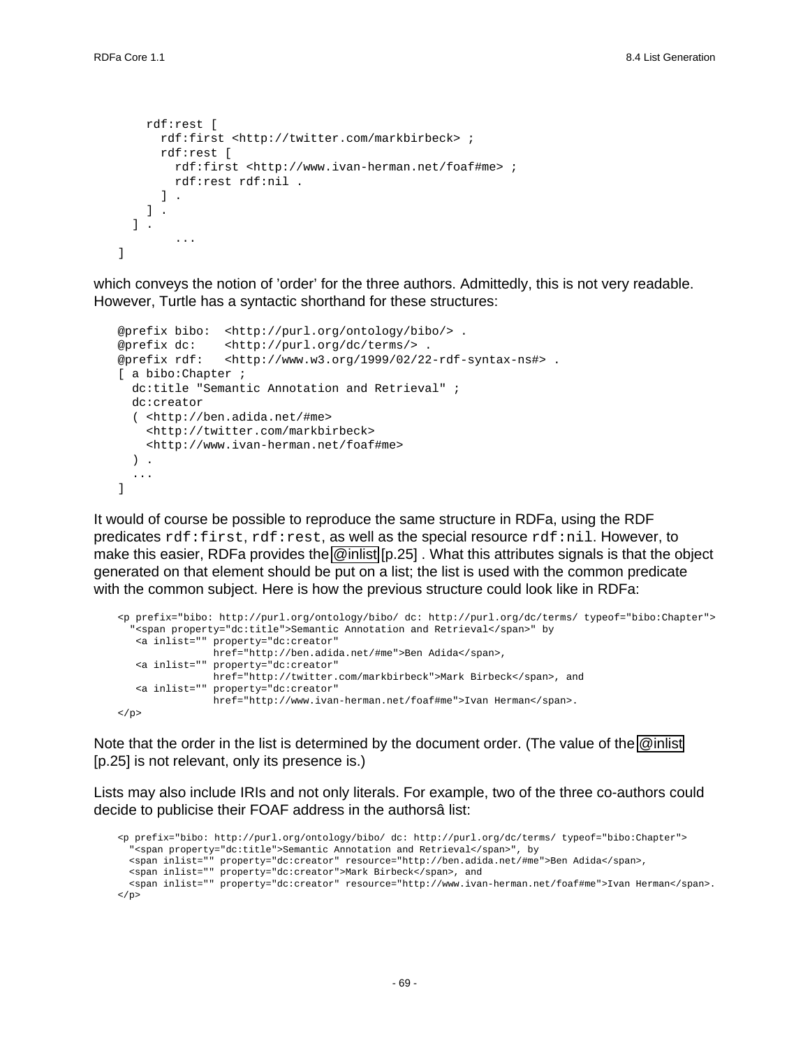```
      rdf:rest [
        rdf:first <http://twitter.com/markbirbeck> ;
        rdf:rest [
          rdf:first <http://www.ivan-herman.net/foaf#me> ;
          rdf:rest rdf:nil .
        ] .
      ] .
    ] .
          ...
]
```

which conveys the notion of 'order' for the three authors. Admittedly, this is not very readable. However, Turtle has a syntactic shorthand for these structures:

```
@prefix bibo:  <http://purl.org/ontology/bibo/> .
@prefix dc:    <http://purl.org/dc/terms/> .
@prefix rdf:   <http://www.w3.org/1999/02/22-rdf-syntax-ns#> .
[ a bibo:Chapter ;
  dc:title "Semantic Annotation and Retrieval" ;
  dc:creator
  ( <http://ben.adida.net/#me>
    <http://twitter.com/markbirbeck>
    <http://www.ivan-herman.net/foaf#me>
  ) .
  ...
]
```

It would of course be possible to reproduce the same structure in RDFa, using the RDF predicates `rdf:first`, `rdf:rest`, as well as the special resource `rdf:nil`. However, to make this easier, RDFa provides the @inlist [p.25] . What this attributes signals is that the object generated on that element should be put on a list; the list is used with the common predicate with the common subject. Here is how the previous structure could look like in RDFa:

```
<p prefix="bibo: http://purl.org/ontology/bibo/ dc: http://purl.org/dc/terms/ typeof="bibo:Chapter">
  "<span property="dc:title">Semantic Annotation and Retrieval</span>" by
   <a inlist="" property="dc:creator"
               href="http://ben.adida.net/#me">Ben Adida</span>,
   <a inlist="" property="dc:creator"
               href="http://twitter.com/markbirbeck">Mark Birbeck</span>, and
   <a inlist="" property="dc:creator"
               href="http://www.ivan-herman.net/foaf#me">Ivan Herman</span>.
</p>
```

Note that the order in the list is determined by the document order. (The value of the @inlist [p.25] is not relevant, only its presence is.)

Lists may also include IRIs and not only literals. For example, two of the three co-authors could decide to publicise their FOAF address in the authorsâ list:

```
<p prefix="bibo: http://purl.org/ontology/bibo/ dc: http://purl.org/dc/terms/ typeof="bibo:Chapter">
  "<span property="dc:title">Semantic Annotation and Retrieval</span>", by
  <span inlist="" property="dc:creator" resource="http://ben.adida.net/#me">Ben Adida</span>,
  <span inlist="" property="dc:creator">Mark Birbeck</span>, and
  <span inlist="" property="dc:creator" resource="http://www.ivan-herman.net/foaf#me">Ivan Herman</span>.
</p>
```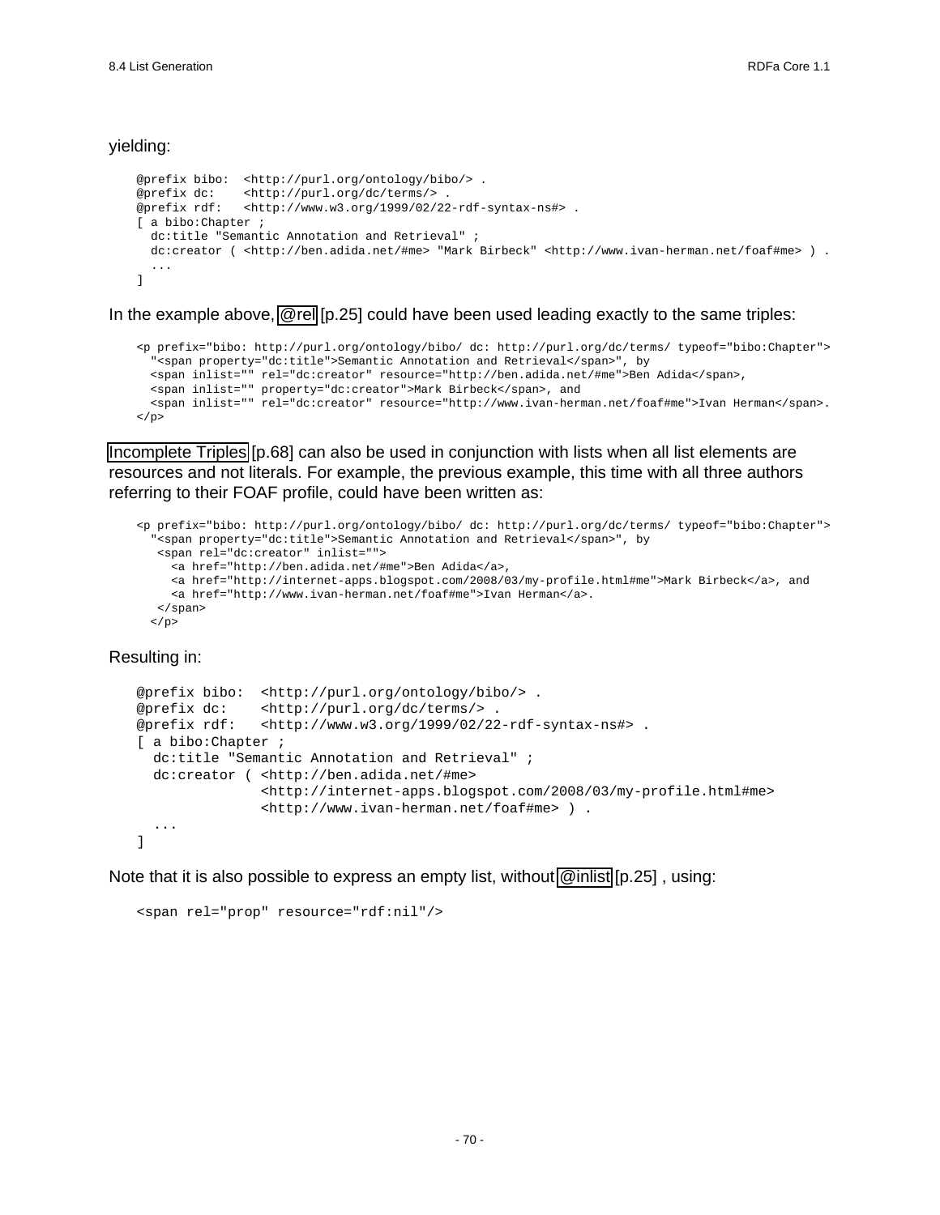yielding:

```
@prefix bibo:  <http://purl.org/ontology/bibo/> .
@prefix dc:    <http://purl.org/dc/terms/> .
@prefix rdf:   <http://www.w3.org/1999/02/22-rdf-syntax-ns#> .
[ a bibo:Chapter ;
  dc:title "Semantic Annotation and Retrieval" ;
  dc:creator ( <http://ben.adida.net/#me> "Mark Birbeck" <http://www.ivan-herman.net/foaf#me> ) .
  ...
]
```

In the example above, @rel [p.25] could have been used leading exactly to the same triples:

```
<p prefix="bibo: http://purl.org/ontology/bibo/ dc: http://purl.org/dc/terms/ typeof="bibo:Chapter">
  "<span property="dc:title">Semantic Annotation and Retrieval</span>", by
  <span inlist="" rel="dc:creator" resource="http://ben.adida.net/#me">Ben Adida</span>,
  <span inlist="" property="dc:creator">Mark Birbeck</span>, and
  <span inlist="" rel="dc:creator" resource="http://www.ivan-herman.net/foaf#me">Ivan Herman</span>.
</p>
```

Incomplete Triples [p.68] can also be used in conjunction with lists when all list elements are resources and not literals. For example, the previous example, this time with all three authors referring to their FOAF profile, could have been written as:

```
<p prefix="bibo: http://purl.org/ontology/bibo/ dc: http://purl.org/dc/terms/ typeof="bibo:Chapter">
  "<span property="dc:title">Semantic Annotation and Retrieval</span>", by
   <span rel="dc:creator" inlist="">
     <a href="http://ben.adida.net/#me">Ben Adida</a>,
     <a href="http://internet-apps.blogspot.com/2008/03/my-profile.html#me">Mark Birbeck</a>, and
     <a href="http://www.ivan-herman.net/foaf#me">Ivan Herman</a>.
   </span>
  </p>
```

Resulting in:

```
@prefix bibo:  <http://purl.org/ontology/bibo/> .
@prefix dc:    <http://purl.org/dc/terms/> .
@prefix rdf:   <http://www.w3.org/1999/02/22-rdf-syntax-ns#> .
[ a bibo:Chapter ;
  dc:title "Semantic Annotation and Retrieval" ;
  dc:creator ( <http://ben.adida.net/#me>
               <http://internet-apps.blogspot.com/2008/03/my-profile.html#me>
               <http://www.ivan-herman.net/foaf#me> ) .
  ...
]
```

Note that it is also possible to express an empty list, without @inlist [p.25] , using:

```
<span rel="prop" resource="rdf:nil"/>
```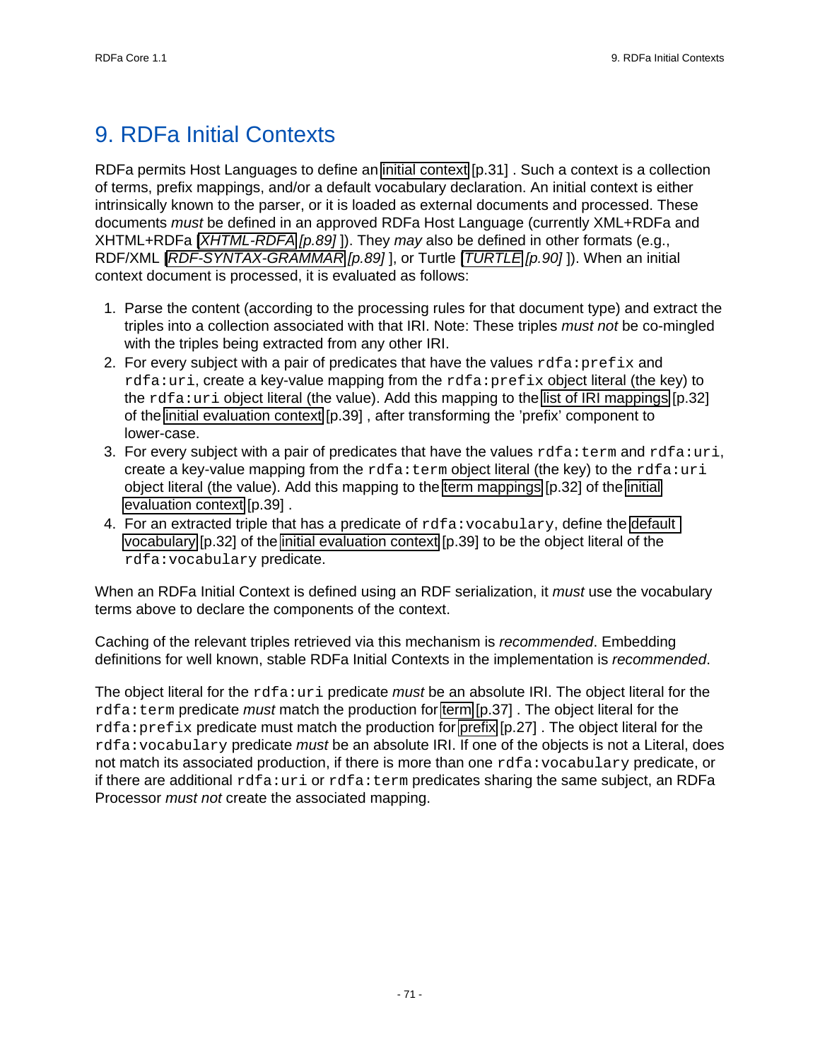# 9. RDFa Initial Contexts

RDFa permits Host Languages to define an initial context [p.31] . Such a context is a collection of terms, prefix mappings, and/or a default vocabulary declaration. An initial context is either intrinsically known to the parser, or it is loaded as external documents and processed. These documents *must* be defined in an approved RDFa Host Language (currently XML+RDFa and XHTML+RDFa [*XHTML-RDFA* *[p.89]* ]). They *may* also be defined in other formats (e.g., RDF/XML [*RDF-SYNTAX-GRAMMAR* *[p.89]* ], or Turtle [*TURTLE* *[p.90]* ]). When an initial context document is processed, it is evaluated as follows:

1. Parse the content (according to the processing rules for that document type) and extract the triples into a collection associated with that IRI. Note: These triples *must not* be co-mingled with the triples being extracted from any other IRI.
2. For every subject with a pair of predicates that have the values `rdfa:prefix` and `rdfa:uri`, create a key-value mapping from the `rdfa:prefix` object literal (the key) to the `rdfa:uri` object literal (the value). Add this mapping to the list of IRI mappings [p.32] of the initial evaluation context [p.39] , after transforming the 'prefix' component to lower-case.
3. For every subject with a pair of predicates that have the values `rdfa:term` and `rdfa:uri`, create a key-value mapping from the `rdfa:term` object literal (the key) to the `rdfa:uri` object literal (the value). Add this mapping to the term mappings [p.32] of the initial evaluation context [p.39] .
4. For an extracted triple that has a predicate of `rdfa:vocabulary`, define the default vocabulary [p.32] of the initial evaluation context [p.39] to be the object literal of the `rdfa:vocabulary` predicate.

When an RDFa Initial Context is defined using an RDF serialization, it *must* use the vocabulary terms above to declare the components of the context.

Caching of the relevant triples retrieved via this mechanism is *recommended*. Embedding definitions for well known, stable RDFa Initial Contexts in the implementation is *recommended*.

The object literal for the `rdfa:uri` predicate *must* be an absolute IRI. The object literal for the `rdfa:term` predicate *must* match the production for term [p.37] . The object literal for the `rdfa:prefix` predicate must match the production for prefix [p.27] . The object literal for the `rdfa:vocabulary` predicate *must* be an absolute IRI. If one of the objects is not a Literal, does not match its associated production, if there is more than one `rdfa:vocabulary` predicate, or if there are additional `rdfa:uri` or `rdfa:term` predicates sharing the same subject, an RDFa Processor *must not* create the associated mapping.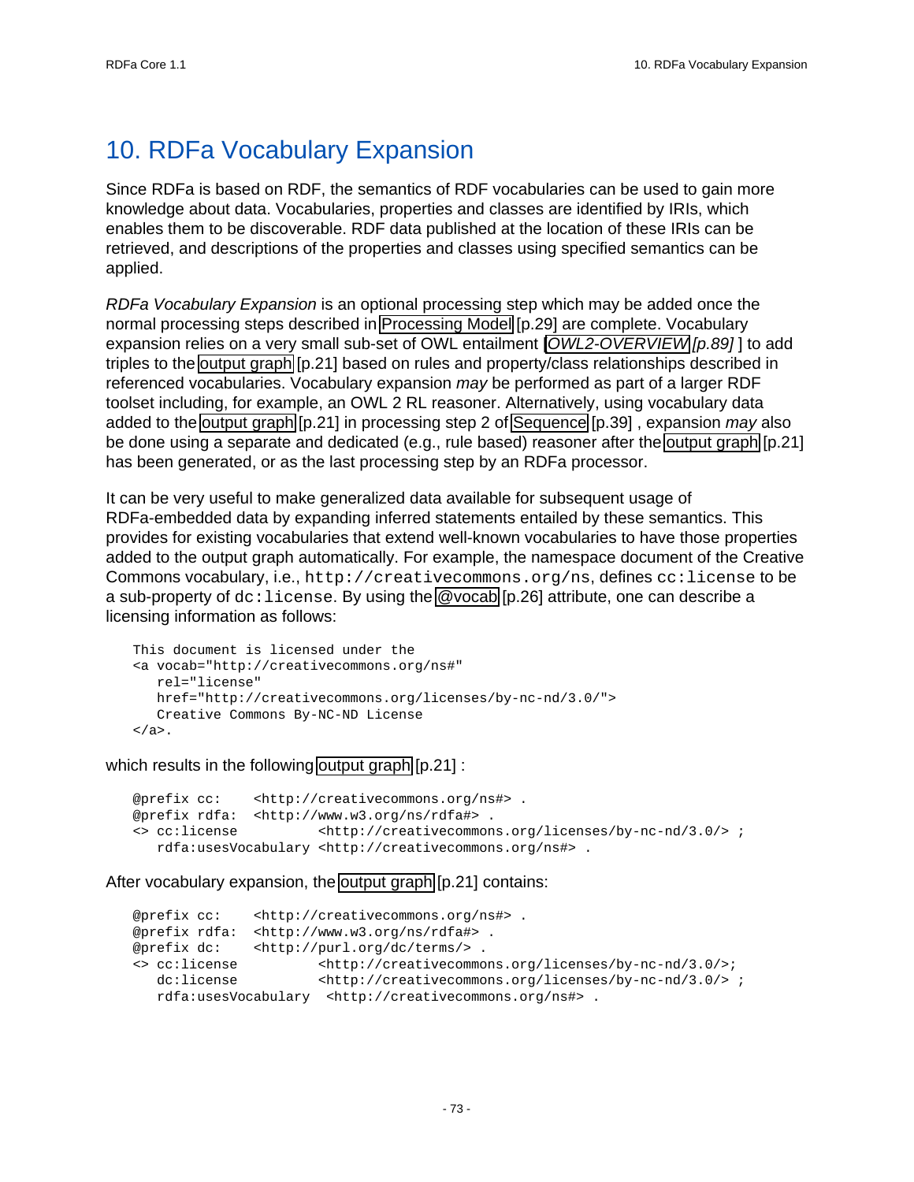# 10. RDFa Vocabulary Expansion

Since RDFa is based on RDF, the semantics of RDF vocabularies can be used to gain more knowledge about data. Vocabularies, properties and classes are identified by IRIs, which enables them to be discoverable. RDF data published at the location of these IRIs can be retrieved, and descriptions of the properties and classes using specified semantics can be applied.

*RDFa Vocabulary Expansion* is an optional processing step which may be added once the normal processing steps described in Processing Model [p.29] are complete. Vocabulary expansion relies on a very small sub-set of OWL entailment [*OWL2-OVERVIEW* *[p.89]* ] to add triples to the output graph [p.21] based on rules and property/class relationships described in referenced vocabularies. Vocabulary expansion *may* be performed as part of a larger RDF toolset including, for example, an OWL 2 RL reasoner. Alternatively, using vocabulary data added to the output graph [p.21] in processing step 2 of Sequence [p.39] , expansion *may* also be done using a separate and dedicated (e.g., rule based) reasoner after the output graph [p.21] has been generated, or as the last processing step by an RDFa processor.

It can be very useful to make generalized data available for subsequent usage of RDFa-embedded data by expanding inferred statements entailed by these semantics. This provides for existing vocabularies that extend well-known vocabularies to have those properties added to the output graph automatically. For example, the namespace document of the Creative Commons vocabulary, i.e., `http://creativecommons.org/ns`, defines `cc:license` to be a sub-property of `dc:license`. By using the @vocab [p.26] attribute, one can describe a licensing information as follows:

```
This document is licensed under the
<a vocab="http://creativecommons.org/ns#"
   rel="license"
   href="http://creativecommons.org/licenses/by-nc-nd/3.0/">
   Creative Commons By-NC-ND License
</a>.
```

which results in the following output graph [p.21] :

```
@prefix cc:    <http://creativecommons.org/ns#> .
@prefix rdfa:  <http://www.w3.org/ns/rdfa#> .
<> cc:license          <http://creativecommons.org/licenses/by-nc-nd/3.0/> ;
   rdfa:usesVocabulary <http://creativecommons.org/ns#> .
```

After vocabulary expansion, the output graph [p.21] contains:

```
@prefix cc:    <http://creativecommons.org/ns#> .
@prefix rdfa:  <http://www.w3.org/ns/rdfa#> .
@prefix dc:    <http://purl.org/dc/terms/> .
<> cc:license          <http://creativecommons.org/licenses/by-nc-nd/3.0/>;
   dc:license          <http://creativecommons.org/licenses/by-nc-nd/3.0/> ;
   rdfa:usesVocabulary  <http://creativecommons.org/ns#> .
```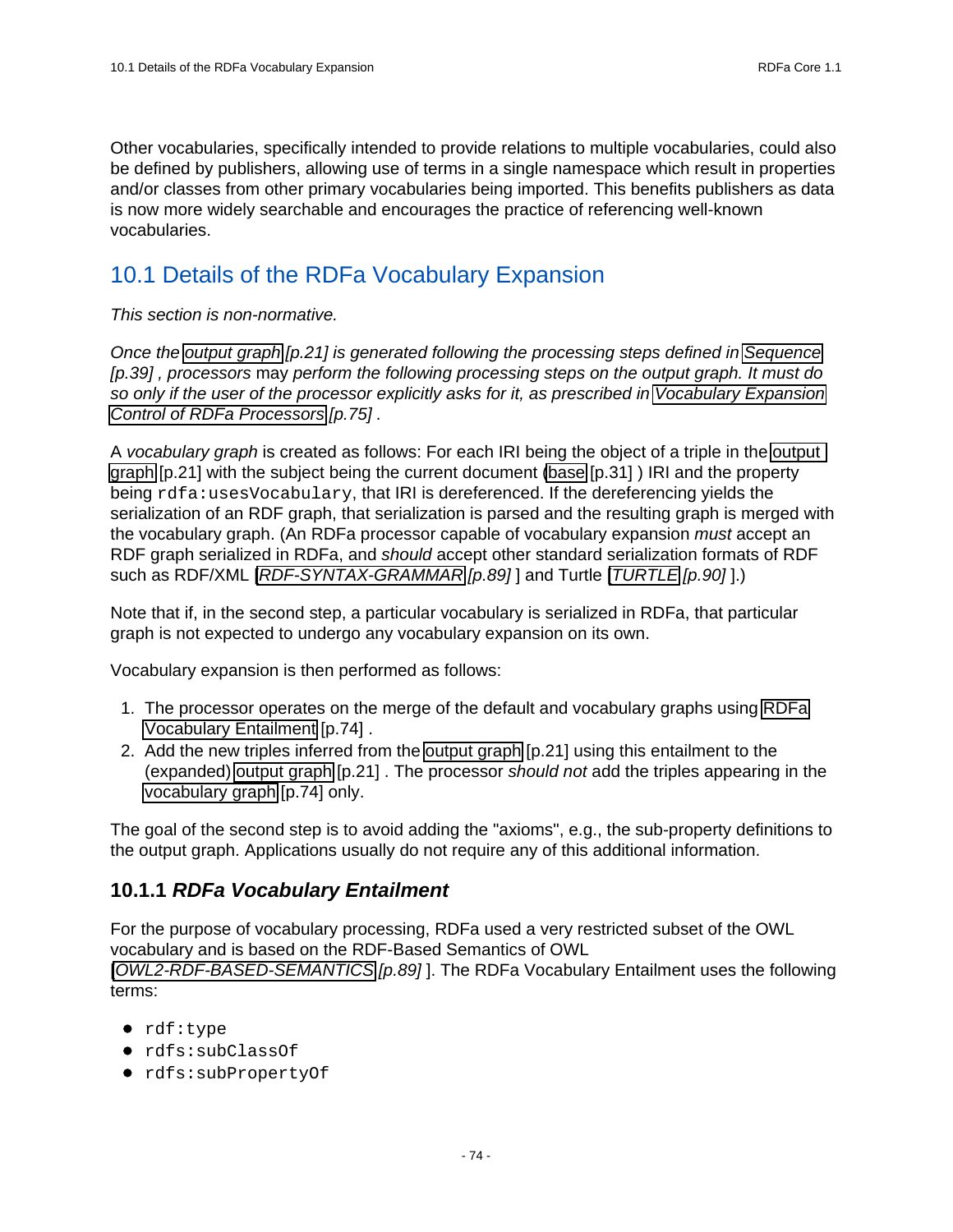Other vocabularies, specifically intended to provide relations to multiple vocabularies, could also be defined by publishers, allowing use of terms in a single namespace which result in properties and/or classes from other primary vocabularies being imported. This benefits publishers as data is now more widely searchable and encourages the practice of referencing well-known vocabularies.

## 10.1 Details of the RDFa Vocabulary Expansion

*This section is non-normative.*

*Once the output graph [p.21] is generated following the processing steps defined in Sequence [p.39] , processors* may *perform the following processing steps on the output graph. It must do so only if the user of the processor explicitly asks for it, as prescribed in Vocabulary Expansion Control of RDFa Processors [p.75] .*

A *vocabulary graph* is created as follows: For each IRI being the object of a triple in the output graph [p.21] with the subject being the current document (base [p.31] ) IRI and the property being `rdfa:usesVocabulary`, that IRI is dereferenced. If the dereferencing yields the serialization of an RDF graph, that serialization is parsed and the resulting graph is merged with the vocabulary graph. (An RDFa processor capable of vocabulary expansion *must* accept an RDF graph serialized in RDFa, and *should* accept other standard serialization formats of RDF such as RDF/XML [*RDF-SYNTAX-GRAMMAR [p.89]* ] and Turtle [*TURTLE [p.90]* ].)

Note that if, in the second step, a particular vocabulary is serialized in RDFa, that particular graph is not expected to undergo any vocabulary expansion on its own.

Vocabulary expansion is then performed as follows:

1. The processor operates on the merge of the default and vocabulary graphs using RDFa Vocabulary Entailment [p.74] .
2. Add the new triples inferred from the output graph [p.21] using this entailment to the (expanded) output graph [p.21] . The processor *should not* add the triples appearing in the vocabulary graph [p.74] only.

The goal of the second step is to avoid adding the "axioms", e.g., the sub-property definitions to the output graph. Applications usually do not require any of this additional information.

### 10.1.1 *RDFa Vocabulary Entailment*

For the purpose of vocabulary processing, RDFa used a very restricted subset of the OWL vocabulary and is based on the RDF-Based Semantics of OWL [*OWL2-RDF-BASED-SEMANTICS [p.89]* ]. The RDFa Vocabulary Entailment uses the following terms:

- `rdf:type`
- `rdfs:subClassOf`
- `rdfs:subPropertyOf`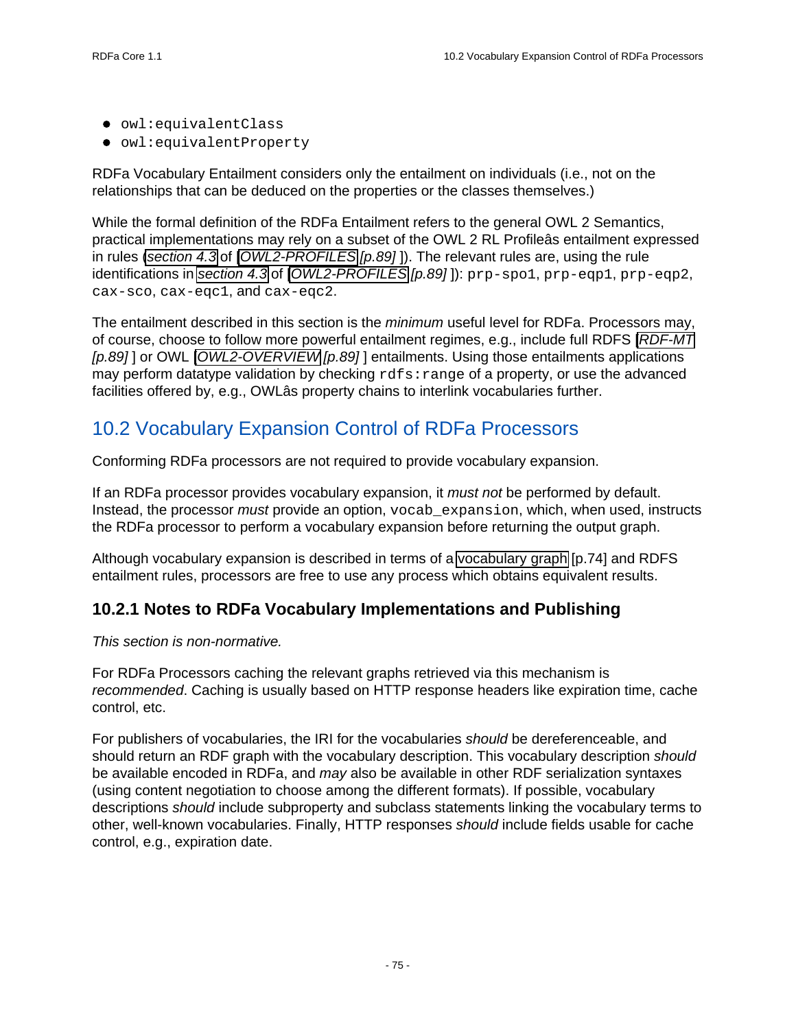- `owl:equivalentClass`
- `owl:equivalentProperty`

RDFa Vocabulary Entailment considers only the entailment on individuals (i.e., not on the relationships that can be deduced on the properties or the classes themselves.)

While the formal definition of the RDFa Entailment refers to the general OWL 2 Semantics, practical implementations may rely on a subset of the OWL 2 RL Profileâs entailment expressed in rules (*section 4.3* of [*OWL2-PROFILES* [p.89]]). The relevant rules are, using the rule identifications in *section 4.3* of [*OWL2-PROFILES* [p.89]]): `prp-spo1`, `prp-eqp1`, `prp-eqp2`, `cax-sco`, `cax-eqc1`, and `cax-eqc2`.

The entailment described in this section is the *minimum* useful level for RDFa. Processors may, of course, choose to follow more powerful entailment regimes, e.g., include full RDFS [*RDF-MT* [p.89]] or OWL [*OWL2-OVERVIEW* [p.89]] entailments. Using those entailments applications may perform datatype validation by checking `rdfs:range` of a property, or use the advanced facilities offered by, e.g., OWLâs property chains to interlink vocabularies further.

## 10.2 Vocabulary Expansion Control of RDFa Processors

Conforming RDFa processors are not required to provide vocabulary expansion.

If an RDFa processor provides vocabulary expansion, it *must not* be performed by default. Instead, the processor *must* provide an option, `vocab_expansion`, which, when used, instructs the RDFa processor to perform a vocabulary expansion before returning the output graph.

Although vocabulary expansion is described in terms of a vocabulary graph [p.74] and RDFS entailment rules, processors are free to use any process which obtains equivalent results.

### 10.2.1 Notes to RDFa Vocabulary Implementations and Publishing

*This section is non-normative.*

For RDFa Processors caching the relevant graphs retrieved via this mechanism is *recommended*. Caching is usually based on HTTP response headers like expiration time, cache control, etc.

For publishers of vocabularies, the IRI for the vocabularies *should* be dereferenceable, and should return an RDF graph with the vocabulary description. This vocabulary description *should* be available encoded in RDFa, and *may* also be available in other RDF serialization syntaxes (using content negotiation to choose among the different formats). If possible, vocabulary descriptions *should* include subproperty and subclass statements linking the vocabulary terms to other, well-known vocabularies. Finally, HTTP responses *should* include fields usable for cache control, e.g., expiration date.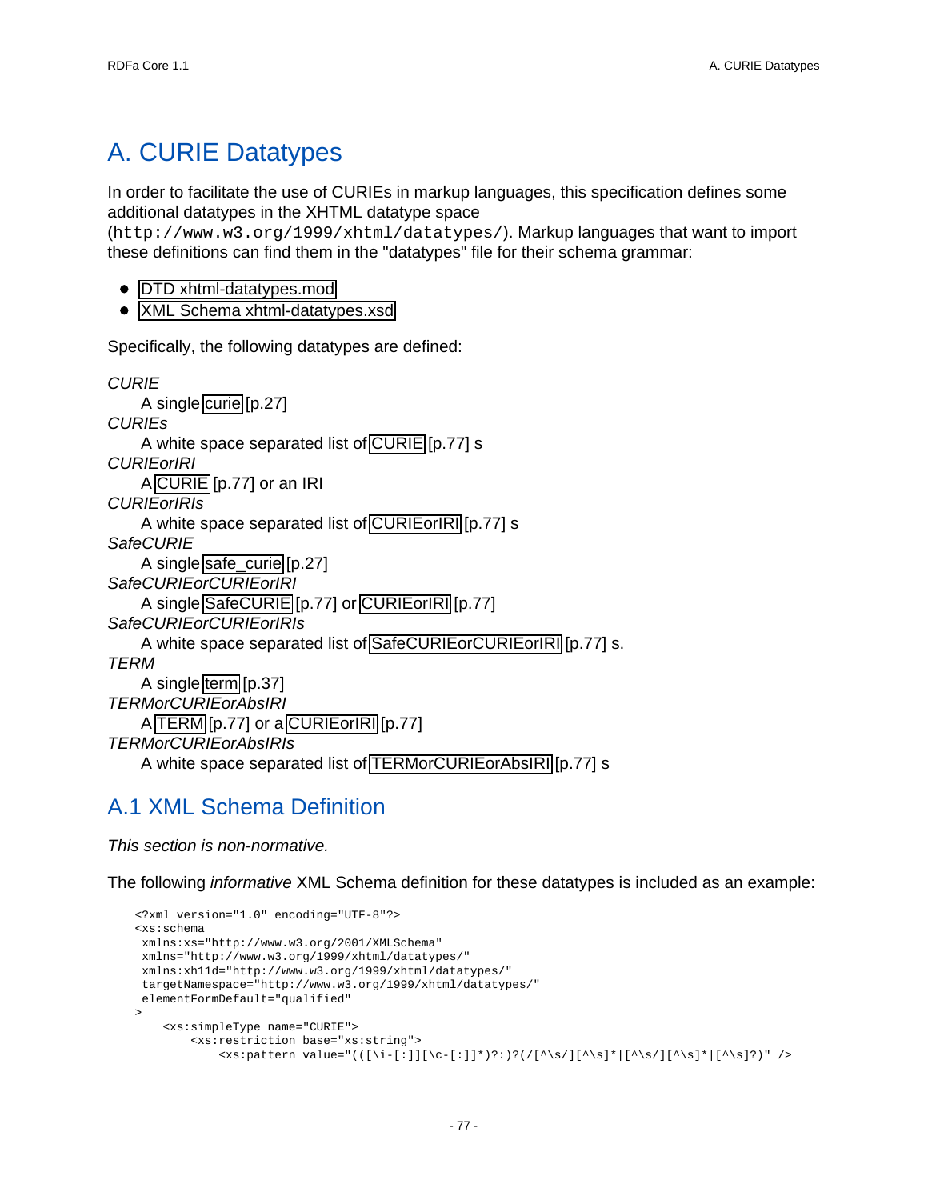# A. CURIE Datatypes

In order to facilitate the use of CURIEs in markup languages, this specification defines some additional datatypes in the XHTML datatype space (`http://www.w3.org/1999/xhtml/datatypes/`). Markup languages that want to import these definitions can find them in the "datatypes" file for their schema grammar:

- DTD xhtml-datatypes.mod
- XML Schema xhtml-datatypes.xsd

Specifically, the following datatypes are defined:

*CURIE*
: A single curie [p.27]

*CURIEs*
: A white space separated list of CURIE [p.77] s

*CURIEorIRI*
: A CURIE [p.77] or an IRI

*CURIEorIRIs*
: A white space separated list of CURIEorIRI [p.77] s

*SafeCURIE*
: A single safe_curie [p.27]

*SafeCURIEorCURIEorIRI*
: A single SafeCURIE [p.77] or CURIEorIRI [p.77]

*SafeCURIEorCURIEorIRIs*
: A white space separated list of SafeCURIEorCURIEorIRI [p.77] s.

*TERM*
: A single term [p.37]

*TERMorCURIEorAbsIRI*
: A TERM [p.77] or a CURIEorIRI [p.77]

*TERMorCURIEorAbsIRIs*
: A white space separated list of TERMorCURIEorAbsIRI [p.77] s

## A.1 XML Schema Definition

*This section is non-normative.*

The following *informative* XML Schema definition for these datatypes is included as an example:

```
<?xml version="1.0" encoding="UTF-8"?>
<xs:schema
 xmlns:xs="http://www.w3.org/2001/XMLSchema"
 xmlns="http://www.w3.org/1999/xhtml/datatypes/"
 xmlns:xh11d="http://www.w3.org/1999/xhtml/datatypes/"
 targetNamespace="http://www.w3.org/1999/xhtml/datatypes/"
 elementFormDefault="qualified"
>
    <xs:simpleType name="CURIE">
        <xs:restriction base="xs:string">
            <xs:pattern value="(([\i-[:]][\c-[:]]*)?:)?(/[^\s/][^\s]*|[^\s/][^\s]*|[^\s]?)" />
```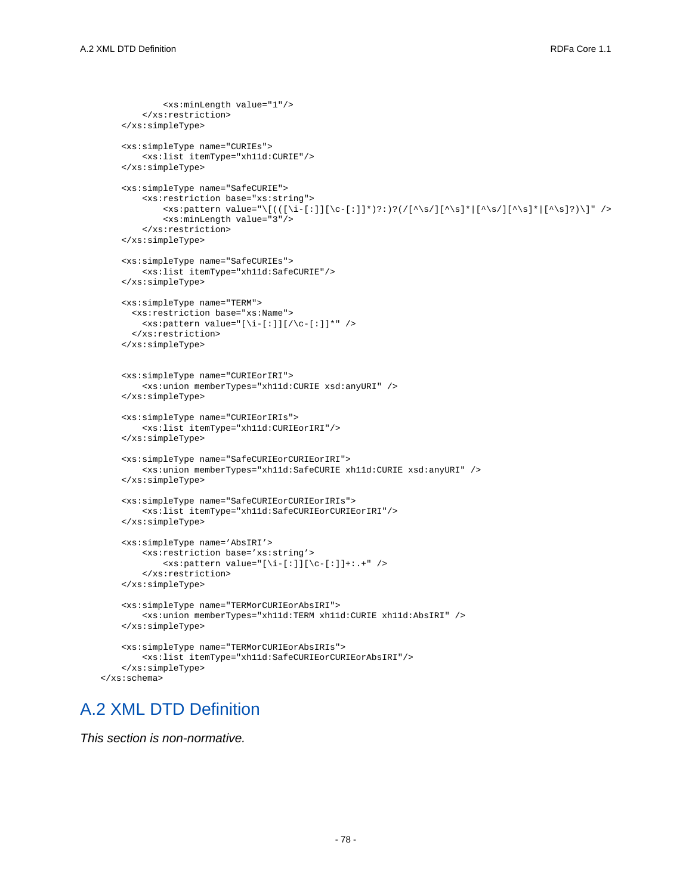```
            <xs:minLength value="1"/>
        </xs:restriction>
    </xs:simpleType>

    <xs:simpleType name="CURIEs">
        <xs:list itemType="xh11d:CURIE"/>
    </xs:simpleType>

    <xs:simpleType name="SafeCURIE">
        <xs:restriction base="xs:string">
            <xs:pattern value="\[(([\i-[:]][\c-[:]]*)?:)?(/[^\s/][^\s]*|[^\s/][^\s]*|[^\s]?)\]" />
            <xs:minLength value="3"/>
        </xs:restriction>
    </xs:simpleType>

    <xs:simpleType name="SafeCURIEs">
        <xs:list itemType="xh11d:SafeCURIE"/>
    </xs:simpleType>

    <xs:simpleType name="TERM">
      <xs:restriction base="xs:Name">
        <xs:pattern value="[\i-[:]][/\c-[:]]*" />
      </xs:restriction>
    </xs:simpleType>


    <xs:simpleType name="CURIEorIRI">
        <xs:union memberTypes="xh11d:CURIE xsd:anyURI" />
    </xs:simpleType>

    <xs:simpleType name="CURIEorIRIs">
        <xs:list itemType="xh11d:CURIEorIRI"/>
    </xs:simpleType>

    <xs:simpleType name="SafeCURIEorCURIEorIRI">
        <xs:union memberTypes="xh11d:SafeCURIE xh11d:CURIE xsd:anyURI" />
    </xs:simpleType>

    <xs:simpleType name="SafeCURIEorCURIEorIRIs">
        <xs:list itemType="xh11d:SafeCURIEorCURIEorIRI"/>
    </xs:simpleType>

    <xs:simpleType name='AbsIRI'>
        <xs:restriction base='xs:string'>
            <xs:pattern value="[\i-[:]][\c-[:]]+:.+" />
        </xs:restriction>
    </xs:simpleType>

    <xs:simpleType name="TERMorCURIEorAbsIRI">
        <xs:union memberTypes="xh11d:TERM xh11d:CURIE xh11d:AbsIRI" />
    </xs:simpleType>

    <xs:simpleType name="TERMorCURIEorAbsIRIs">
        <xs:list itemType="xh11d:SafeCURIEorCURIEorAbsIRI"/>
    </xs:simpleType>
</xs:schema>
```

## A.2 XML DTD Definition

*This section is non-normative.*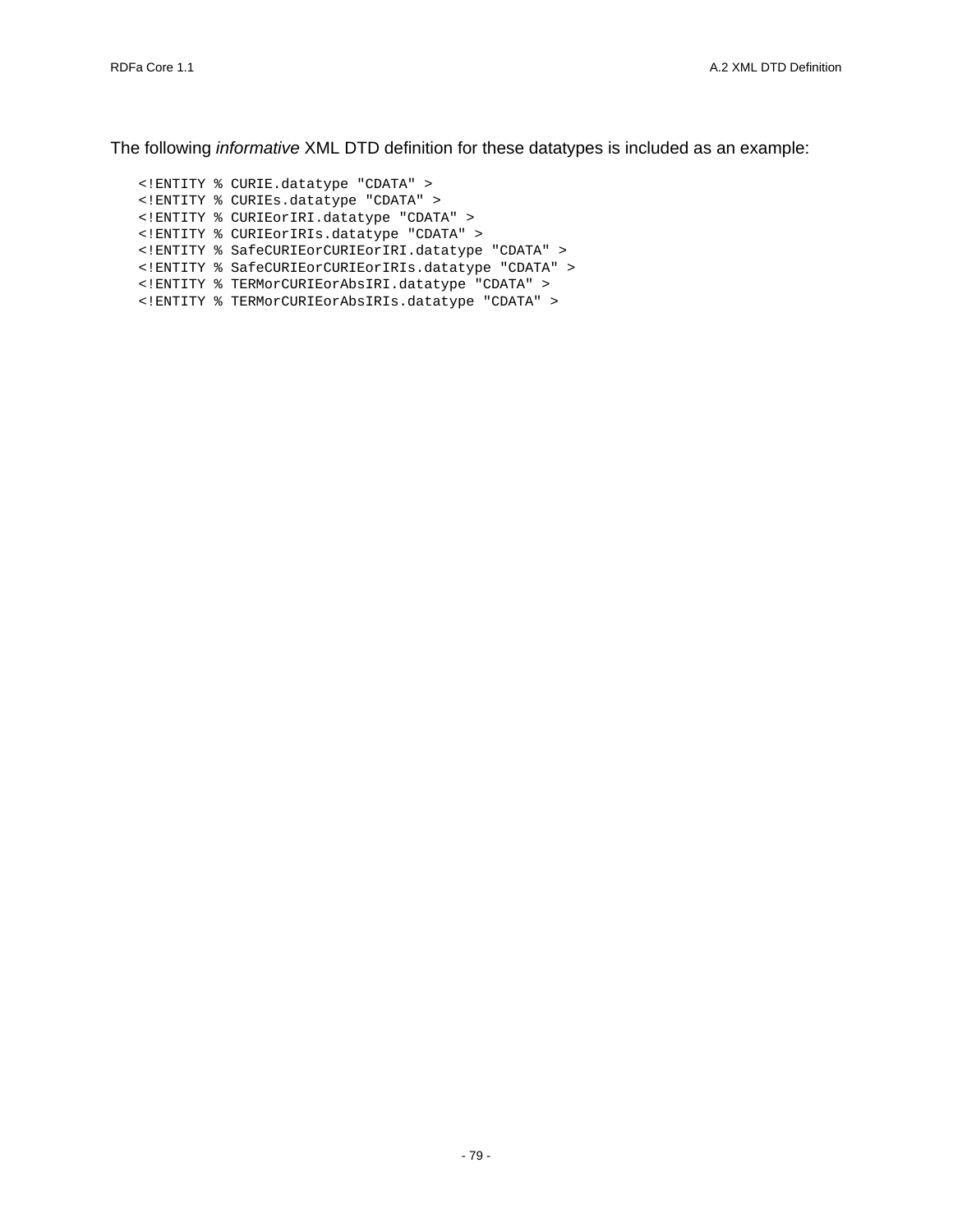The following *informative* XML DTD definition for these datatypes is included as an example:

```
<!ENTITY % CURIE.datatype "CDATA" >
<!ENTITY % CURIEs.datatype "CDATA" >
<!ENTITY % CURIEorIRI.datatype "CDATA" >
<!ENTITY % CURIEorIRIs.datatype "CDATA" >
<!ENTITY % SafeCURIEorCURIEorIRI.datatype "CDATA" >
<!ENTITY % SafeCURIEorCURIEorIRIs.datatype "CDATA" >
<!ENTITY % TERMorCURIEorAbsIRI.datatype "CDATA" >
<!ENTITY % TERMorCURIEorAbsIRIs.datatype "CDATA" >
```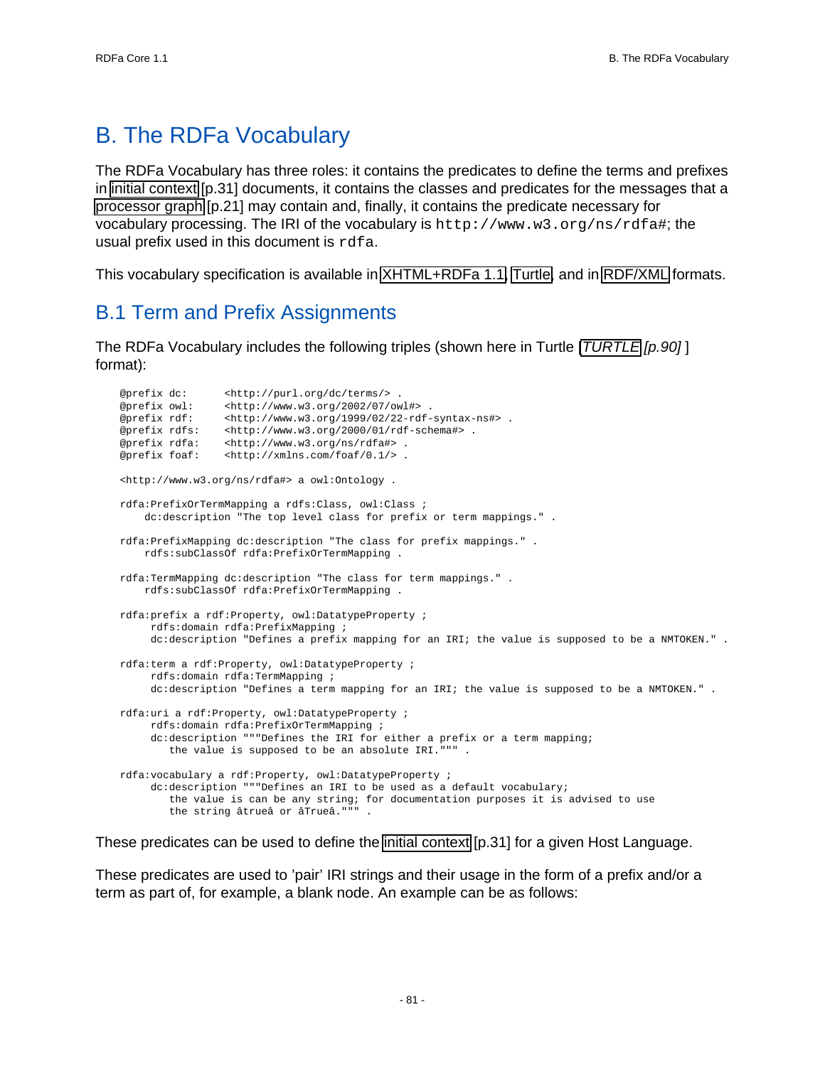# B. The RDFa Vocabulary

The RDFa Vocabulary has three roles: it contains the predicates to define the terms and prefixes in initial context [p.31] documents, it contains the classes and predicates for the messages that a processor graph [p.21] may contain and, finally, it contains the predicate necessary for vocabulary processing. The IRI of the vocabulary is `http://www.w3.org/ns/rdfa#`; the usual prefix used in this document is `rdfa`.

This vocabulary specification is available in XHTML+RDFa 1.1, Turtle, and in RDF/XML formats.

## B.1 Term and Prefix Assignments

The RDFa Vocabulary includes the following triples (shown here in Turtle [*TURTLE* *[p.90]* ] format):

```
@prefix dc:      <http://purl.org/dc/terms/> .
@prefix owl:     <http://www.w3.org/2002/07/owl#> .
@prefix rdf:     <http://www.w3.org/1999/02/22-rdf-syntax-ns#> .
@prefix rdfs:    <http://www.w3.org/2000/01/rdf-schema#> .
@prefix rdfa:    <http://www.w3.org/ns/rdfa#> .
@prefix foaf:    <http://xmlns.com/foaf/0.1/> .

<http://www.w3.org/ns/rdfa#> a owl:Ontology .

rdfa:PrefixOrTermMapping a rdfs:Class, owl:Class ;
    dc:description "The top level class for prefix or term mappings." .

rdfa:PrefixMapping dc:description "The class for prefix mappings." .
    rdfs:subClassOf rdfa:PrefixOrTermMapping .

rdfa:TermMapping dc:description "The class for term mappings." .
    rdfs:subClassOf rdfa:PrefixOrTermMapping .

rdfa:prefix a rdf:Property, owl:DatatypeProperty ;
     rdfs:domain rdfa:PrefixMapping ;
     dc:description "Defines a prefix mapping for an IRI; the value is supposed to be a NMTOKEN." .

rdfa:term a rdf:Property, owl:DatatypeProperty ;
     rdfs:domain rdfa:TermMapping ;
     dc:description "Defines a term mapping for an IRI; the value is supposed to be a NMTOKEN." .

rdfa:uri a rdf:Property, owl:DatatypeProperty ;
     rdfs:domain rdfa:PrefixOrTermMapping ;
     dc:description """Defines the IRI for either a prefix or a term mapping;
        the value is supposed to be an absolute IRI.""" .

rdfa:vocabulary a rdf:Property, owl:DatatypeProperty ;
     dc:description """Defines an IRI to be used as a default vocabulary;
        the value is can be any string; for documentation purposes it is advised to use
        the string âtrueâ or âTrueâ.""" .
```

These predicates can be used to define the initial context [p.31] for a given Host Language.

These predicates are used to 'pair' IRI strings and their usage in the form of a prefix and/or a term as part of, for example, a blank node. An example can be as follows: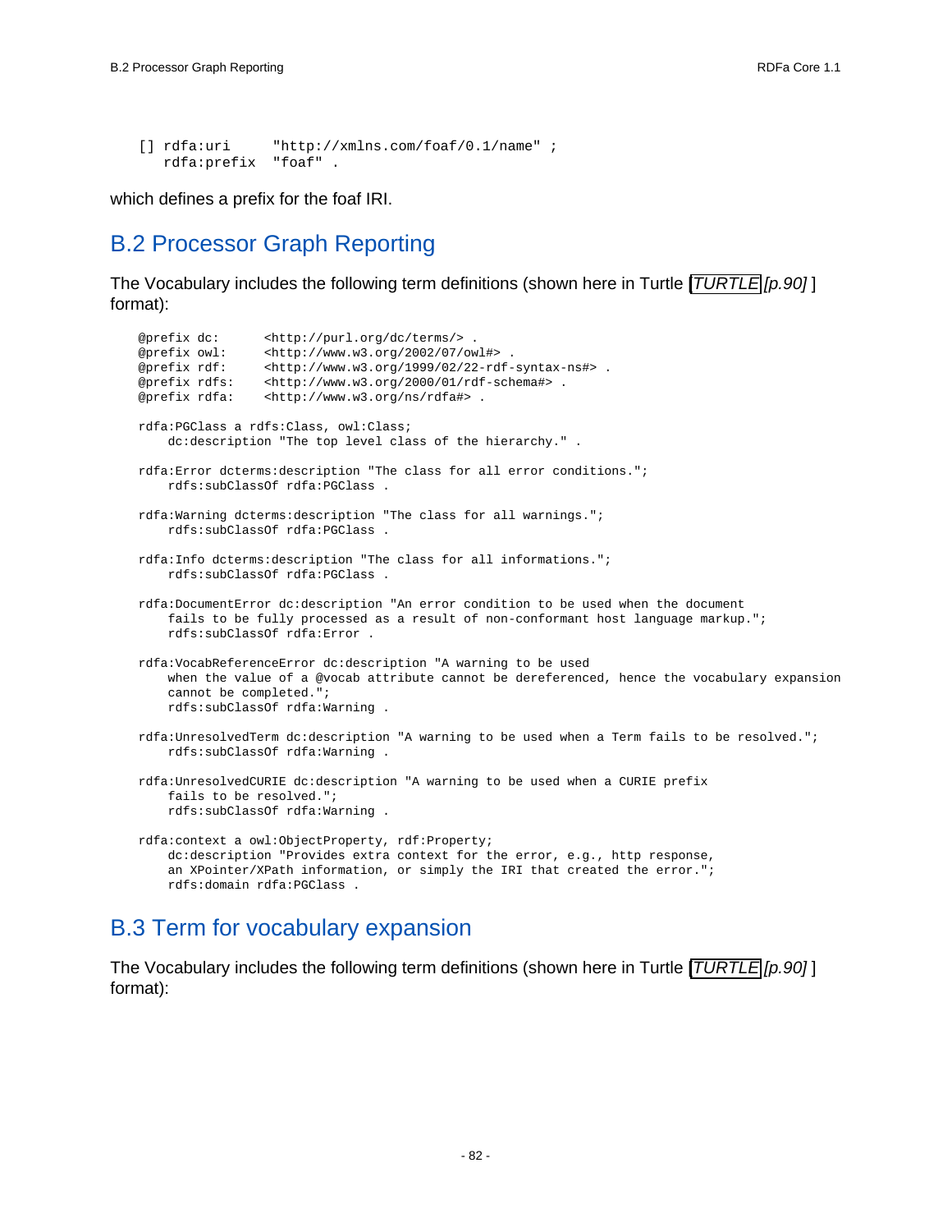```
[] rdfa:uri     "http://xmlns.com/foaf/0.1/name" ;
   rdfa:prefix  "foaf" .
```

which defines a prefix for the foaf IRI.

## B.2 Processor Graph Reporting

The Vocabulary includes the following term definitions (shown here in Turtle [TURTLE] [p.90] ] format):

```
@prefix dc:      <http://purl.org/dc/terms/> .
@prefix owl:     <http://www.w3.org/2002/07/owl#> .
@prefix rdf:     <http://www.w3.org/1999/02/22-rdf-syntax-ns#> .
@prefix rdfs:    <http://www.w3.org/2000/01/rdf-schema#> .
@prefix rdfa:    <http://www.w3.org/ns/rdfa#> .

rdfa:PGClass a rdfs:Class, owl:Class;
    dc:description "The top level class of the hierarchy." .

rdfa:Error dcterms:description "The class for all error conditions.";
    rdfs:subClassOf rdfa:PGClass .

rdfa:Warning dcterms:description "The class for all warnings.";
    rdfs:subClassOf rdfa:PGClass .

rdfa:Info dcterms:description "The class for all informations.";
    rdfs:subClassOf rdfa:PGClass .

rdfa:DocumentError dc:description "An error condition to be used when the document
    fails to be fully processed as a result of non-conformant host language markup.";
    rdfs:subClassOf rdfa:Error .

rdfa:VocabReferenceError dc:description "A warning to be used
    when the value of a @vocab attribute cannot be dereferenced, hence the vocabulary expansion
    cannot be completed.";
    rdfs:subClassOf rdfa:Warning .

rdfa:UnresolvedTerm dc:description "A warning to be used when a Term fails to be resolved.";
    rdfs:subClassOf rdfa:Warning .

rdfa:UnresolvedCURIE dc:description "A warning to be used when a CURIE prefix
    fails to be resolved.";
    rdfs:subClassOf rdfa:Warning .

rdfa:context a owl:ObjectProperty, rdf:Property;
    dc:description "Provides extra context for the error, e.g., http response,
    an XPointer/XPath information, or simply the IRI that created the error.";
    rdfs:domain rdfa:PGClass .
```

## B.3 Term for vocabulary expansion

The Vocabulary includes the following term definitions (shown here in Turtle [TURTLE] [p.90] ] format):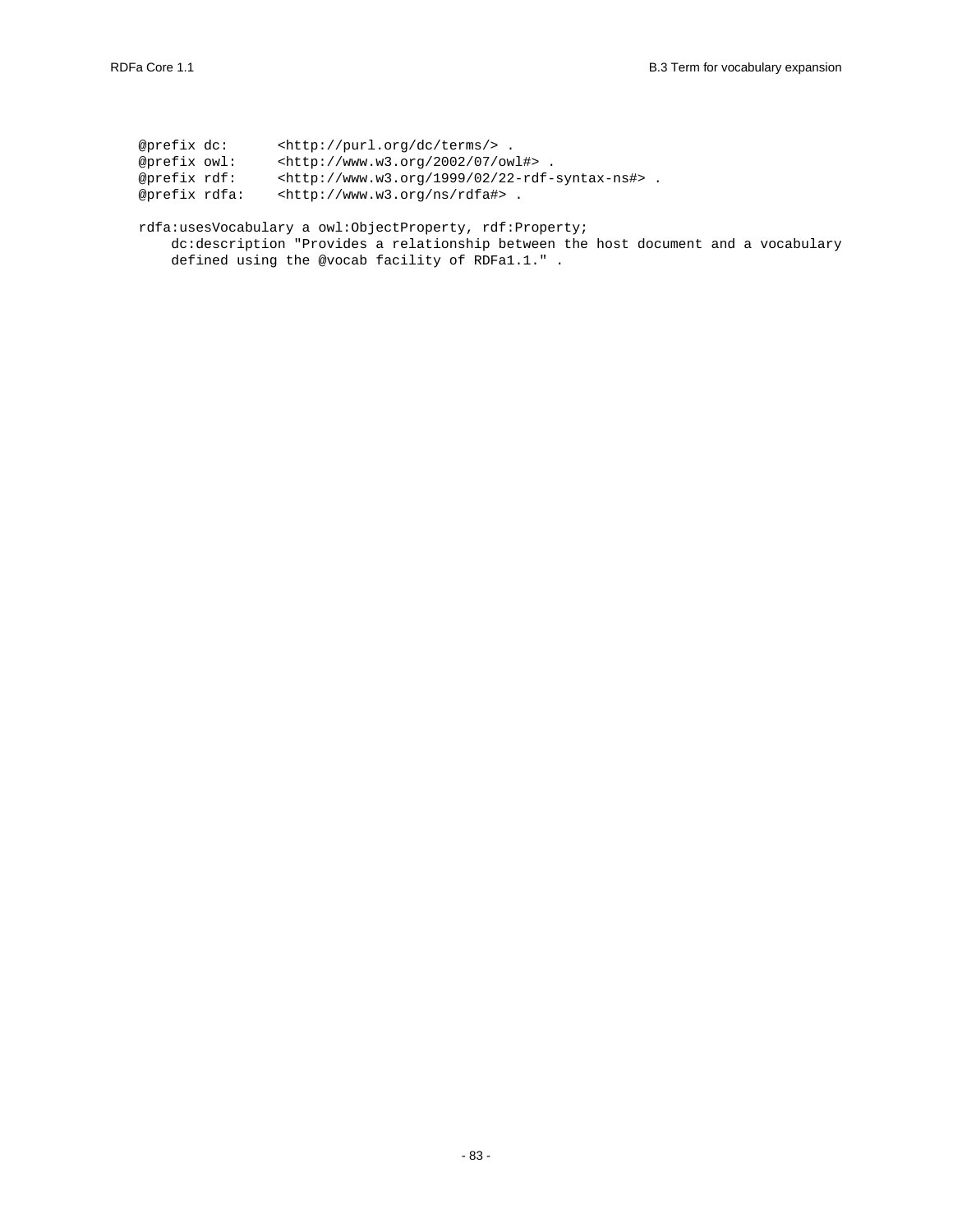```
@prefix dc:      <http://purl.org/dc/terms/> .
@prefix owl:     <http://www.w3.org/2002/07/owl#> .
@prefix rdf:     <http://www.w3.org/1999/02/22-rdf-syntax-ns#> .
@prefix rdfa:    <http://www.w3.org/ns/rdfa#> .

rdfa:usesVocabulary a owl:ObjectProperty, rdf:Property;
    dc:description "Provides a relationship between the host document and a vocabulary
    defined using the @vocab facility of RDFa1.1." .
```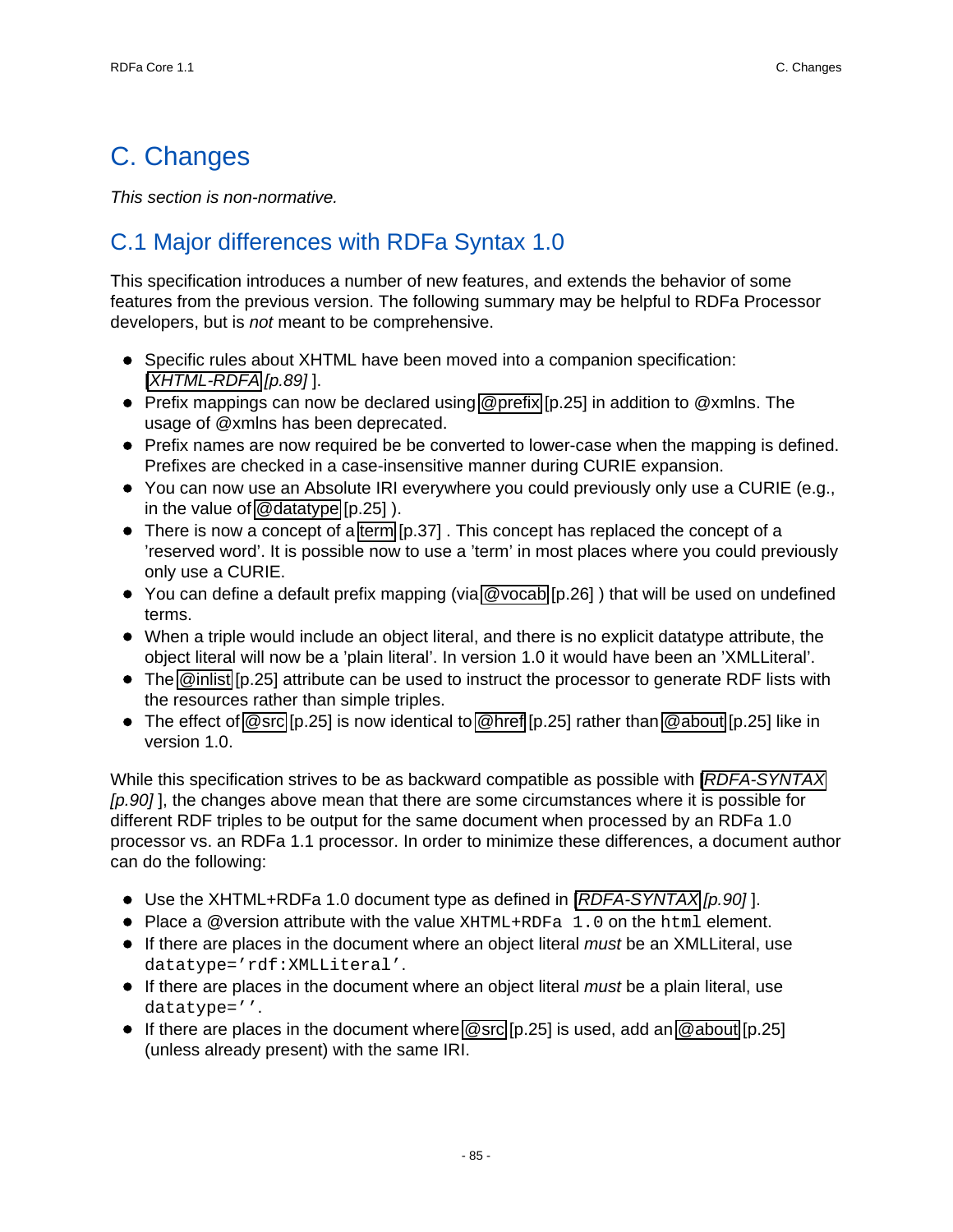# C. Changes

*This section is non-normative.*

## C.1 Major differences with RDFa Syntax 1.0

This specification introduces a number of new features, and extends the behavior of some features from the previous version. The following summary may be helpful to RDFa Processor developers, but is *not* meant to be comprehensive.

- Specific rules about XHTML have been moved into a companion specification: [*XHTML-RDFA* [p.89] ].
- Prefix mappings can now be declared using @prefix [p.25] in addition to @xmlns. The usage of @xmlns has been deprecated.
- Prefix names are now required be be converted to lower-case when the mapping is defined. Prefixes are checked in a case-insensitive manner during CURIE expansion.
- You can now use an Absolute IRI everywhere you could previously only use a CURIE (e.g., in the value of @datatype [p.25] ).
- There is now a concept of a term [p.37] . This concept has replaced the concept of a 'reserved word'. It is possible now to use a 'term' in most places where you could previously only use a CURIE.
- You can define a default prefix mapping (via @vocab [p.26] ) that will be used on undefined terms.
- When a triple would include an object literal, and there is no explicit datatype attribute, the object literal will now be a 'plain literal'. In version 1.0 it would have been an 'XMLLiteral'.
- The @inlist [p.25] attribute can be used to instruct the processor to generate RDF lists with the resources rather than simple triples.
- The effect of @src [p.25] is now identical to @href [p.25] rather than @about [p.25] like in version 1.0.

While this specification strives to be as backward compatible as possible with [*RDFA-SYNTAX* *[p.90]* ], the changes above mean that there are some circumstances where it is possible for different RDF triples to be output for the same document when processed by an RDFa 1.0 processor vs. an RDFa 1.1 processor. In order to minimize these differences, a document author can do the following:

- Use the XHTML+RDFa 1.0 document type as defined in [*RDFA-SYNTAX* *[p.90]* ].
- Place a @version attribute with the value `XHTML+RDFa 1.0` on the `html` element.
- If there are places in the document where an object literal *must* be an XMLLiteral, use `datatype='rdf:XMLLiteral'`.
- If there are places in the document where an object literal *must* be a plain literal, use `datatype=''`.
- If there are places in the document where @src [p.25] is used, add an @about [p.25] (unless already present) with the same IRI.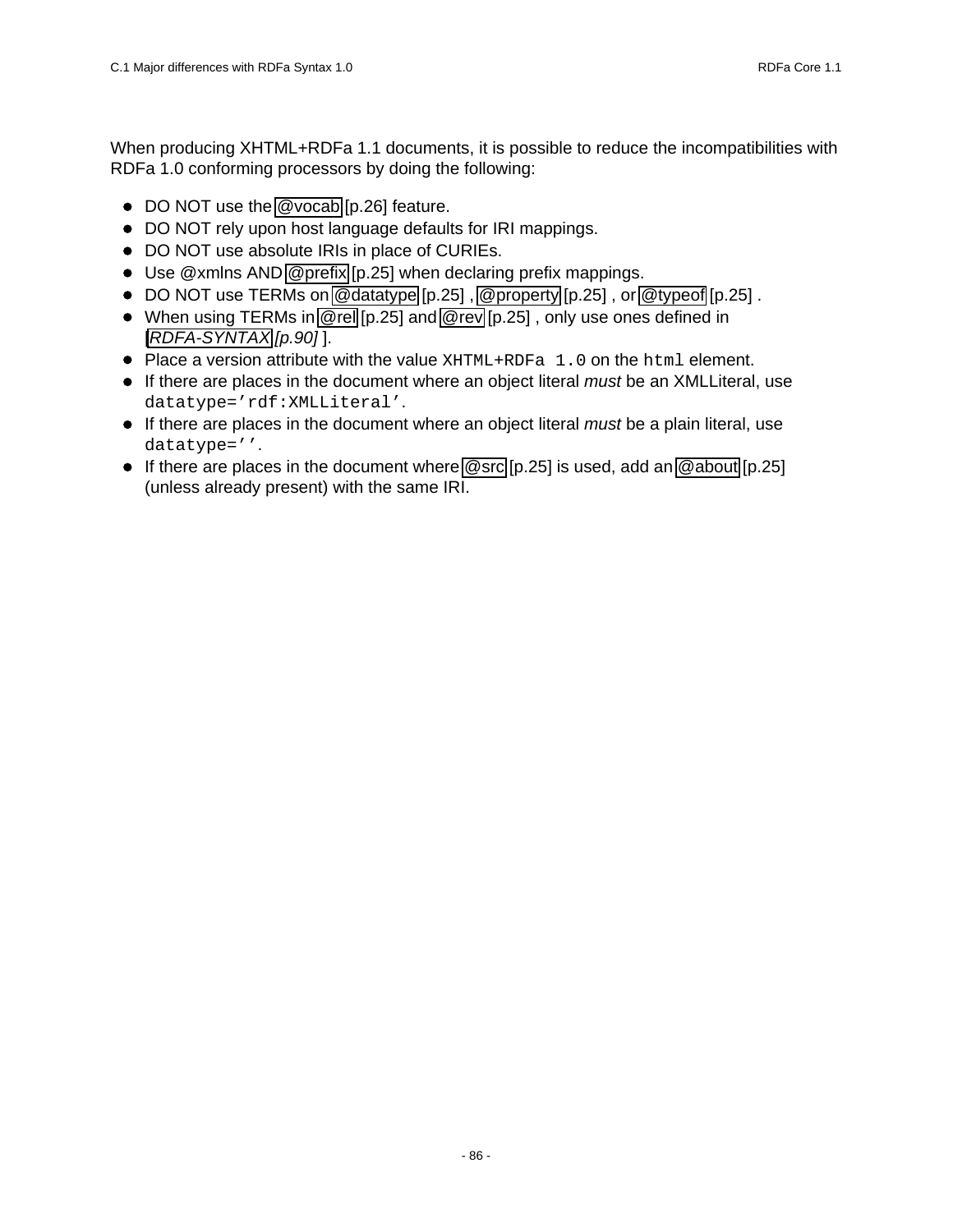When producing XHTML+RDFa 1.1 documents, it is possible to reduce the incompatibilities with RDFa 1.0 conforming processors by doing the following:

- DO NOT use the @vocab [p.26] feature.
- DO NOT rely upon host language defaults for IRI mappings.
- DO NOT use absolute IRIs in place of CURIEs.
- Use @xmlns AND @prefix [p.25] when declaring prefix mappings.
- DO NOT use TERMs on @datatype [p.25] , @property [p.25] , or @typeof [p.25] .
- When using TERMs in @rel [p.25] and @rev [p.25] , only use ones defined in [*RDFA-SYNTAX [p.90]* ].
- Place a version attribute with the value `XHTML+RDFa 1.0` on the `html` element.
- If there are places in the document where an object literal *must* be an XMLLiteral, use `datatype='rdf:XMLLiteral'`.
- If there are places in the document where an object literal *must* be a plain literal, use `datatype=''`.
- If there are places in the document where @src [p.25] is used, add an @about [p.25] (unless already present) with the same IRI.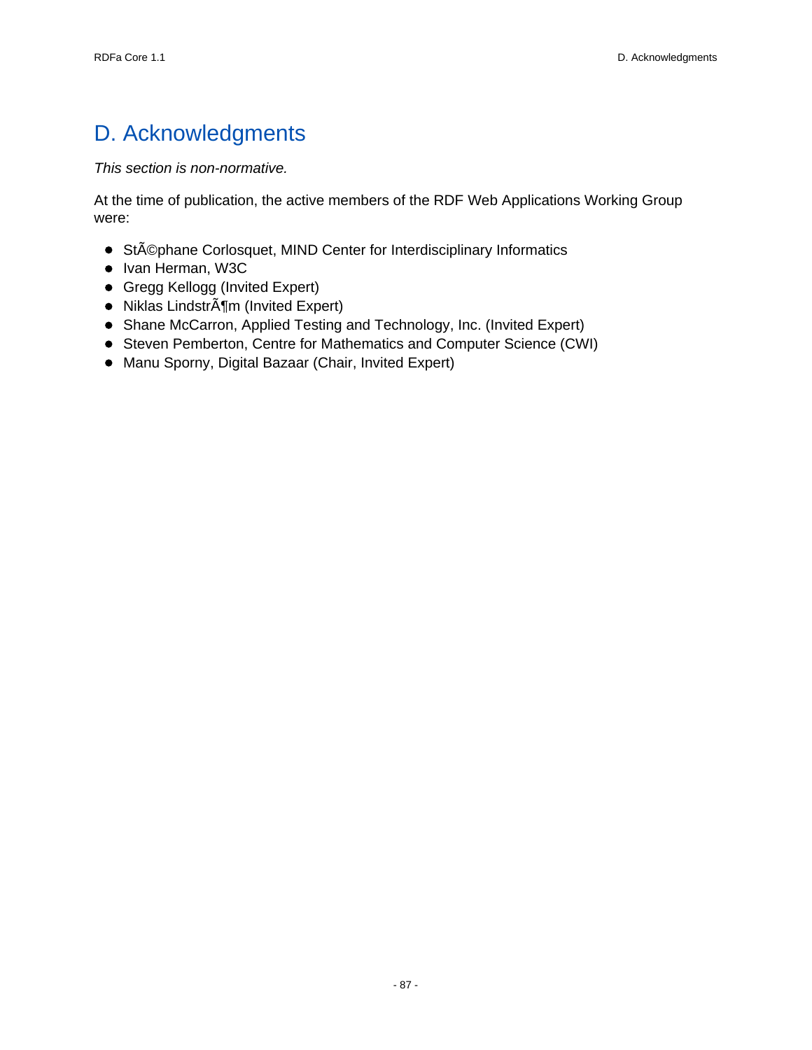# D. Acknowledgments

*This section is non-normative.*

At the time of publication, the active members of the RDF Web Applications Working Group were:

- StÃ©phane Corlosquet, MIND Center for Interdisciplinary Informatics
- Ivan Herman, W3C
- Gregg Kellogg (Invited Expert)
- Niklas LindstrÃ¶m (Invited Expert)
- Shane McCarron, Applied Testing and Technology, Inc. (Invited Expert)
- Steven Pemberton, Centre for Mathematics and Computer Science (CWI)
- Manu Sporny, Digital Bazaar (Chair, Invited Expert)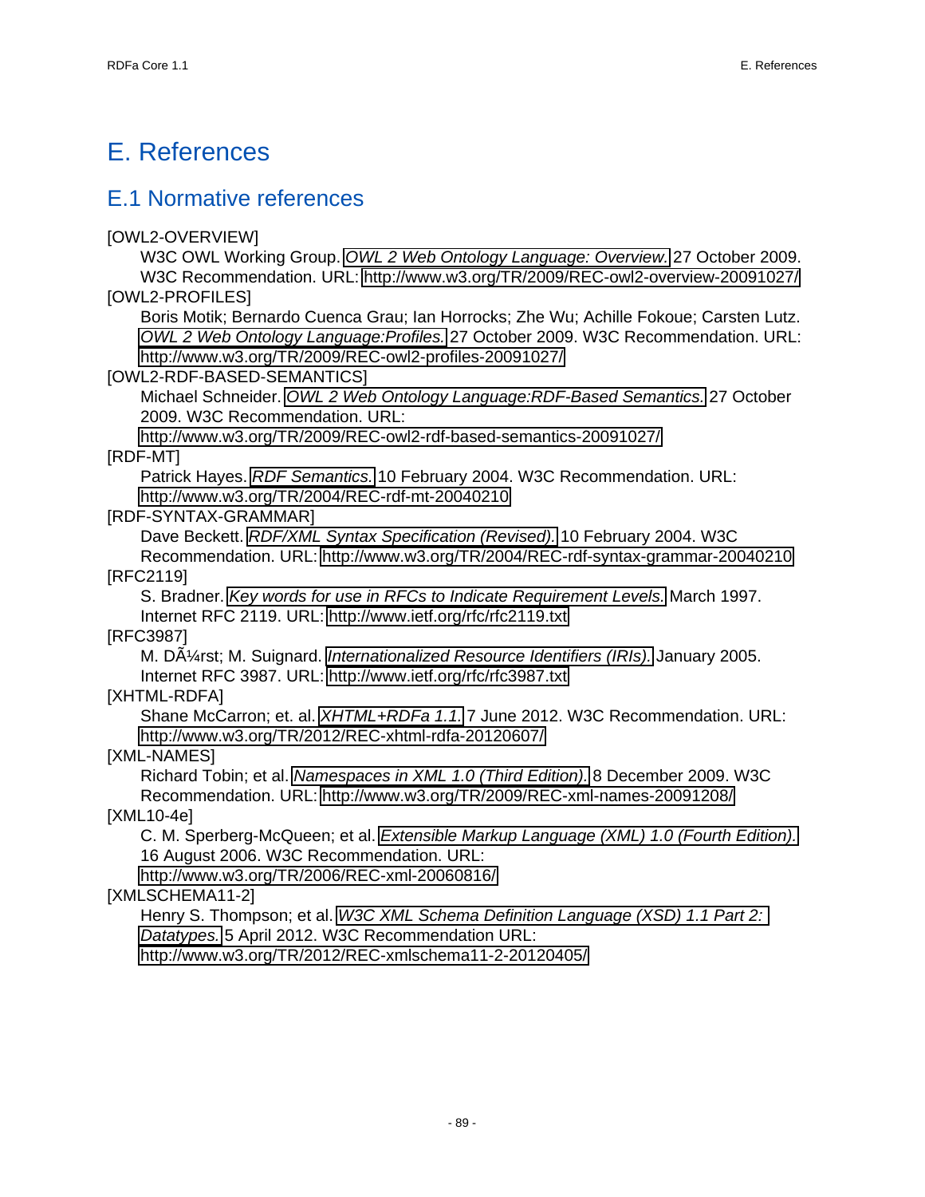# E. References

## E.1 Normative references

[OWL2-OVERVIEW]
: W3C OWL Working Group. *OWL 2 Web Ontology Language: Overview.* 27 October 2009. W3C Recommendation. URL: http://www.w3.org/TR/2009/REC-owl2-overview-20091027/

[OWL2-PROFILES]
: Boris Motik; Bernardo Cuenca Grau; Ian Horrocks; Zhe Wu; Achille Fokoue; Carsten Lutz. *OWL 2 Web Ontology Language:Profiles.* 27 October 2009. W3C Recommendation. URL: http://www.w3.org/TR/2009/REC-owl2-profiles-20091027/

[OWL2-RDF-BASED-SEMANTICS]
: Michael Schneider. *OWL 2 Web Ontology Language:RDF-Based Semantics.* 27 October 2009. W3C Recommendation. URL: http://www.w3.org/TR/2009/REC-owl2-rdf-based-semantics-20091027/

[RDF-MT]
: Patrick Hayes. *RDF Semantics.* 10 February 2004. W3C Recommendation. URL: http://www.w3.org/TR/2004/REC-rdf-mt-20040210

[RDF-SYNTAX-GRAMMAR]
: Dave Beckett. *RDF/XML Syntax Specification (Revised).* 10 February 2004. W3C Recommendation. URL: http://www.w3.org/TR/2004/REC-rdf-syntax-grammar-20040210

[RFC2119]
: S. Bradner. *Key words for use in RFCs to Indicate Requirement Levels.* March 1997. Internet RFC 2119. URL: http://www.ietf.org/rfc/rfc2119.txt

[RFC3987]
: M. DÃ¼rst; M. Suignard. *Internationalized Resource Identifiers (IRIs).* January 2005. Internet RFC 3987. URL: http://www.ietf.org/rfc/rfc3987.txt

[XHTML-RDFA]
: Shane McCarron; et. al. *XHTML+RDFa 1.1.* 7 June 2012. W3C Recommendation. URL: http://www.w3.org/TR/2012/REC-xhtml-rdfa-20120607/

[XML-NAMES]
: Richard Tobin; et al. *Namespaces in XML 1.0 (Third Edition).* 8 December 2009. W3C Recommendation. URL: http://www.w3.org/TR/2009/REC-xml-names-20091208/

[XML10-4e]
: C. M. Sperberg-McQueen; et al. *Extensible Markup Language (XML) 1.0 (Fourth Edition).* 16 August 2006. W3C Recommendation. URL: http://www.w3.org/TR/2006/REC-xml-20060816/

[XMLSCHEMA11-2]
: Henry S. Thompson; et al. *W3C XML Schema Definition Language (XSD) 1.1 Part 2: Datatypes.* 5 April 2012. W3C Recommendation URL: http://www.w3.org/TR/2012/REC-xmlschema11-2-20120405/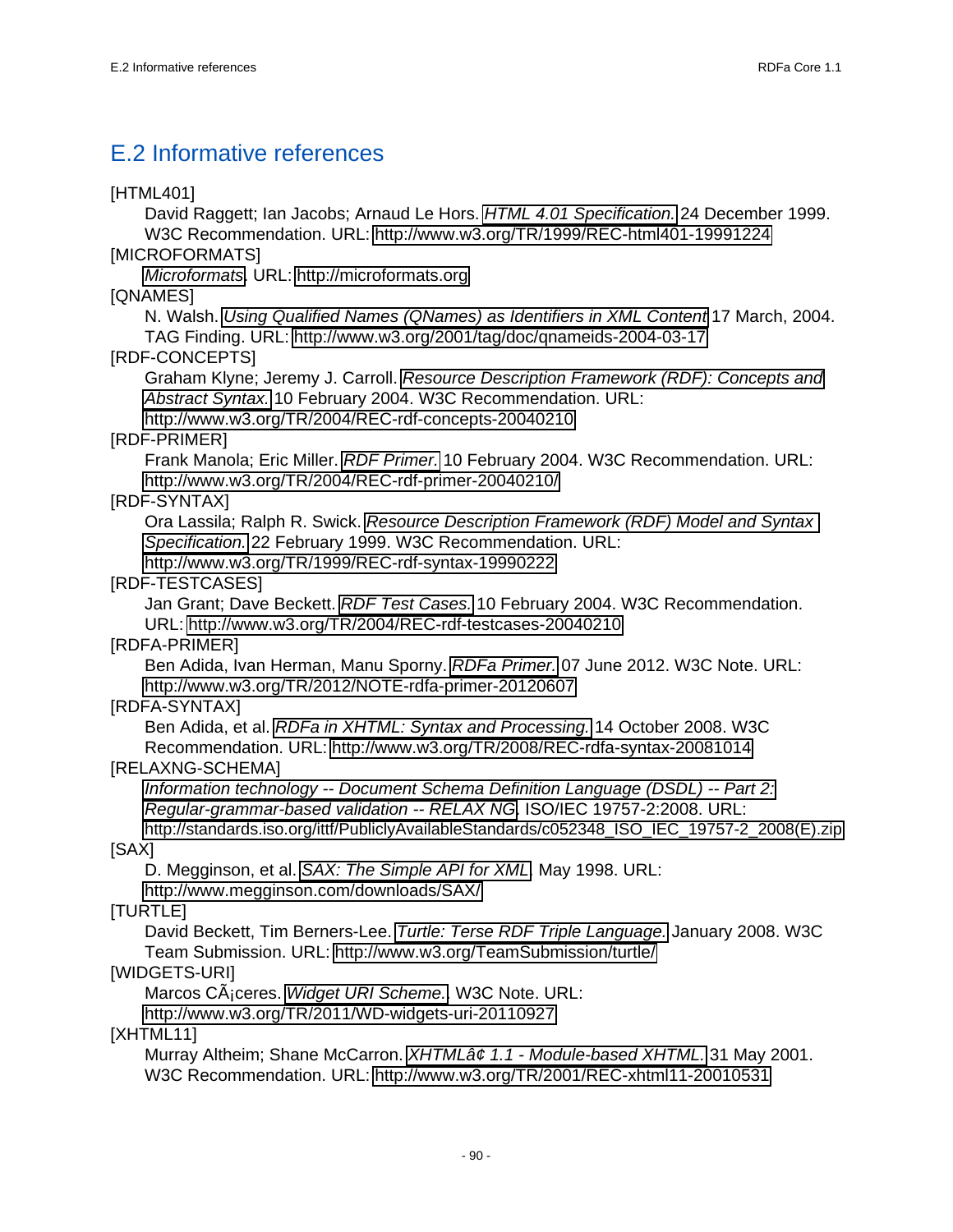## E.2 Informative references

[HTML401]
: David Raggett; Ian Jacobs; Arnaud Le Hors. *HTML 4.01 Specification.* 24 December 1999. W3C Recommendation. URL: http://www.w3.org/TR/1999/REC-html401-19991224

[MICROFORMATS]
: *Microformats*. URL: http://microformats.org

[QNAMES]
: N. Walsh. *Using Qualified Names (QNames) as Identifiers in XML Content* 17 March, 2004. TAG Finding. URL: http://www.w3.org/2001/tag/doc/qnameids-2004-03-17

[RDF-CONCEPTS]
: Graham Klyne; Jeremy J. Carroll. *Resource Description Framework (RDF): Concepts and Abstract Syntax.* 10 February 2004. W3C Recommendation. URL: http://www.w3.org/TR/2004/REC-rdf-concepts-20040210

[RDF-PRIMER]
: Frank Manola; Eric Miller. *RDF Primer.* 10 February 2004. W3C Recommendation. URL: http://www.w3.org/TR/2004/REC-rdf-primer-20040210/

[RDF-SYNTAX]
: Ora Lassila; Ralph R. Swick. *Resource Description Framework (RDF) Model and Syntax Specification.* 22 February 1999. W3C Recommendation. URL: http://www.w3.org/TR/1999/REC-rdf-syntax-19990222

[RDF-TESTCASES]
: Jan Grant; Dave Beckett. *RDF Test Cases.* 10 February 2004. W3C Recommendation. URL: http://www.w3.org/TR/2004/REC-rdf-testcases-20040210

[RDFA-PRIMER]
: Ben Adida, Ivan Herman, Manu Sporny. *RDFa Primer.* 07 June 2012. W3C Note. URL: http://www.w3.org/TR/2012/NOTE-rdfa-primer-20120607

[RDFA-SYNTAX]
: Ben Adida, et al. *RDFa in XHTML: Syntax and Processing.* 14 October 2008. W3C Recommendation. URL: http://www.w3.org/TR/2008/REC-rdfa-syntax-20081014

[RELAXNG-SCHEMA]
: *Information technology -- Document Schema Definition Language (DSDL) -- Part 2: Regular-grammar-based validation -- RELAX NG*. ISO/IEC 19757-2:2008. URL: http://standards.iso.org/ittf/PubliclyAvailableStandards/c052348_ISO_IEC_19757-2_2008(E).zip

[SAX]
: D. Megginson, et al. *SAX: The Simple API for XML*. May 1998. URL: http://www.megginson.com/downloads/SAX/

[TURTLE]
: David Beckett, Tim Berners-Lee. *Turtle: Terse RDF Triple Language.* January 2008. W3C Team Submission. URL: http://www.w3.org/TeamSubmission/turtle/

[WIDGETS-URI]
: Marcos CÃ¡ceres. *Widget URI Scheme.* W3C Note. URL: http://www.w3.org/TR/2011/WD-widgets-uri-20110927

[XHTML11]
: Murray Altheim; Shane McCarron. *XHTMLâ¢ 1.1 - Module-based XHTML.* 31 May 2001. W3C Recommendation. URL: http://www.w3.org/TR/2001/REC-xhtml11-20010531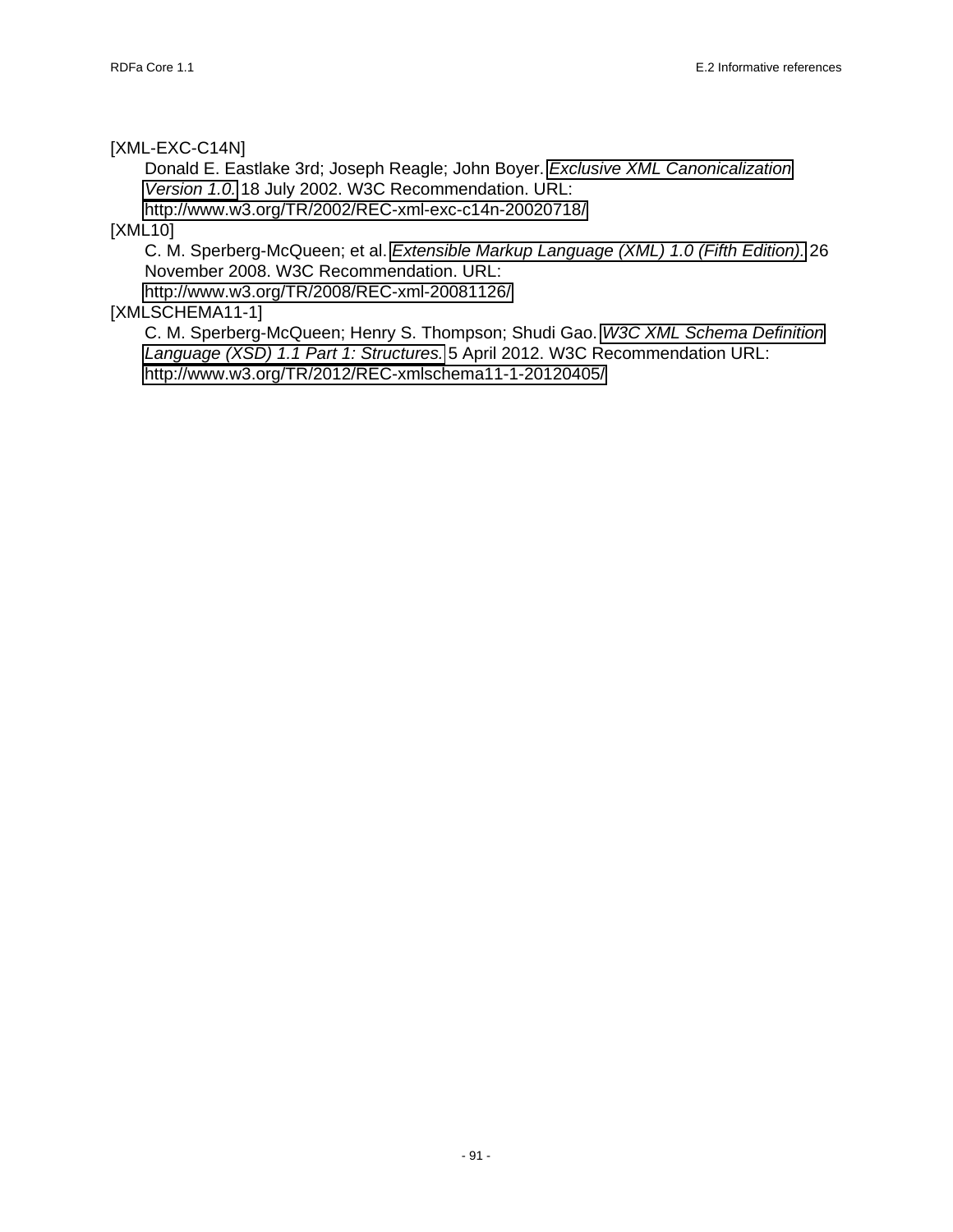[XML-EXC-C14N]
: Donald E. Eastlake 3rd; Joseph Reagle; John Boyer. *Exclusive XML Canonicalization Version 1.0.* 18 July 2002. W3C Recommendation. URL: http://www.w3.org/TR/2002/REC-xml-exc-c14n-20020718/

[XML10]
: C. M. Sperberg-McQueen; et al. *Extensible Markup Language (XML) 1.0 (Fifth Edition).* 26 November 2008. W3C Recommendation. URL: http://www.w3.org/TR/2008/REC-xml-20081126/

[XMLSCHEMA11-1]
: C. M. Sperberg-McQueen; Henry S. Thompson; Shudi Gao. *W3C XML Schema Definition Language (XSD) 1.1 Part 1: Structures.* 5 April 2012. W3C Recommendation URL: http://www.w3.org/TR/2012/REC-xmlschema11-1-20120405/